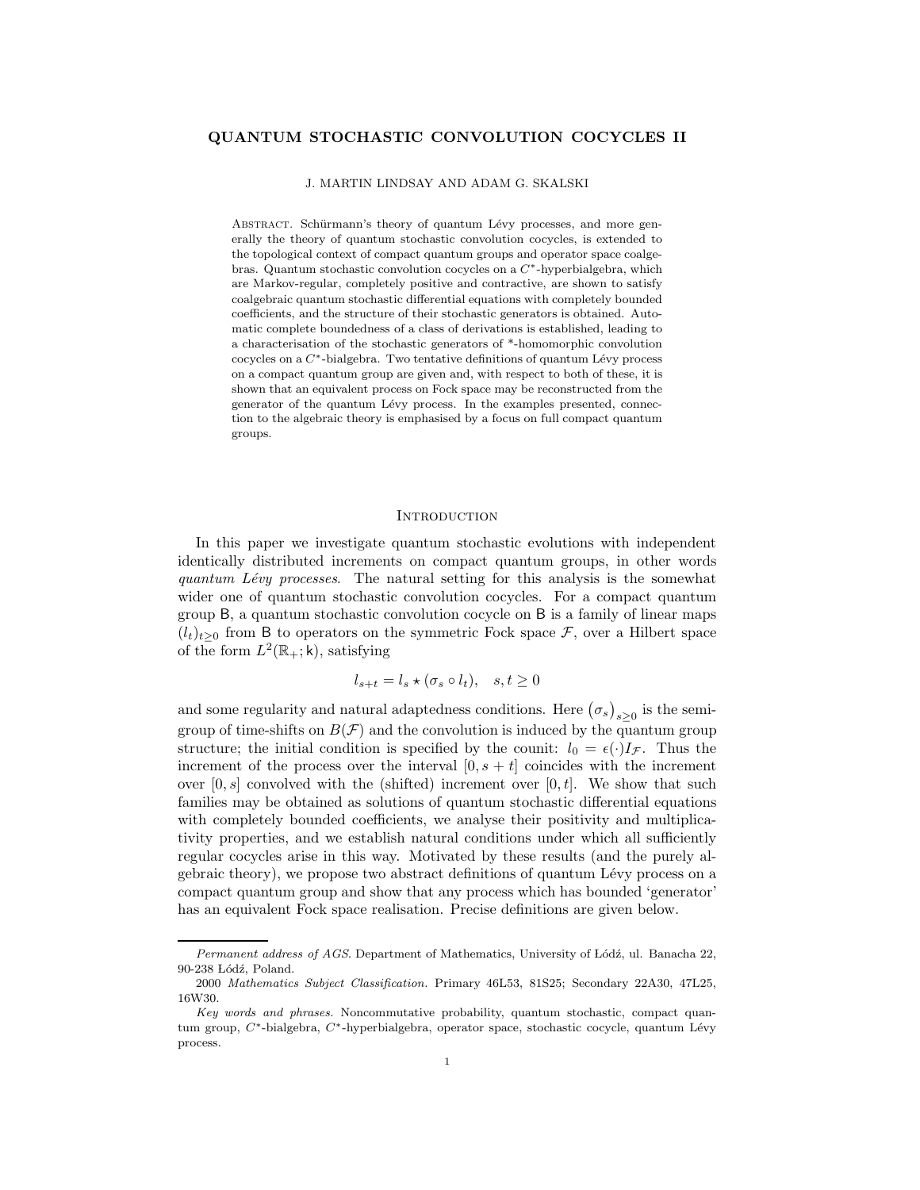# QUANTUM STOCHASTIC CONVOLUTION COCYCLES II

J. MARTIN LINDSAY AND ADAM G. SKALSKI

Abstract. Schürmann's theory of quantum Lévy processes, and more generally the theory of quantum stochastic convolution cocycles, is extended to the topological context of compact quantum groups and operator space coalgebras. Quantum stochastic convolution cocycles on a $C^*$-hyperbialgebra, which are Markov-regular, completely positive and contractive, are shown to satisfy coalgebraic quantum stochastic differential equations with completely bounded coefficients, and the structure of their stochastic generators is obtained. Automatic complete boundedness of a class of derivations is established, leading to a characterisation of the stochastic generators of \*-homomorphic convolution cocycles on a $C^*$-bialgebra. Two tentative definitions of quantum Lévy process on a compact quantum group are given and, with respect to both of these, it is shown that an equivalent process on Fock space may be reconstructed from the generator of the quantum Lévy process. In the examples presented, connection to the algebraic theory is emphasised by a focus on full compact quantum groups.

## Introduction

In this paper we investigate quantum stochastic evolutions with independent identically distributed increments on compact quantum groups, in other words *quantum Lévy processes*. The natural setting for this analysis is the somewhat wider one of quantum stochastic convolution cocycles. For a compact quantum group $\mathsf{B}$, a quantum stochastic convolution cocycle on $\mathsf{B}$ is a family of linear maps $(l_t)_{t\geq 0}$ from $\mathsf{B}$ to operators on the symmetric Fock space $\mathcal{F}$, over a Hilbert space of the form $L^2(\mathbb{R}_+;\mathsf{k})$, satisfying

$$l_{s+t} = l_s \star (\sigma_s \circ l_t), \quad s,t \geq 0$$

and some regularity and natural adaptedness conditions. Here $\big(\sigma_s\big)_{s\geq 0}$ is the semigroup of time-shifts on $B(\mathcal{F})$ and the convolution is induced by the quantum group structure; the initial condition is specified by the counit: $l_0 = \epsilon(\cdot)I_{\mathcal{F}}$. Thus the increment of the process over the interval $[0, s+t]$ coincides with the increment over $[0, s]$ convolved with the (shifted) increment over $[0, t]$. We show that such families may be obtained as solutions of quantum stochastic differential equations with completely bounded coefficients, we analyse their positivity and multiplicativity properties, and we establish natural conditions under which all sufficiently regular cocycles arise in this way. Motivated by these results (and the purely algebraic theory), we propose two abstract definitions of quantum Lévy process on a compact quantum group and show that any process which has bounded 'generator' has an equivalent Fock space realisation. Precise definitions are given below.

---

*Permanent address of AGS.* Department of Mathematics, University of Łódź, ul. Banacha 22, 90-238 Łódź, Poland.

2000 *Mathematics Subject Classification.* Primary 46L53, 81S25; Secondary 22A30, 47L25, 16W30.

*Key words and phrases.* Noncommutative probability, quantum stochastic, compact quantum group, $C^*$-bialgebra, $C^*$-hyperbialgebra, operator space, stochastic cocycle, quantum Lévy process.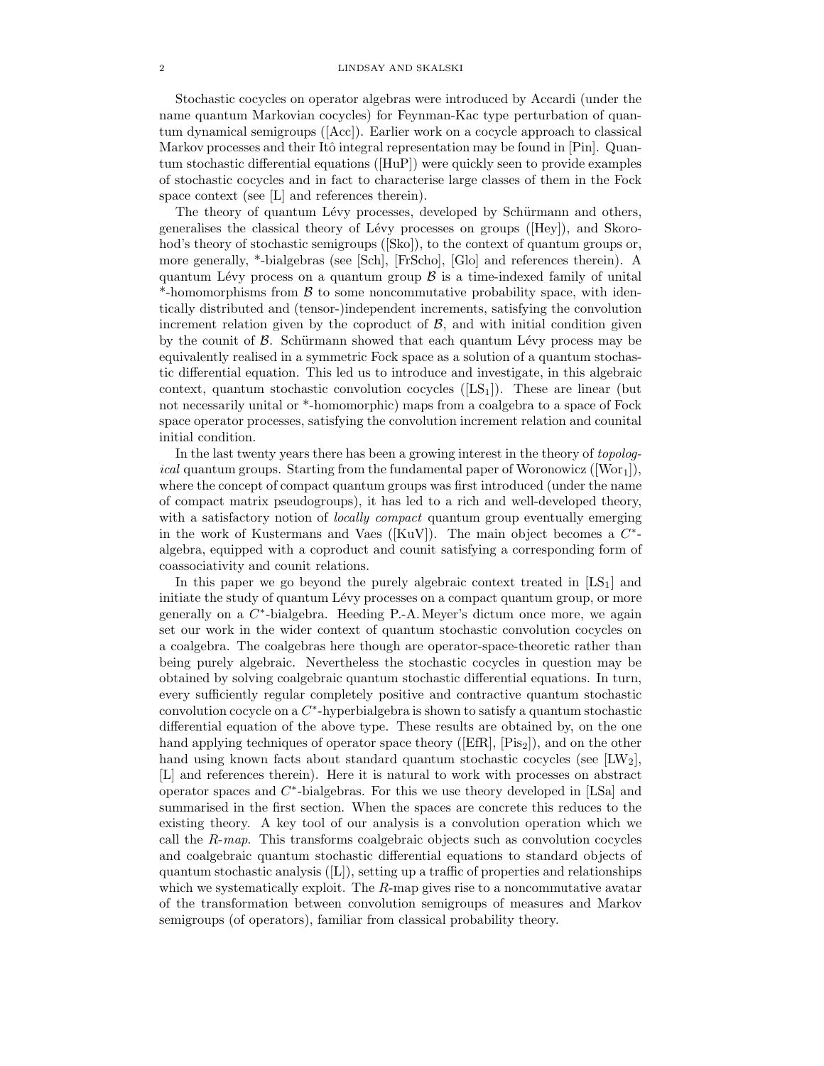Stochastic cocycles on operator algebras were introduced by Accardi (under the name quantum Markovian cocycles) for Feynman-Kac type perturbation of quantum dynamical semigroups ([Acc]). Earlier work on a cocycle approach to classical Markov processes and their Itô integral representation may be found in [Pin]. Quantum stochastic differential equations ([HuP]) were quickly seen to provide examples of stochastic cocycles and in fact to characterise large classes of them in the Fock space context (see [L] and references therein).

The theory of quantum Lévy processes, developed by Schürmann and others, generalises the classical theory of Lévy processes on groups ([Hey]), and Skorohod's theory of stochastic semigroups ([Sko]), to the context of quantum groups or, more generally, *-bialgebras (see [Sch], [FrScho], [Glo] and references therein). A quantum Lévy process on a quantum group $\mathcal{B}$ is a time-indexed family of unital *-homomorphisms from $\mathcal{B}$ to some noncommutative probability space, with identically distributed and (tensor-)independent increments, satisfying the convolution increment relation given by the coproduct of $\mathcal{B}$, and with initial condition given by the counit of $\mathcal{B}$. Schürmann showed that each quantum Lévy process may be equivalently realised in a symmetric Fock space as a solution of a quantum stochastic differential equation. This led us to introduce and investigate, in this algebraic context, quantum stochastic convolution cocycles ([LS$_1$]). These are linear (but not necessarily unital or *-homomorphic) maps from a coalgebra to a space of Fock space operator processes, satisfying the convolution increment relation and counital initial condition.

In the last twenty years there has been a growing interest in the theory of *topological* quantum groups. Starting from the fundamental paper of Woronowicz ([Wor$_1$]), where the concept of compact quantum groups was first introduced (under the name of compact matrix pseudogroups), it has led to a rich and well-developed theory, with a satisfactory notion of *locally compact* quantum group eventually emerging in the work of Kustermans and Vaes ([KuV]). The main object becomes a $C^*$-algebra, equipped with a coproduct and counit satisfying a corresponding form of coassociativity and counit relations.

In this paper we go beyond the purely algebraic context treated in [LS$_1$] and initiate the study of quantum Lévy processes on a compact quantum group, or more generally on a $C^*$-bialgebra. Heeding P.-A. Meyer's dictum once more, we again set our work in the wider context of quantum stochastic convolution cocycles on a coalgebra. The coalgebras here though are operator-space-theoretic rather than being purely algebraic. Nevertheless the stochastic cocycles in question may be obtained by solving coalgebraic quantum stochastic differential equations. In turn, every sufficiently regular completely positive and contractive quantum stochastic convolution cocycle on a $C^*$-hyperbialgebra is shown to satisfy a quantum stochastic differential equation of the above type. These results are obtained by, on the one hand applying techniques of operator space theory ([EfR], [Pis$_2$]), and on the other hand using known facts about standard quantum stochastic cocycles (see [LW$_2$], [L] and references therein). Here it is natural to work with processes on abstract operator spaces and $C^*$-bialgebras. For this we use theory developed in [LSa] and summarised in the first section. When the spaces are concrete this reduces to the existing theory. A key tool of our analysis is a convolution operation which we call the *R-map*. This transforms coalgebraic objects such as convolution cocycles and coalgebraic quantum stochastic differential equations to standard objects of quantum stochastic analysis ([L]), setting up a traffic of properties and relationships which we systematically exploit. The $R$-map gives rise to a noncommutative avatar of the transformation between convolution semigroups of measures and Markov semigroups (of operators), familiar from classical probability theory.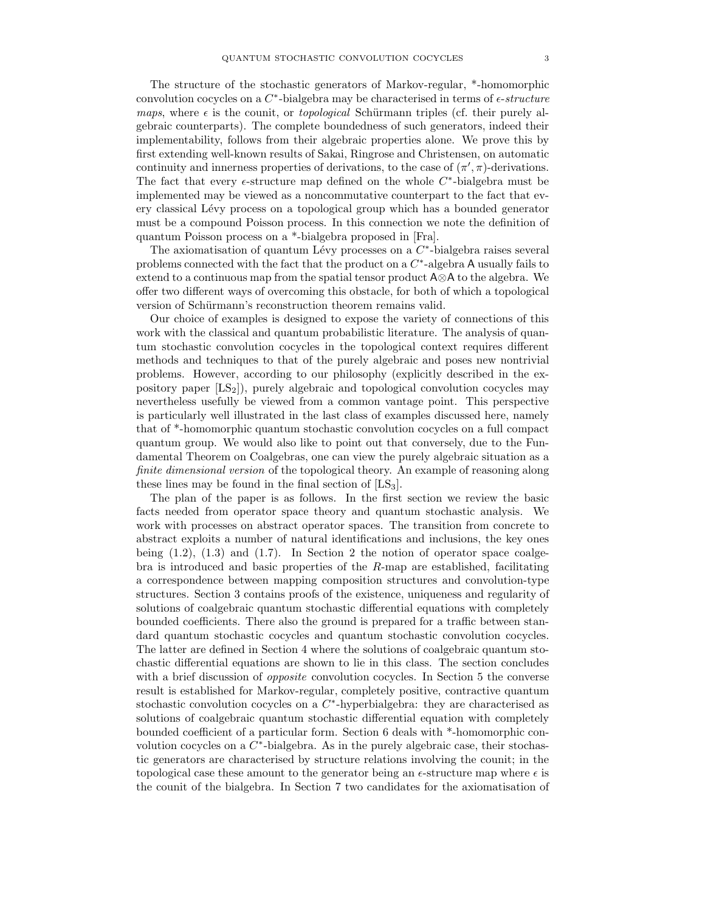The structure of the stochastic generators of Markov-regular, \*-homomorphic convolution cocycles on a $C^*$-bialgebra may be characterised in terms of *$\epsilon$-structure maps*, where $\epsilon$ is the counit, or *topological* Schürmann triples (cf. their purely algebraic counterparts). The complete boundedness of such generators, indeed their implementability, follows from their algebraic properties alone. We prove this by first extending well-known results of Sakai, Ringrose and Christensen, on automatic continuity and innerness properties of derivations, to the case of $(\pi', \pi)$-derivations. The fact that every $\epsilon$-structure map defined on the whole $C^*$-bialgebra must be implemented may be viewed as a noncommutative counterpart to the fact that every classical Lévy process on a topological group which has a bounded generator must be a compound Poisson process. In this connection we note the definition of quantum Poisson process on a \*-bialgebra proposed in [Fra].

The axiomatisation of quantum Lévy processes on a $C^*$-bialgebra raises several problems connected with the fact that the product on a $C^*$-algebra $\mathsf{A}$ usually fails to extend to a continuous map from the spatial tensor product $\mathsf{A} \otimes \mathsf{A}$ to the algebra. We offer two different ways of overcoming this obstacle, for both of which a topological version of Schürmann's reconstruction theorem remains valid.

Our choice of examples is designed to expose the variety of connections of this work with the classical and quantum probabilistic literature. The analysis of quantum stochastic convolution cocycles in the topological context requires different methods and techniques to that of the purely algebraic and poses new nontrivial problems. However, according to our philosophy (explicitly described in the expository paper [LS$_2$]), purely algebraic and topological convolution cocycles may nevertheless usefully be viewed from a common vantage point. This perspective is particularly well illustrated in the last class of examples discussed here, namely that of \*-homomorphic quantum stochastic convolution cocycles on a full compact quantum group. We would also like to point out that conversely, due to the Fundamental Theorem on Coalgebras, one can view the purely algebraic situation as a *finite dimensional version* of the topological theory. An example of reasoning along these lines may be found in the final section of [LS$_3$].

The plan of the paper is as follows. In the first section we review the basic facts needed from operator space theory and quantum stochastic analysis. We work with processes on abstract operator spaces. The transition from concrete to abstract exploits a number of natural identifications and inclusions, the key ones being (1.2), (1.3) and (1.7). In Section 2 the notion of operator space coalgebra is introduced and basic properties of the $R$-map are established, facilitating a correspondence between mapping composition structures and convolution-type structures. Section 3 contains proofs of the existence, uniqueness and regularity of solutions of coalgebraic quantum stochastic differential equations with completely bounded coefficients. There also the ground is prepared for a traffic between standard quantum stochastic cocycles and quantum stochastic convolution cocycles. The latter are defined in Section 4 where the solutions of coalgebraic quantum stochastic differential equations are shown to lie in this class. The section concludes with a brief discussion of *opposite* convolution cocycles. In Section 5 the converse result is established for Markov-regular, completely positive, contractive quantum stochastic convolution cocycles on a $C^*$-hyperbialgebra: they are characterised as solutions of coalgebraic quantum stochastic differential equation with completely bounded coefficient of a particular form. Section 6 deals with \*-homomorphic convolution cocycles on a $C^*$-bialgebra. As in the purely algebraic case, their stochastic generators are characterised by structure relations involving the counit; in the topological case these amount to the generator being an $\epsilon$-structure map where $\epsilon$ is the counit of the bialgebra. In Section 7 two candidates for the axiomatisation of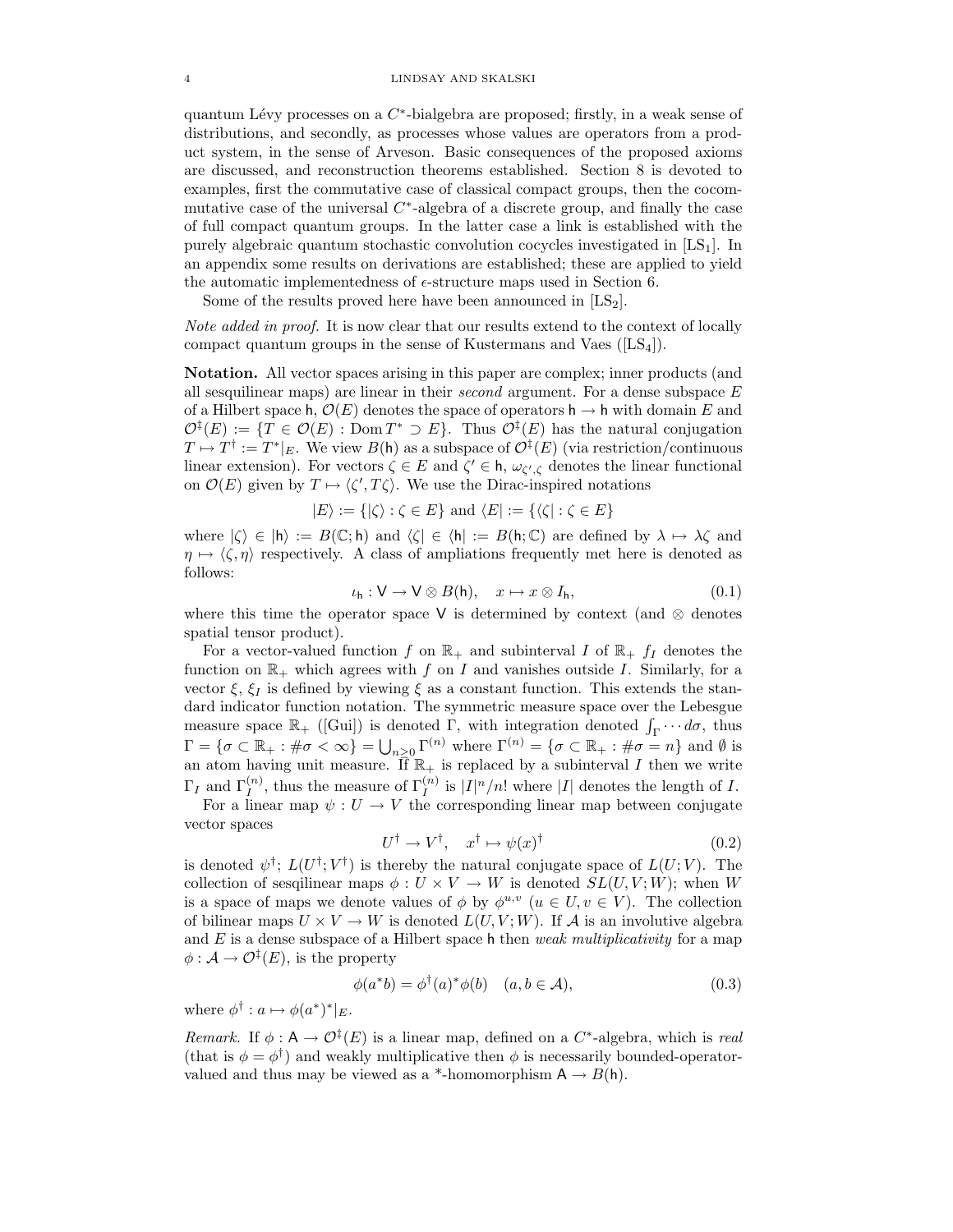quantum Lévy processes on a $C^*$-bialgebra are proposed; firstly, in a weak sense of distributions, and secondly, as processes whose values are operators from a product system, in the sense of Arveson. Basic consequences of the proposed axioms are discussed, and reconstruction theorems established. Section 8 is devoted to examples, first the commutative case of classical compact groups, then the cocommutative case of the universal $C^*$-algebra of a discrete group, and finally the case of full compact quantum groups. In the latter case a link is established with the purely algebraic quantum stochastic convolution cocycles investigated in [LS$_1$]. In an appendix some results on derivations are established; these are applied to yield the automatic implementedness of $\epsilon$-structure maps used in Section 6.

Some of the results proved here have been announced in [LS$_2$].

*Note added in proof.* It is now clear that our results extend to the context of locally compact quantum groups in the sense of Kustermans and Vaes ([LS$_4$]).

**Notation.** All vector spaces arising in this paper are complex; inner products (and all sesquilinear maps) are linear in their *second* argument. For a dense subspace $E$ of a Hilbert space $\mathsf{h}$, $\mathcal{O}(E)$ denotes the space of operators $\mathsf{h} \to \mathsf{h}$ with domain $E$ and $\mathcal{O}^\ddagger(E) := \{T \in \mathcal{O}(E) : \operatorname{Dom} T^* \supset E\}$. Thus $\mathcal{O}^\ddagger(E)$ has the natural conjugation $T \mapsto T^\dagger := T^*|_E$. We view $B(\mathsf{h})$ as a subspace of $\mathcal{O}^\ddagger(E)$ (via restriction/continuous linear extension). For vectors $\zeta \in E$ and $\zeta' \in \mathsf{h}$, $\omega_{\zeta',\zeta}$ denotes the linear functional on $\mathcal{O}(E)$ given by $T \mapsto \langle \zeta', T\zeta\rangle$. We use the Dirac-inspired notations

$$|E\rangle := \{|\zeta\rangle : \zeta \in E\} \text{ and } \langle E| := \{\langle \zeta| : \zeta \in E\}$$

where $|\zeta\rangle \in |\mathsf{h}\rangle := B(\mathbb{C}; \mathsf{h})$ and $\langle \zeta| \in \langle \mathsf{h}| := B(\mathsf{h}; \mathbb{C})$ are defined by $\lambda \mapsto \lambda\zeta$ and $\eta \mapsto \langle \zeta, \eta\rangle$ respectively. A class of ampliations frequently met here is denoted as follows:

$$\iota_{\mathsf{h}} : \mathsf{V} \to \mathsf{V} \otimes B(\mathsf{h}), \quad x \mapsto x \otimes I_{\mathsf{h}}, \tag{0.1}$$

where this time the operator space $\mathsf{V}$ is determined by context (and $\otimes$ denotes spatial tensor product).

For a vector-valued function $f$ on $\mathbb{R}_+$ and subinterval $I$ of $\mathbb{R}_+$ $f_I$ denotes the function on $\mathbb{R}_+$ which agrees with $f$ on $I$ and vanishes outside $I$. Similarly, for a vector $\xi$, $\xi_I$ is defined by viewing $\xi$ as a constant function. This extends the standard indicator function notation. The symmetric measure space over the Lebesgue measure space $\mathbb{R}_+$ ([Gui]) is denoted $\Gamma$, with integration denoted $\int_\Gamma \cdots d\sigma$, thus $\Gamma = \{\sigma \subset \mathbb{R}_+ : \#\sigma < \infty\} = \bigcup_{n \geq 0} \Gamma^{(n)}$ where $\Gamma^{(n)} = \{\sigma \subset \mathbb{R}_+ : \#\sigma = n\}$ and $\emptyset$ is an atom having unit measure. If $\mathbb{R}_+$ is replaced by a subinterval $I$ then we write $\Gamma_I$ and $\Gamma_I^{(n)}$, thus the measure of $\Gamma_I^{(n)}$ is $|I|^n/n!$ where $|I|$ denotes the length of $I$.

For a linear map $\psi : U \to V$ the corresponding linear map between conjugate vector spaces

$$U^\dagger \to V^\dagger, \quad x^\dagger \mapsto \psi(x)^\dagger \tag{0.2}$$

is denoted $\psi^\dagger$; $L(U^\dagger; V^\dagger)$ is thereby the natural conjugate space of $L(U; V)$. The collection of sesqilinear maps $\phi : U \times V \to W$ is denoted $SL(U, V; W)$; when $W$ is a space of maps we denote values of $\phi$ by $\phi^{u,v}$ $(u \in U, v \in V)$. The collection of bilinear maps $U \times V \to W$ is denoted $L(U, V; W)$. If $\mathcal{A}$ is an involutive algebra and $E$ is a dense subspace of a Hilbert space $\mathsf{h}$ then *weak multiplicativity* for a map $\phi : \mathcal{A} \to \mathcal{O}^\ddagger(E)$, is the property

$$\phi(a^*b) = \phi^\dagger(a)^*\phi(b) \quad (a, b \in \mathcal{A}), \tag{0.3}$$

where $\phi^\dagger : a \mapsto \phi(a^*)^*|_E$.

*Remark.* If $\phi : \mathsf{A} \to \mathcal{O}^\ddagger(E)$ is a linear map, defined on a $C^*$-algebra, which is *real* (that is $\phi = \phi^\dagger$) and weakly multiplicative then $\phi$ is necessarily bounded-operator-valued and thus may be viewed as a \*-homomorphism $\mathsf{A} \to B(\mathsf{h})$.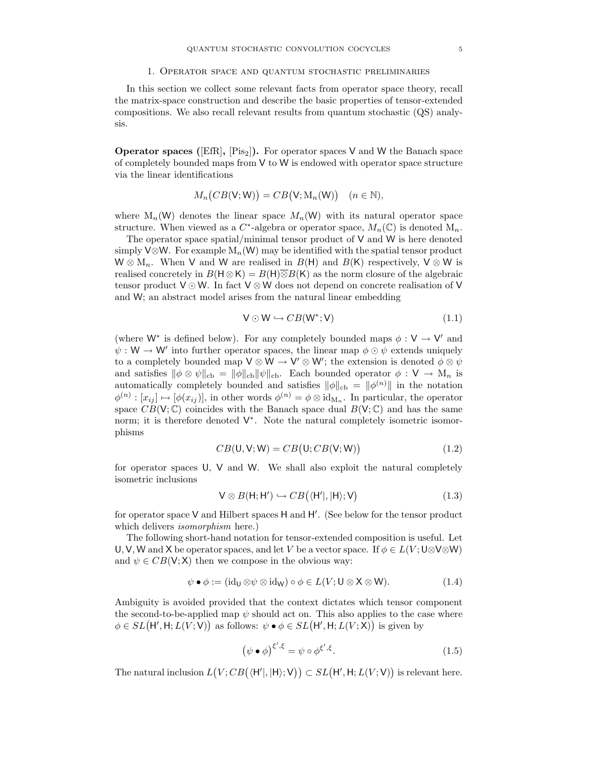## 1. Operator space and quantum stochastic preliminaries

In this section we collect some relevant facts from operator space theory, recall the matrix-space construction and describe the basic properties of tensor-extended compositions. We also recall relevant results from quantum stochastic (QS) analysis.

**Operator spaces ([EfR], [Pis$_2$]).** For operator spaces $\mathsf{V}$ and $\mathsf{W}$ the Banach space of completely bounded maps from $\mathsf{V}$ to $\mathsf{W}$ is endowed with operator space structure via the linear identifications

$$M_n\big(CB(\mathsf{V};\mathsf{W})\big) = CB\big(\mathsf{V};\mathrm{M}_n(\mathsf{W})\big) \quad (n \in \mathbb{N}),$$

where $\mathrm{M}_n(\mathsf{W})$ denotes the linear space $M_n(\mathsf{W})$ with its natural operator space structure. When viewed as a $C^*$-algebra or operator space, $M_n(\mathbb{C})$ is denoted $\mathrm{M}_n$.

The operator space spatial/minimal tensor product of $\mathsf{V}$ and $\mathsf{W}$ is here denoted simply $\mathsf{V}\otimes\mathsf{W}$. For example $\mathrm{M}_n(\mathsf{W})$ may be identified with the spatial tensor product $\mathsf{W}\otimes\mathrm{M}_n$. When $\mathsf{V}$ and $\mathsf{W}$ are realised in $B(\mathsf{H})$ and $B(\mathsf{K})$ respectively, $\mathsf{V}\otimes\mathsf{W}$ is realised concretely in $B(\mathsf{H}\otimes\mathsf{K}) = B(\mathsf{H})\overline{\otimes}B(\mathsf{K})$ as the norm closure of the algebraic tensor product $\mathsf{V}\odot\mathsf{W}$. In fact $\mathsf{V}\otimes\mathsf{W}$ does not depend on concrete realisation of $\mathsf{V}$ and $\mathsf{W}$; an abstract model arises from the natural linear embedding

$$\mathsf{V}\odot\mathsf{W} \hookrightarrow CB(\mathsf{W}^*;\mathsf{V}) \tag{1.1}$$

(where $\mathsf{W}^*$ is defined below). For any completely bounded maps $\phi : \mathsf{V} \to \mathsf{V}'$ and $\psi : \mathsf{W} \to \mathsf{W}'$ into further operator spaces, the linear map $\phi\odot\psi$ extends uniquely to a completely bounded map $\mathsf{V}\otimes\mathsf{W} \to \mathsf{V}'\otimes\mathsf{W}'$; the extension is denoted $\phi\otimes\psi$ and satisfies $\|\phi\otimes\psi\|_{\mathrm{cb}} = \|\phi\|_{\mathrm{cb}}\|\psi\|_{\mathrm{cb}}$. Each bounded operator $\phi : \mathsf{V} \to \mathrm{M}_n$ is automatically completely bounded and satisfies $\|\phi\|_{\mathrm{cb}} = \|\phi^{(n)}\|$ in the notation $\phi^{(n)} : [x_{ij}] \mapsto [\phi(x_{ij})]$, in other words $\phi^{(n)} = \phi\otimes\mathrm{id}_{\mathrm{M}_n}$. In particular, the operator space $CB(\mathsf{V};\mathbb{C})$ coincides with the Banach space dual $B(\mathsf{V};\mathbb{C})$ and has the same norm; it is therefore denoted $\mathsf{V}^*$. Note the natural completely isometric isomorphisms

$$CB(\mathsf{U},\mathsf{V};\mathsf{W}) = CB\big(\mathsf{U};CB(\mathsf{V};\mathsf{W})\big) \tag{1.2}$$

for operator spaces $\mathsf{U}$, $\mathsf{V}$ and $\mathsf{W}$. We shall also exploit the natural completely isometric inclusions

$$\mathsf{V}\otimes B(\mathsf{H};\mathsf{H}') \hookrightarrow CB\big(\langle\mathsf{H}'|,|\mathsf{H}\rangle;\mathsf{V}\big) \tag{1.3}$$

for operator space $\mathsf{V}$ and Hilbert spaces $\mathsf{H}$ and $\mathsf{H}'$. (See below for the tensor product which delivers *isomorphism* here.)

The following short-hand notation for tensor-extended composition is useful. Let $\mathsf{U},\mathsf{V},\mathsf{W}$ and $\mathsf{X}$ be operator spaces, and let $V$ be a vector space. If $\phi \in L(V;\mathsf{U}\otimes\mathsf{V}\otimes\mathsf{W})$ and $\psi \in CB(\mathsf{V};\mathsf{X})$ then we compose in the obvious way:

$$\psi\bullet\phi := (\mathrm{id}_{\mathsf{U}}\otimes\psi\otimes\mathrm{id}_{\mathsf{W}})\circ\phi \in L(V;\mathsf{U}\otimes\mathsf{X}\otimes\mathsf{W}). \tag{1.4}$$

Ambiguity is avoided provided that the context dictates which tensor component the second-to-be-applied map $\psi$ should act on. This also applies to the case where $\phi \in SL\big(\mathsf{H}',\mathsf{H};L(V;\mathsf{V})\big)$ as follows: $\psi\bullet\phi \in SL\big(\mathsf{H}',\mathsf{H};L(V;\mathsf{X})\big)$ is given by

$$\big(\psi\bullet\phi\big)^{\xi',\xi} = \psi\circ\phi^{\xi',\xi}. \tag{1.5}$$

The natural inclusion $L\big(V;CB\big(\langle\mathsf{H}'|,|\mathsf{H}\rangle;\mathsf{V}\big)\big) \subset SL\big(\mathsf{H}',\mathsf{H};L(V;\mathsf{V})\big)$ is relevant here.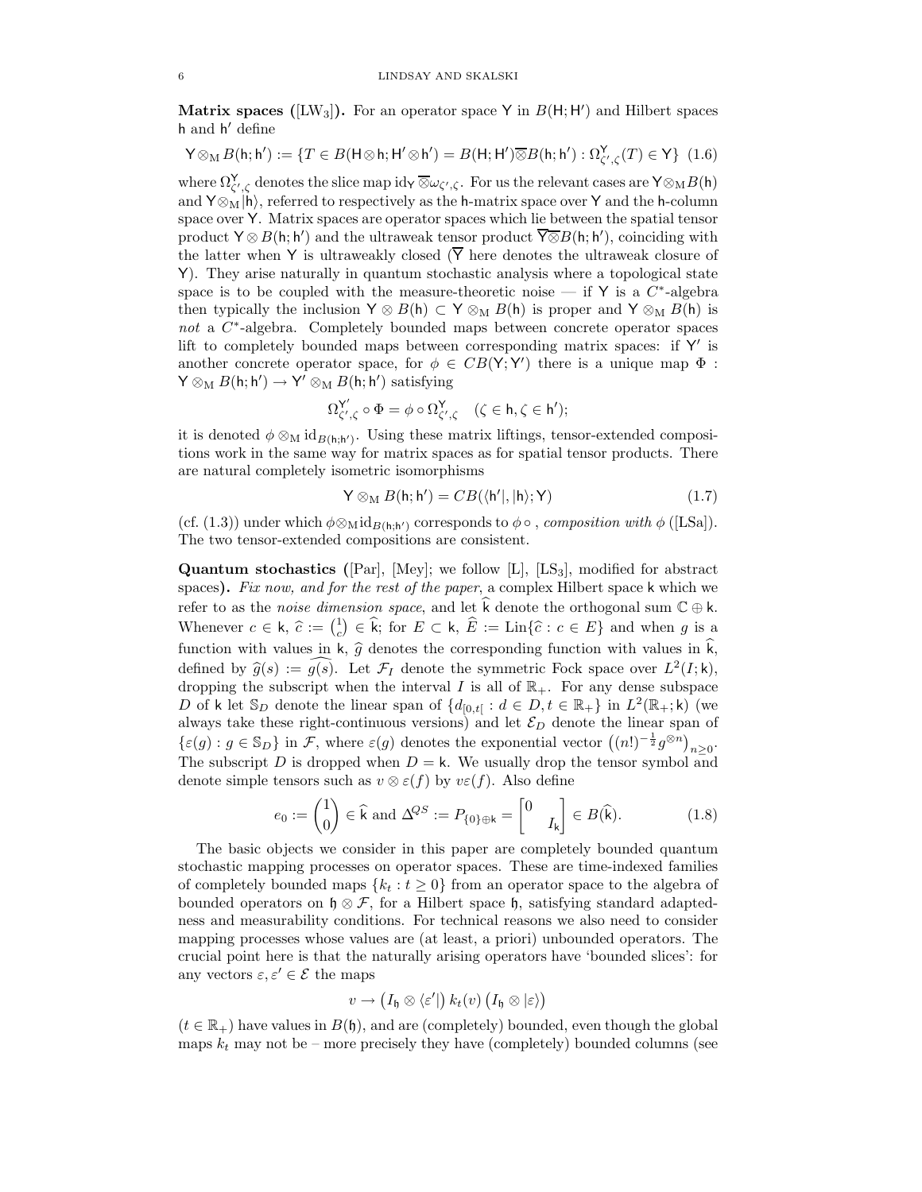**Matrix spaces** ([LW$_3$])**.** For an operator space $\mathsf{Y}$ in $B(\mathsf{H};\mathsf{H}')$ and Hilbert spaces $\mathsf{h}$ and $\mathsf{h}'$ define

$$\mathsf{Y}\otimes_{\mathrm{M}} B(\mathsf{h};\mathsf{h}') := \{T \in B(\mathsf{H}\otimes\mathsf{h};\mathsf{H}'\otimes\mathsf{h}') = B(\mathsf{H};\mathsf{H}')\overline{\otimes}B(\mathsf{h};\mathsf{h}') : \Omega^{\mathsf{Y}}_{\zeta',\zeta}(T) \in \mathsf{Y}\} \quad (1.6)$$

where $\Omega^{\mathsf{Y}}_{\zeta',\zeta}$ denotes the slice map $\mathrm{id}_{\mathsf{Y}}\overline{\otimes}\omega_{\zeta',\zeta}$. For us the relevant cases are $\mathsf{Y}\otimes_{\mathrm{M}}B(\mathsf{h})$ and $\mathsf{Y}\otimes_{\mathrm{M}}|\mathsf{h}\rangle$, referred to respectively as the $\mathsf{h}$-matrix space over $\mathsf{Y}$ and the $\mathsf{h}$-column space over $\mathsf{Y}$. Matrix spaces are operator spaces which lie between the spatial tensor product $\mathsf{Y}\otimes B(\mathsf{h};\mathsf{h}')$ and the ultraweak tensor product $\overline{\mathsf{Y}}\overline{\otimes}B(\mathsf{h};\mathsf{h}')$, coinciding with the latter when $\mathsf{Y}$ is ultraweakly closed ($\overline{\mathsf{Y}}$ here denotes the ultraweak closure of $\mathsf{Y}$). They arise naturally in quantum stochastic analysis where a topological state space is to be coupled with the measure-theoretic noise — if $\mathsf{Y}$ is a $C^*$-algebra then typically the inclusion $\mathsf{Y}\otimes B(\mathsf{h}) \subset \mathsf{Y}\otimes_{\mathrm{M}} B(\mathsf{h})$ is proper and $\mathsf{Y}\otimes_{\mathrm{M}} B(\mathsf{h})$ is *not* a $C^*$-algebra. Completely bounded maps between concrete operator spaces lift to completely bounded maps between corresponding matrix spaces: if $\mathsf{Y}'$ is another concrete operator space, for $\phi \in CB(\mathsf{Y};\mathsf{Y}')$ there is a unique map $\Phi : \mathsf{Y}\otimes_{\mathrm{M}} B(\mathsf{h};\mathsf{h}') \to \mathsf{Y}'\otimes_{\mathrm{M}} B(\mathsf{h};\mathsf{h}')$ satisfying

$$\Omega^{\mathsf{Y}'}_{\zeta',\zeta}\circ\Phi = \phi\circ\Omega^{\mathsf{Y}}_{\zeta',\zeta} \quad (\zeta\in\mathsf{h},\zeta\in\mathsf{h}');$$

it is denoted $\phi\otimes_{\mathrm{M}}\mathrm{id}_{B(\mathsf{h};\mathsf{h}')}$. Using these matrix liftings, tensor-extended compositions work in the same way for matrix spaces as for spatial tensor products. There are natural completely isometric isomorphisms

$$\mathsf{Y}\otimes_{\mathrm{M}} B(\mathsf{h};\mathsf{h}') = CB(\langle\mathsf{h}'|,|\mathsf{h}\rangle;\mathsf{Y}) \quad (1.7)$$

(cf. (1.3)) under which $\phi\otimes_{\mathrm{M}}\mathrm{id}_{B(\mathsf{h};\mathsf{h}')}$ corresponds to $\phi\,\circ$ , *composition with* $\phi$ ([LSa]). The two tensor-extended compositions are consistent.

**Quantum stochastics** ([Par], [Mey]; we follow [L], [LS$_3$], modified for abstract spaces)**.** *Fix now, and for the rest of the paper*, a complex Hilbert space $\mathsf{k}$ which we refer to as the *noise dimension space*, and let $\widehat{\mathsf{k}}$ denote the orthogonal sum $\mathbb{C}\oplus\mathsf{k}$. Whenever $c\in\mathsf{k}$, $\widehat{c} := \binom{1}{c} \in \widehat{\mathsf{k}}$; for $E\subset\mathsf{k}$, $\widehat{E} := \mathrm{Lin}\{\widehat{c} : c\in E\}$ and when $g$ is a function with values in $\mathsf{k}$, $\widehat{g}$ denotes the corresponding function with values in $\widehat{\mathsf{k}}$, defined by $\widehat{g}(s) := \widehat{g(s)}$. Let $\mathcal{F}_I$ denote the symmetric Fock space over $L^2(I;\mathsf{k})$, dropping the subscript when the interval $I$ is all of $\mathbb{R}_+$. For any dense subspace $D$ of $\mathsf{k}$ let $\mathbb{S}_D$ denote the linear span of $\{d_{[0,t[} : d\in D, t\in\mathbb{R}_+\}$ in $L^2(\mathbb{R}_+;\mathsf{k})$ (we always take these right-continuous versions) and let $\mathcal{E}_D$ denote the linear span of $\{\varepsilon(g) : g\in\mathbb{S}_D\}$ in $\mathcal{F}$, where $\varepsilon(g)$ denotes the exponential vector $\big((n!)^{-\frac{1}{2}}g^{\otimes n}\big)_{n\geq 0}$. The subscript $D$ is dropped when $D=\mathsf{k}$. We usually drop the tensor symbol and denote simple tensors such as $v\otimes\varepsilon(f)$ by $v\varepsilon(f)$. Also define

$$e_0 := \begin{pmatrix}1\\0\end{pmatrix} \in \widehat{\mathsf{k}} \text{ and } \Delta^{QS} := P_{\{0\}\oplus\mathsf{k}} = \begin{bmatrix}0 & \\ & I_{\mathsf{k}}\end{bmatrix} \in B(\widehat{\mathsf{k}}). \quad (1.8)$$

The basic objects we consider in this paper are completely bounded quantum stochastic mapping processes on operator spaces. These are time-indexed families of completely bounded maps $\{k_t : t\geq 0\}$ from an operator space to the algebra of bounded operators on $\mathfrak{h}\otimes\mathcal{F}$, for a Hilbert space $\mathfrak{h}$, satisfying standard adaptedness and measurability conditions. For technical reasons we also need to consider mapping processes whose values are (at least, a priori) unbounded operators. The crucial point here is that the naturally arising operators have 'bounded slices': for any vectors $\varepsilon,\varepsilon'\in\mathcal{E}$ the maps

$$v \to \big(I_{\mathfrak{h}}\otimes\langle\varepsilon'|\big)\,k_t(v)\,\big(I_{\mathfrak{h}}\otimes|\varepsilon\rangle\big)$$

($t\in\mathbb{R}_+$) have values in $B(\mathfrak{h})$, and are (completely) bounded, even though the global maps $k_t$ may not be – more precisely they have (completely) bounded columns (see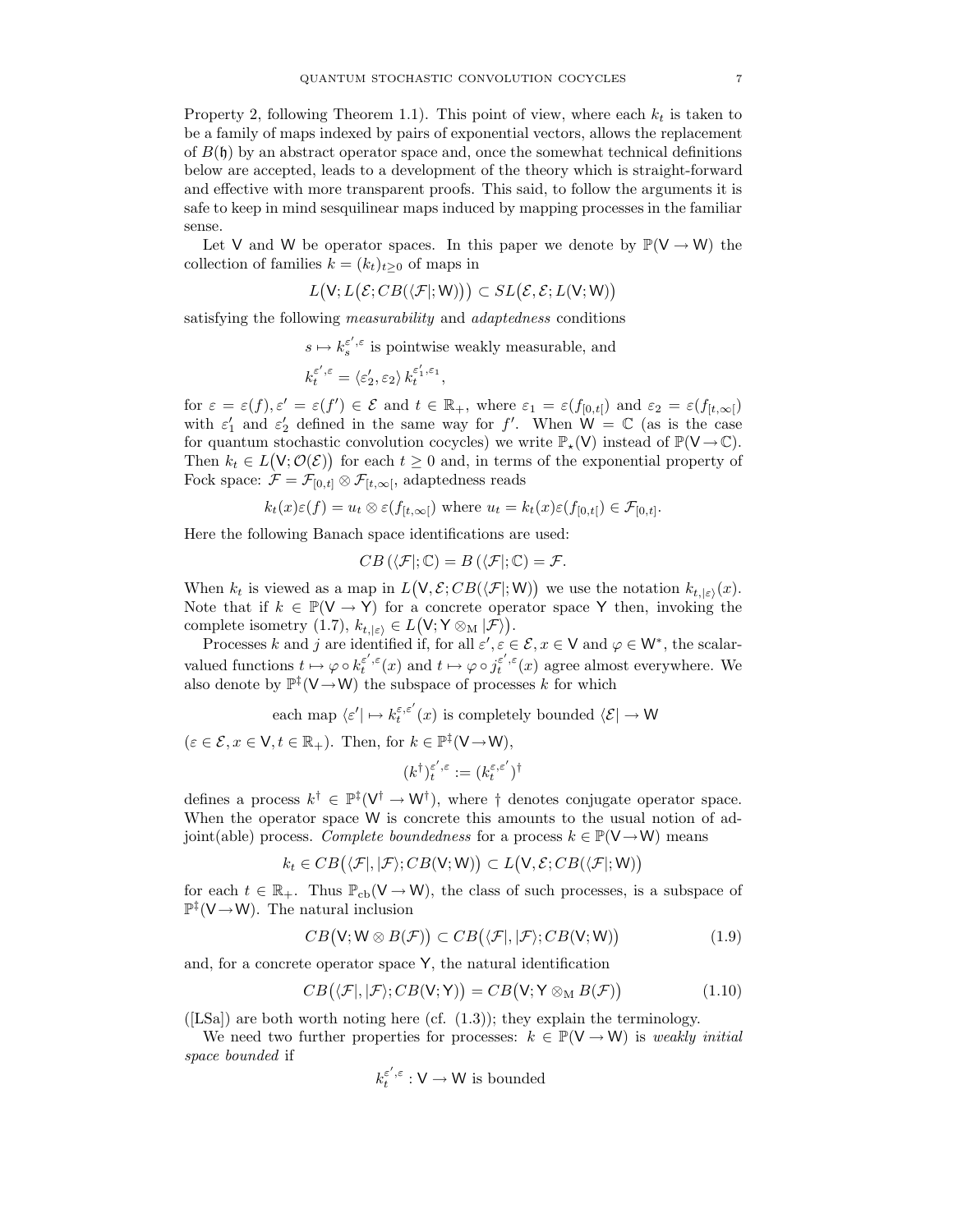Property 2, following Theorem 1.1). This point of view, where each $k_t$ is taken to be a family of maps indexed by pairs of exponential vectors, allows the replacement of $B(\mathfrak{h})$ by an abstract operator space and, once the somewhat technical definitions below are accepted, leads to a development of the theory which is straight-forward and effective with more transparent proofs. This said, to follow the arguments it is safe to keep in mind sesquilinear maps induced by mapping processes in the familiar sense.

Let $\mathsf{V}$ and $\mathsf{W}$ be operator spaces. In this paper we denote by $\mathbb{P}(\mathsf{V} \to \mathsf{W})$ the collection of families $k = (k_t)_{t \geq 0}$ of maps in

$$L\big(\mathsf{V}; L\big(\mathcal{E}; CB(\langle\mathcal{F}|; \mathsf{W})\big)\big) \subset SL\big(\mathcal{E}, \mathcal{E}; L(\mathsf{V}; \mathsf{W})\big)$$

satisfying the following *measurability* and *adaptedness* conditions

$$s \mapsto k_s^{\varepsilon', \varepsilon} \text{ is pointwise weakly measurable, and}$$

$$k_t^{\varepsilon', \varepsilon} = \langle \varepsilon'_2, \varepsilon_2 \rangle \, k_t^{\varepsilon'_1, \varepsilon_1},$$

for $\varepsilon = \varepsilon(f), \varepsilon' = \varepsilon(f') \in \mathcal{E}$ and $t \in \mathbb{R}_+$, where $\varepsilon_1 = \varepsilon(f_{[0,t[})$ and $\varepsilon_2 = \varepsilon(f_{[t,\infty[})$ with $\varepsilon'_1$ and $\varepsilon'_2$ defined in the same way for $f'$. When $\mathsf{W} = \mathbb{C}$ (as is the case for quantum stochastic convolution cocycles) we write $\mathbb{P}_\star(\mathsf{V})$ instead of $\mathbb{P}(\mathsf{V} \to \mathbb{C})$. Then $k_t \in L\big(\mathsf{V}; \mathcal{O}(\mathcal{E})\big)$ for each $t \geq 0$ and, in terms of the exponential property of Fock space: $\mathcal{F} = \mathcal{F}_{[0,t]} \otimes \mathcal{F}_{[t,\infty[}$, adaptedness reads

$$k_t(x)\varepsilon(f) = u_t \otimes \varepsilon(f_{[t,\infty[}) \text{ where } u_t = k_t(x)\varepsilon(f_{[0,t[}) \in \mathcal{F}_{[0,t]}.$$

Here the following Banach space identifications are used:

$$CB\left(\langle\mathcal{F}|; \mathbb{C}\right) = B\left(\langle\mathcal{F}|; \mathbb{C}\right) = \mathcal{F}.$$

When $k_t$ is viewed as a map in $L\big(\mathsf{V}, \mathcal{E}; CB(\langle\mathcal{F}|; \mathsf{W})\big)$ we use the notation $k_{t,|\varepsilon\rangle}(x)$. Note that if $k \in \mathbb{P}(\mathsf{V} \to \mathsf{Y})$ for a concrete operator space $\mathsf{Y}$ then, invoking the complete isometry (1.7), $k_{t,|\varepsilon\rangle} \in L\big(\mathsf{V}; \mathsf{Y} \otimes_{\mathrm{M}} |\mathcal{F}\rangle\big)$.

Processes $k$ and $j$ are identified if, for all $\varepsilon', \varepsilon \in \mathcal{E}, x \in \mathsf{V}$ and $\varphi \in \mathsf{W}^*$, the scalar-valued functions $t \mapsto \varphi \circ k_t^{\varepsilon', \varepsilon}(x)$ and $t \mapsto \varphi \circ j_t^{\varepsilon', \varepsilon}(x)$ agree almost everywhere. We also denote by $\mathbb{P}^\ddagger(\mathsf{V} \to \mathsf{W})$ the subspace of processes $k$ for which

$$\text{each map } \langle\varepsilon'| \mapsto k_t^{\varepsilon, \varepsilon'}(x) \text{ is completely bounded } \langle\mathcal{E}| \to \mathsf{W}$$

$(\varepsilon \in \mathcal{E}, x \in \mathsf{V}, t \in \mathbb{R}_+)$. Then, for $k \in \mathbb{P}^\ddagger(\mathsf{V} \to \mathsf{W})$,

$$(k^\dagger)_t^{\varepsilon', \varepsilon} := (k_t^{\varepsilon, \varepsilon'})^\dagger$$

defines a process $k^\dagger \in \mathbb{P}^\ddagger(\mathsf{V}^\dagger \to \mathsf{W}^\dagger)$, where $\dagger$ denotes conjugate operator space. When the operator space $\mathsf{W}$ is concrete this amounts to the usual notion of adjoint(able) process. *Complete boundedness* for a process $k \in \mathbb{P}(\mathsf{V} \to \mathsf{W})$ means

$$k_t \in CB\big(\langle\mathcal{F}|, |\mathcal{F}\rangle; CB(\mathsf{V}; \mathsf{W})\big) \subset L\big(\mathsf{V}, \mathcal{E}; CB(\langle\mathcal{F}|; \mathsf{W})\big)$$

for each $t \in \mathbb{R}_+$. Thus $\mathbb{P}_{\mathrm{cb}}(\mathsf{V} \to \mathsf{W})$, the class of such processes, is a subspace of $\mathbb{P}^\ddagger(\mathsf{V} \to \mathsf{W})$. The natural inclusion

$$CB\big(\mathsf{V}; \mathsf{W} \otimes B(\mathcal{F})\big) \subset CB\big(\langle\mathcal{F}|, |\mathcal{F}\rangle; CB(\mathsf{V}; \mathsf{W})\big) \tag{1.9}$$

and, for a concrete operator space $\mathsf{Y}$, the natural identification

$$CB\big(\langle\mathcal{F}|, |\mathcal{F}\rangle; CB(\mathsf{V}; \mathsf{Y})\big) = CB\big(\mathsf{V}; \mathsf{Y} \otimes_{\mathrm{M}} B(\mathcal{F})\big) \tag{1.10}$$

([LSa]) are both worth noting here (cf. (1.3)); they explain the terminology.

We need two further properties for processes: $k \in \mathbb{P}(\mathsf{V} \to \mathsf{W})$ is *weakly initial space bounded* if

$$k_t^{\varepsilon', \varepsilon} : \mathsf{V} \to \mathsf{W} \text{ is bounded}$$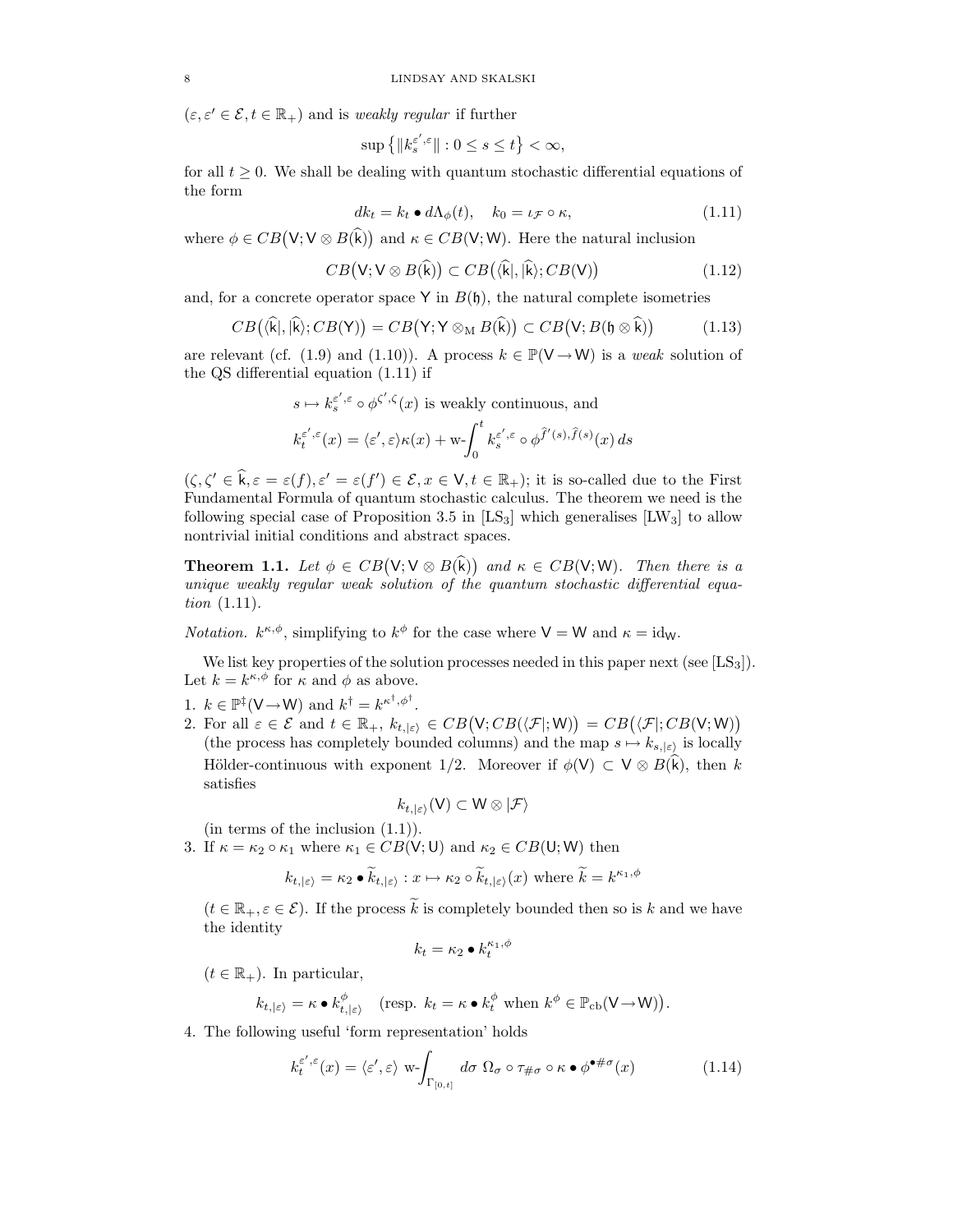$(\varepsilon, \varepsilon' \in \mathcal{E}, t \in \mathbb{R}_+)$ and is *weakly regular* if further

$$\sup\big\{\|k_s^{\varepsilon',\varepsilon}\| : 0 \le s \le t\big\} < \infty,$$

for all $t \ge 0$. We shall be dealing with quantum stochastic differential equations of the form

$$dk_t = k_t \bullet d\Lambda_\phi(t), \quad k_0 = \iota_{\mathcal{F}} \circ \kappa, \tag{1.11}$$

where $\phi \in CB\big(\mathsf{V}; \mathsf{V} \otimes B(\widehat{\mathsf{k}})\big)$ and $\kappa \in CB(\mathsf{V};\mathsf{W})$. Here the natural inclusion

$$CB\big(\mathsf{V}; \mathsf{V} \otimes B(\widehat{\mathsf{k}})\big) \subset CB\big(\langle\widehat{\mathsf{k}}|, |\widehat{\mathsf{k}}\rangle; CB(\mathsf{V})\big) \tag{1.12}$$

and, for a concrete operator space $\mathsf{Y}$ in $B(\mathfrak{h})$, the natural complete isometries

$$CB\big(\langle\widehat{\mathsf{k}}|, |\widehat{\mathsf{k}}\rangle; CB(\mathsf{Y})\big) = CB\big(\mathsf{Y}; \mathsf{Y} \otimes_{\mathrm{M}} B(\widehat{\mathsf{k}})\big) \subset CB\big(\mathsf{V}; B(\mathfrak{h} \otimes \widehat{\mathsf{k}})\big) \tag{1.13}$$

are relevant (cf. (1.9) and (1.10)). A process $k \in \mathbb{P}(\mathsf{V} \to \mathsf{W})$ is a *weak* solution of the QS differential equation (1.11) if

$$s \mapsto k_s^{\varepsilon',\varepsilon} \circ \phi^{\zeta',\zeta}(x) \text{ is weakly continuous, and}$$

$$k_t^{\varepsilon',\varepsilon}(x) = \langle \varepsilon', \varepsilon\rangle \kappa(x) + \text{w-}\!\!\int_0^t k_s^{\varepsilon',\varepsilon} \circ \phi^{\widehat{f}'(s),\widehat{f}(s)}(x)\, ds$$

$(\zeta, \zeta' \in \widehat{\mathsf{k}}, \varepsilon = \varepsilon(f), \varepsilon' = \varepsilon(f') \in \mathcal{E}, x \in \mathsf{V}, t \in \mathbb{R}_+)$; it is so-called due to the First Fundamental Formula of quantum stochastic calculus. The theorem we need is the following special case of Proposition 3.5 in [LS$_3$] which generalises [LW$_3$] to allow nontrivial initial conditions and abstract spaces.

**Theorem 1.1.** *Let $\phi \in CB\big(\mathsf{V}; \mathsf{V} \otimes B(\widehat{\mathsf{k}})\big)$ and $\kappa \in CB(\mathsf{V};\mathsf{W})$. Then there is a unique weakly regular weak solution of the quantum stochastic differential equation* (1.11).

*Notation.* $k^{\kappa,\phi}$, simplifying to $k^\phi$ for the case where $\mathsf{V} = \mathsf{W}$ and $\kappa = \mathrm{id}_{\mathsf{W}}$.

We list key properties of the solution processes needed in this paper next (see [LS$_3$]). Let $k = k^{\kappa,\phi}$ for $\kappa$ and $\phi$ as above.

1. $k \in \mathbb{P}^\ddagger(\mathsf{V} \to \mathsf{W})$ and $k^\dagger = k^{\kappa^\dagger,\phi^\dagger}$.
2. For all $\varepsilon \in \mathcal{E}$ and $t \in \mathbb{R}_+$, $k_{t,|\varepsilon\rangle} \in CB\big(\mathsf{V}; CB(\langle\mathcal{F}|;\mathsf{W})\big) = CB\big(\langle\mathcal{F}|; CB(\mathsf{V};\mathsf{W})\big)$ (the process has completely bounded columns) and the map $s \mapsto k_{s,|\varepsilon\rangle}$ is locally Hölder-continuous with exponent 1/2. Moreover if $\phi(\mathsf{V}) \subset \mathsf{V} \otimes B(\widehat{\mathsf{k}})$, then $k$ satisfies
$$k_{t,|\varepsilon\rangle}(\mathsf{V}) \subset \mathsf{W} \otimes |\mathcal{F}\rangle$$
(in terms of the inclusion (1.1)).
3. If $\kappa = \kappa_2 \circ \kappa_1$ where $\kappa_1 \in CB(\mathsf{V};\mathsf{U})$ and $\kappa_2 \in CB(\mathsf{U};\mathsf{W})$ then
$$k_{t,|\varepsilon\rangle} = \kappa_2 \bullet \widetilde{k}_{t,|\varepsilon\rangle} : x \mapsto \kappa_2 \circ \widetilde{k}_{t,|\varepsilon\rangle}(x) \text{ where } \widetilde{k} = k^{\kappa_1,\phi}$$
$(t \in \mathbb{R}_+, \varepsilon \in \mathcal{E})$. If the process $\widetilde{k}$ is completely bounded then so is $k$ and we have the identity
$$k_t = \kappa_2 \bullet k_t^{\kappa_1,\phi}$$
$(t \in \mathbb{R}_+)$. In particular,
$$k_{t,|\varepsilon\rangle} = \kappa \bullet k^\phi_{t,|\varepsilon\rangle} \quad \big(\text{resp. } k_t = \kappa \bullet k_t^\phi \text{ when } k^\phi \in \mathbb{P}_{\mathrm{cb}}(\mathsf{V} \to \mathsf{W})\big).$$
4. The following useful 'form representation' holds
$$k_t^{\varepsilon',\varepsilon}(x) = \langle \varepsilon', \varepsilon\rangle \ \text{w-}\!\!\int_{\Gamma_{[0,t]}} d\sigma \ \Omega_\sigma \circ \tau_{\#\sigma} \circ \kappa \bullet \phi^{\bullet \#\sigma}(x) \tag{1.14}$$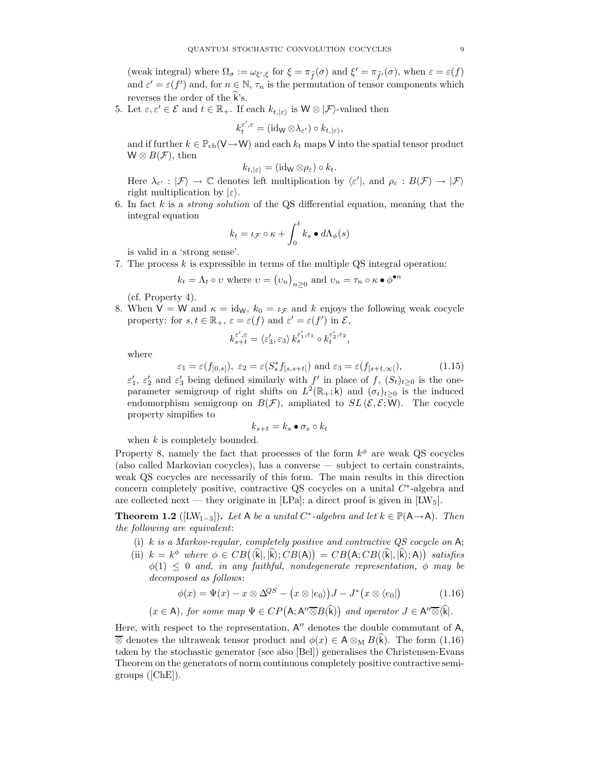(weak integral) where $\Omega_\sigma := \omega_{\xi',\xi}$ for $\xi = \pi_{\widehat{f}}(\sigma)$ and $\xi' = \pi_{\widehat{f'}}(\sigma)$, when $\varepsilon = \varepsilon(f)$ and $\varepsilon' = \varepsilon(f')$ and, for $n \in \mathbb{N}$, $\tau_n$ is the permutation of tensor components which reverses the order of the $\widehat{\mathsf{k}}$'s.

5. Let $\varepsilon, \varepsilon' \in \mathcal{E}$ and $t \in \mathbb{R}_+$. If each $k_{t,|\varepsilon\rangle}$ is $\mathsf{W} \otimes |\mathcal{F}\rangle$-valued then
$$k_t^{\varepsilon',\varepsilon} = (\mathrm{id}_{\mathsf{W}} \otimes \lambda_{\varepsilon'}) \circ k_{t,|\varepsilon\rangle},$$
and if further $k \in \mathbb{P}_{\mathrm{cb}}(\mathsf{V} \to \mathsf{W})$ and each $k_t$ maps $\mathsf{V}$ into the spatial tensor product $\mathsf{W} \otimes B(\mathcal{F})$, then
$$k_{t,|\varepsilon\rangle} = (\mathrm{id}_{\mathsf{W}} \otimes \rho_\varepsilon) \circ k_t.$$
Here $\lambda_{\varepsilon'} : |\mathcal{F}\rangle \to \mathbb{C}$ denotes left multiplication by $\langle \varepsilon'|$, and $\rho_\varepsilon : B(\mathcal{F}) \to |\mathcal{F}\rangle$ right multiplication by $|\varepsilon\rangle$.

6. In fact $k$ is a *strong solution* of the QS differential equation, meaning that the integral equation
$$k_t = \iota_{\mathcal{F}} \circ \kappa + \int_0^t k_s \bullet d\Lambda_\phi(s)$$
is valid in a 'strong sense'.

7. The process $k$ is expressible in terms of the multiple QS integral operation:
$$k_t = \Lambda_t \circ \upsilon \text{ where } \upsilon = \big(\upsilon_n\big)_{n \geq 0} \text{ and } \upsilon_n = \tau_n \circ \kappa \bullet \phi^{\bullet n}$$
(cf. Property 4).

8. When $\mathsf{V} = \mathsf{W}$ and $\kappa = \mathrm{id}_{\mathsf{W}}$, $k_0 = \iota_{\mathcal{F}}$ and $k$ enjoys the following weak cocycle property: for $s, t \in \mathbb{R}_+$, $\varepsilon = \varepsilon(f)$ and $\varepsilon' = \varepsilon(f')$ in $\mathcal{E}$,
$$k_{s+t}^{\varepsilon',\varepsilon} = \langle \varepsilon_3', \varepsilon_3 \rangle \, k_s^{\varepsilon_1',\varepsilon_1} \circ k_t^{\varepsilon_2',\varepsilon_2},$$
where
$$\varepsilon_1 = \varepsilon(f_{[0,s[}),\ \varepsilon_2 = \varepsilon(S_s^* f_{[s,s+t[}) \text{ and } \varepsilon_3 = \varepsilon(f_{[s+t,\infty[}), \tag{1.15}$$
$\varepsilon_1'$, $\varepsilon_2'$ and $\varepsilon_3'$ being defined similarly with $f'$ in place of $f$, $(S_t)_{t\geq 0}$ is the one-parameter semigroup of right shifts on $L^2(\mathbb{R}_+;\mathsf{k})$ and $(\sigma_t)_{t\geq 0}$ is the induced endomorphism semigroup on $B(\mathcal{F})$, ampliated to $SL\,(\mathcal{E},\mathcal{E};\mathsf{W})$. The cocycle property simpifies to
$$k_{s+t} = k_s \bullet \sigma_s \circ k_t$$
when $k$ is completely bounded.

Property 8, namely the fact that processes of the form $k^\phi$ are weak QS cocycles (also called Markovian cocycles), has a converse — subject to certain constraints, weak QS cocycles are necessarily of this form. The main results in this direction concern completely positive, contractive QS cocycles on a unital $C^*$-algebra and are collected next — they originate in [LPa]; a direct proof is given in [LW$_5$].

**Theorem 1.2** ([LW$_{1-3}$])**.** *Let $\mathsf{A}$ be a unital $C^*$-algebra and let $k \in \mathbb{P}(\mathsf{A} \to \mathsf{A})$. Then the following are equivalent*:

(i) *$k$ is a Markov-regular, completely positive and contractive QS cocycle on $\mathsf{A}$;*

(ii) *$k = k^\phi$ where $\phi \in CB\big(\langle\widehat{\mathsf{k}}|, |\widehat{\mathsf{k}}\rangle; CB(\mathsf{A})\big) = CB\big(\mathsf{A}; CB(\langle\widehat{\mathsf{k}}|, |\widehat{\mathsf{k}}\rangle; \mathsf{A})\big)$ satisfies $\phi(1) \leq 0$ and, in any faithful, nondegenerate representation, $\phi$ may be decomposed as follows*:
$$\phi(x) = \Psi(x) - x \otimes \Delta^{QS} - \big(x \otimes |e_0\rangle\big) J - J^* \big(x \otimes \langle e_0|\big) \tag{1.16}$$
*($x \in \mathsf{A}$), for some map $\Psi \in CP\big(\mathsf{A}; \mathsf{A}'' \overline{\otimes} B(\widehat{\mathsf{k}})\big)$ and operator $J \in \mathsf{A}'' \overline{\otimes} \langle\widehat{\mathsf{k}}|$.*

Here, with respect to the representation, $\mathsf{A}''$ denotes the double commutant of $\mathsf{A}$, $\overline{\otimes}$ denotes the ultraweak tensor product and $\phi(x) \in \mathsf{A} \otimes_{\mathrm{M}} B(\widehat{\mathsf{k}})$. The form (1.16) taken by the stochastic generator (see also [Bel]) generalises the Christensen-Evans Theorem on the generators of norm continuous completely positive contractive semigroups ([ChE]).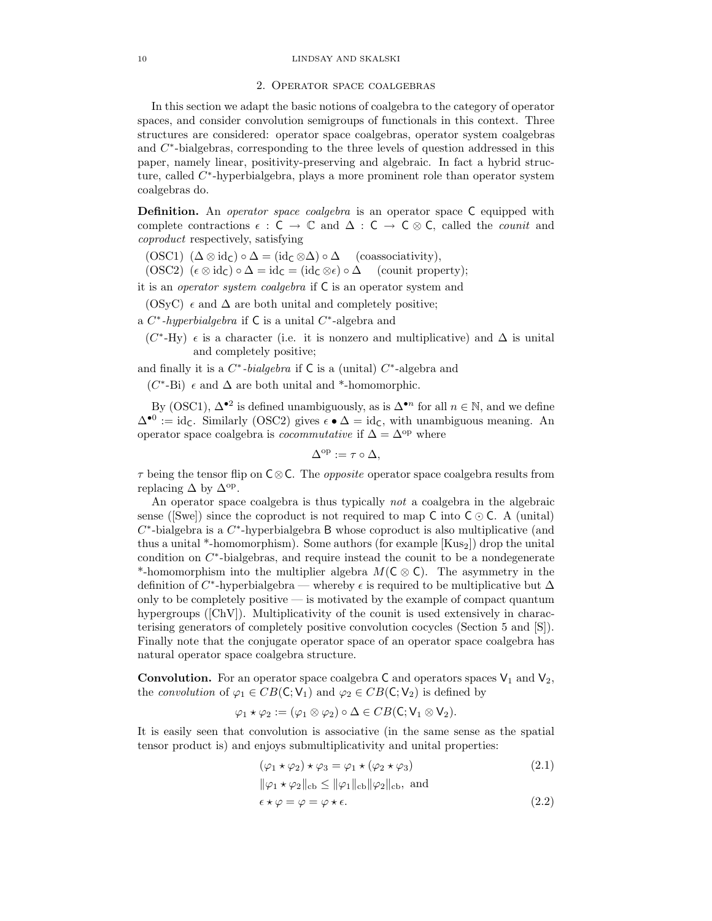## 2. Operator space coalgebras

In this section we adapt the basic notions of coalgebra to the category of operator spaces, and consider convolution semigroups of functionals in this context. Three structures are considered: operator space coalgebras, operator system coalgebras and $C^*$-bialgebras, corresponding to the three levels of question addressed in this paper, namely linear, positivity-preserving and algebraic. In fact a hybrid structure, called $C^*$-hyperbialgebra, plays a more prominent role than operator system coalgebras do.

**Definition.** An *operator space coalgebra* is an operator space $\mathsf{C}$ equipped with complete contractions $\epsilon : \mathsf{C} \to \mathbb{C}$ and $\Delta : \mathsf{C} \to \mathsf{C} \otimes \mathsf{C}$, called the *counit* and *coproduct* respectively, satisfying

(OSC1) $(\Delta \otimes \mathrm{id}_{\mathsf{C}}) \circ \Delta = (\mathrm{id}_{\mathsf{C}} \otimes \Delta) \circ \Delta$ (coassociativity),
(OSC2) $(\epsilon \otimes \mathrm{id}_{\mathsf{C}}) \circ \Delta = \mathrm{id}_{\mathsf{C}} = (\mathrm{id}_{\mathsf{C}} \otimes \epsilon) \circ \Delta$ (counit property);

it is an *operator system coalgebra* if $\mathsf{C}$ is an operator system and

(OSyC) $\epsilon$ and $\Delta$ are both unital and completely positive;

a *$C^*$-hyperbialgebra* if $\mathsf{C}$ is a unital $C^*$-algebra and

($C^*$-Hy) $\epsilon$ is a character (i.e. it is nonzero and multiplicative) and $\Delta$ is unital and completely positive;

and finally it is a *$C^*$-bialgebra* if $\mathsf{C}$ is a (unital) $C^*$-algebra and

($C^*$-Bi) $\epsilon$ and $\Delta$ are both unital and \*-homomorphic.

By (OSC1), $\Delta^{\bullet 2}$ is defined unambiguously, as is $\Delta^{\bullet n}$ for all $n \in \mathbb{N}$, and we define $\Delta^{\bullet 0} := \mathrm{id}_{\mathsf{C}}$. Similarly (OSC2) gives $\epsilon \bullet \Delta = \mathrm{id}_{\mathsf{C}}$, with unambiguous meaning. An operator space coalgebra is *cocommutative* if $\Delta = \Delta^{\mathrm{op}}$ where

$$\Delta^{\mathrm{op}} := \tau \circ \Delta,$$

$\tau$ being the tensor flip on $\mathsf{C} \otimes \mathsf{C}$. The *opposite* operator space coalgebra results from replacing $\Delta$ by $\Delta^{\mathrm{op}}$.

An operator space coalgebra is thus typically *not* a coalgebra in the algebraic sense ([Swe]) since the coproduct is not required to map $\mathsf{C}$ into $\mathsf{C} \odot \mathsf{C}$. A (unital) $C^*$-bialgebra is a $C^*$-hyperbialgebra $\mathsf{B}$ whose coproduct is also multiplicative (and thus a unital \*-homomorphism). Some authors (for example [Kus$_2$]) drop the unital condition on $C^*$-bialgebras, and require instead the counit to be a nondegenerate \*-homomorphism into the multiplier algebra $M(\mathsf{C} \otimes \mathsf{C})$. The asymmetry in the definition of $C^*$-hyperbialgebra — whereby $\epsilon$ is required to be multiplicative but $\Delta$ only to be completely positive — is motivated by the example of compact quantum hypergroups ([ChV]). Multiplicativity of the counit is used extensively in characterising generators of completely positive convolution cocycles (Section 5 and [S]). Finally note that the conjugate operator space of an operator space coalgebra has natural operator space coalgebra structure.

**Convolution.** For an operator space coalgebra $\mathsf{C}$ and operators spaces $\mathsf{V}_1$ and $\mathsf{V}_2$, the *convolution* of $\varphi_1 \in CB(\mathsf{C}; \mathsf{V}_1)$ and $\varphi_2 \in CB(\mathsf{C}; \mathsf{V}_2)$ is defined by

$$\varphi_1 \star \varphi_2 := (\varphi_1 \otimes \varphi_2) \circ \Delta \in CB(\mathsf{C}; \mathsf{V}_1 \otimes \mathsf{V}_2).$$

It is easily seen that convolution is associative (in the same sense as the spatial tensor product is) and enjoys submultiplicativity and unital properties:

$$(\varphi_1 \star \varphi_2) \star \varphi_3 = \varphi_1 \star (\varphi_2 \star \varphi_3) \tag{2.1}$$

$$\|\varphi_1 \star \varphi_2\|_{\mathrm{cb}} \leq \|\varphi_1\|_{\mathrm{cb}} \|\varphi_2\|_{\mathrm{cb}}, \text{ and}$$

$$\epsilon \star \varphi = \varphi = \varphi \star \epsilon. \tag{2.2}$$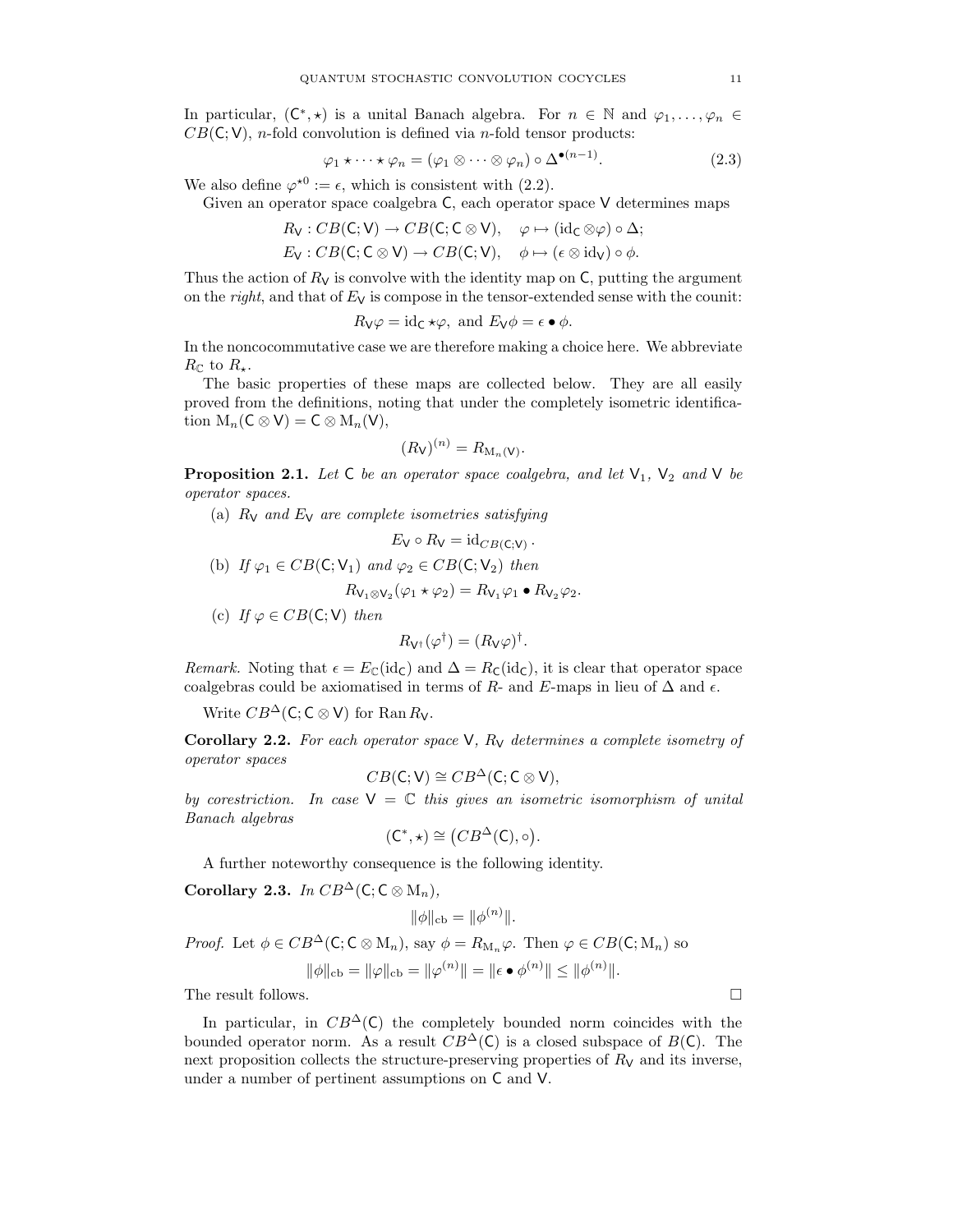In particular, $(\mathsf{C}^*, \star)$ is a unital Banach algebra. For $n \in \mathbb{N}$ and $\varphi_1, \dots, \varphi_n \in CB(\mathsf{C}; \mathsf{V})$, $n$-fold convolution is defined via $n$-fold tensor products:

$$\varphi_1 \star \cdots \star \varphi_n = (\varphi_1 \otimes \cdots \otimes \varphi_n) \circ \Delta^{\bullet(n-1)}. \tag{2.3}$$

We also define $\varphi^{\star 0} := \epsilon$, which is consistent with (2.2).

Given an operator space coalgebra $\mathsf{C}$, each operator space $\mathsf{V}$ determines maps

$$R_{\mathsf{V}} : CB(\mathsf{C}; \mathsf{V}) \to CB(\mathsf{C}; \mathsf{C} \otimes \mathsf{V}), \quad \varphi \mapsto (\mathrm{id}_{\mathsf{C}} \otimes \varphi) \circ \Delta;$$
$$E_{\mathsf{V}} : CB(\mathsf{C}; \mathsf{C} \otimes \mathsf{V}) \to CB(\mathsf{C}; \mathsf{V}), \quad \phi \mapsto (\epsilon \otimes \mathrm{id}_{\mathsf{V}}) \circ \phi.$$

Thus the action of $R_{\mathsf{V}}$ is convolve with the identity map on $\mathsf{C}$, putting the argument on the *right*, and that of $E_{\mathsf{V}}$ is compose in the tensor-extended sense with the counit:

$$R_{\mathsf{V}} \varphi = \mathrm{id}_{\mathsf{C}} \star \varphi, \text{ and } E_{\mathsf{V}} \phi = \epsilon \bullet \phi.$$

In the noncocommutative case we are therefore making a choice here. We abbreviate $R_{\mathbb{C}}$ to $R_\star$.

The basic properties of these maps are collected below. They are all easily proved from the definitions, noting that under the completely isometric identification $\mathrm{M}_n(\mathsf{C} \otimes \mathsf{V}) = \mathsf{C} \otimes \mathrm{M}_n(\mathsf{V})$,

$$(R_{\mathsf{V}})^{(n)} = R_{\mathrm{M}_n(\mathsf{V})}.$$

**Proposition 2.1.** *Let $\mathsf{C}$ be an operator space coalgebra, and let $\mathsf{V}_1$, $\mathsf{V}_2$ and $\mathsf{V}$ be operator spaces.*

(a) *$R_{\mathsf{V}}$ and $E_{\mathsf{V}}$ are complete isometries satisfying*

$$E_{\mathsf{V}} \circ R_{\mathsf{V}} = \mathrm{id}_{CB(\mathsf{C}; \mathsf{V})}.$$

(b) *If $\varphi_1 \in CB(\mathsf{C}; \mathsf{V}_1)$ and $\varphi_2 \in CB(\mathsf{C}; \mathsf{V}_2)$ then*

$$R_{\mathsf{V}_1 \otimes \mathsf{V}_2}(\varphi_1 \star \varphi_2) = R_{\mathsf{V}_1} \varphi_1 \bullet R_{\mathsf{V}_2} \varphi_2.$$

(c) *If $\varphi \in CB(\mathsf{C}; \mathsf{V})$ then*

$$R_{\mathsf{V}^\dagger}(\varphi^\dagger) = (R_{\mathsf{V}} \varphi)^\dagger.$$

*Remark.* Noting that $\epsilon = E_{\mathbb{C}}(\mathrm{id}_{\mathsf{C}})$ and $\Delta = R_{\mathsf{C}}(\mathrm{id}_{\mathsf{C}})$, it is clear that operator space coalgebras could be axiomatised in terms of $R$- and $E$-maps in lieu of $\Delta$ and $\epsilon$.

Write $CB^\Delta(\mathsf{C}; \mathsf{C} \otimes \mathsf{V})$ for $\operatorname{Ran} R_{\mathsf{V}}$.

**Corollary 2.2.** *For each operator space $\mathsf{V}$, $R_{\mathsf{V}}$ determines a complete isometry of operator spaces*

$$CB(\mathsf{C}; \mathsf{V}) \cong CB^\Delta(\mathsf{C}; \mathsf{C} \otimes \mathsf{V}),$$

*by corestriction. In case $\mathsf{V} = \mathbb{C}$ this gives an isometric isomorphism of unital Banach algebras*

$$(\mathsf{C}^*, \star) \cong \big(CB^\Delta(\mathsf{C}), \circ\big).$$

A further noteworthy consequence is the following identity.

**Corollary 2.3.** *In $CB^\Delta(\mathsf{C}; \mathsf{C} \otimes \mathrm{M}_n)$,*

$$\|\phi\|_{\mathrm{cb}} = \|\phi^{(n)}\|.$$

*Proof.* Let $\phi \in CB^\Delta(\mathsf{C}; \mathsf{C} \otimes \mathrm{M}_n)$, say $\phi = R_{\mathrm{M}_n} \varphi$. Then $\varphi \in CB(\mathsf{C}; \mathrm{M}_n)$ so

$$\|\phi\|_{\mathrm{cb}} = \|\varphi\|_{\mathrm{cb}} = \|\varphi^{(n)}\| = \|\epsilon \bullet \phi^{(n)}\| \leq \|\phi^{(n)}\|.$$

The result follows. $\square$

In particular, in $CB^\Delta(\mathsf{C})$ the completely bounded norm coincides with the bounded operator norm. As a result $CB^\Delta(\mathsf{C})$ is a closed subspace of $B(\mathsf{C})$. The next proposition collects the structure-preserving properties of $R_{\mathsf{V}}$ and its inverse, under a number of pertinent assumptions on $\mathsf{C}$ and $\mathsf{V}$.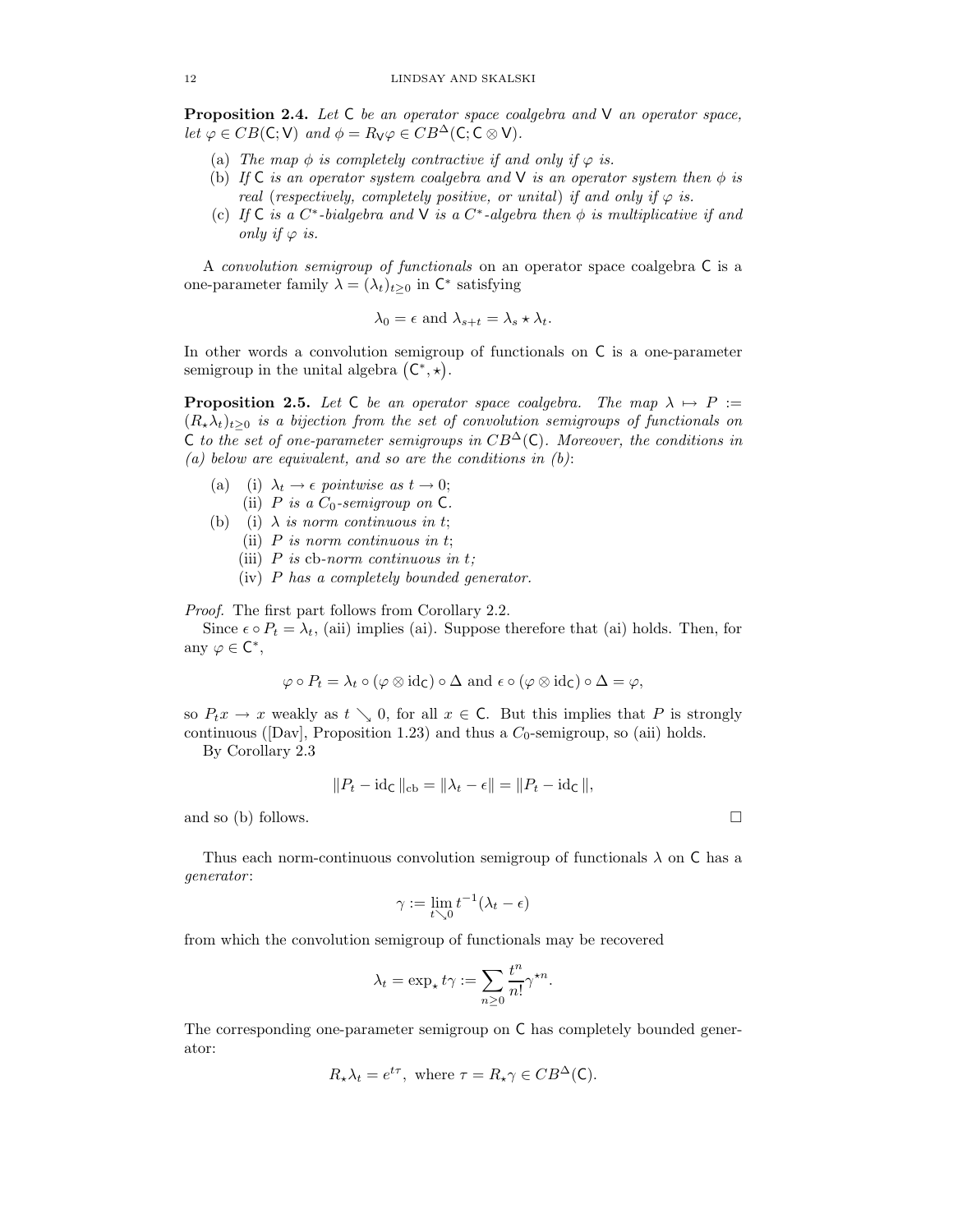**Proposition 2.4.** *Let* $\mathsf{C}$ *be an operator space coalgebra and* $\mathsf{V}$ *an operator space, let* $\varphi \in CB(\mathsf{C};\mathsf{V})$ *and* $\phi = R_{\mathsf{V}}\varphi \in CB^{\Delta}(\mathsf{C};\mathsf{C}\otimes\mathsf{V})$.

- (a) *The map* $\phi$ *is completely contractive if and only if* $\varphi$ *is.*
- (b) *If* $\mathsf{C}$ *is an operator system coalgebra and* $\mathsf{V}$ *is an operator system then* $\phi$ *is real* (*respectively, completely positive, or unital*) *if and only if* $\varphi$ *is.*
- (c) *If* $\mathsf{C}$ *is a* $C^*$*-bialgebra and* $\mathsf{V}$ *is a* $C^*$*-algebra then* $\phi$ *is multiplicative if and only if* $\varphi$ *is.*

A *convolution semigroup of functionals* on an operator space coalgebra $\mathsf{C}$ is a one-parameter family $\lambda = (\lambda_t)_{t\geq 0}$ in $\mathsf{C}^*$ satisfying

$$\lambda_0 = \epsilon \text{ and } \lambda_{s+t} = \lambda_s \star \lambda_t.$$

In other words a convolution semigroup of functionals on $\mathsf{C}$ is a one-parameter semigroup in the unital algebra $(\mathsf{C}^*, \star)$.

**Proposition 2.5.** *Let* $\mathsf{C}$ *be an operator space coalgebra. The map* $\lambda \mapsto P := (R_\star\lambda_t)_{t\geq 0}$ *is a bijection from the set of convolution semigroups of functionals on* $\mathsf{C}$ *to the set of one-parameter semigroups in* $CB^{\Delta}(\mathsf{C})$*. Moreover, the conditions in (a) below are equivalent, and so are the conditions in (b)*:

- (a) (i) $\lambda_t \to \epsilon$ *pointwise as* $t \to 0$;
  (ii) $P$ *is a* $C_0$*-semigroup on* $\mathsf{C}$.
- (b) (i) $\lambda$ *is norm continuous in* $t$;
  (ii) $P$ *is norm continuous in* $t$;
  (iii) $P$ *is* cb*-norm continuous in* $t$*;*
  (iv) $P$ *has a completely bounded generator.*

*Proof.* The first part follows from Corollary 2.2.

Since $\epsilon \circ P_t = \lambda_t$, (aii) implies (ai). Suppose therefore that (ai) holds. Then, for any $\varphi \in \mathsf{C}^*$,

$$\varphi \circ P_t = \lambda_t \circ (\varphi \otimes \mathrm{id}_{\mathsf{C}}) \circ \Delta \text{ and } \epsilon \circ (\varphi \otimes \mathrm{id}_{\mathsf{C}}) \circ \Delta = \varphi,$$

so $P_t x \to x$ weakly as $t \searrow 0$, for all $x \in \mathsf{C}$. But this implies that $P$ is strongly continuous ([Dav], Proposition 1.23) and thus a $C_0$-semigroup, so (aii) holds.

By Corollary 2.3

$$\|P_t - \mathrm{id}_{\mathsf{C}}\|_{\mathrm{cb}} = \|\lambda_t - \epsilon\| = \|P_t - \mathrm{id}_{\mathsf{C}}\|,$$

and so (b) follows. □

Thus each norm-continuous convolution semigroup of functionals $\lambda$ on $\mathsf{C}$ has a *generator*:

$$\gamma := \lim_{t\searrow 0} t^{-1}(\lambda_t - \epsilon)$$

from which the convolution semigroup of functionals may be recovered

$$\lambda_t = \exp_\star t\gamma := \sum_{n\geq 0} \frac{t^n}{n!}\gamma^{\star n}.$$

The corresponding one-parameter semigroup on $\mathsf{C}$ has completely bounded generator:

$$R_\star\lambda_t = e^{t\tau}, \text{ where } \tau = R_\star\gamma \in CB^{\Delta}(\mathsf{C}).$$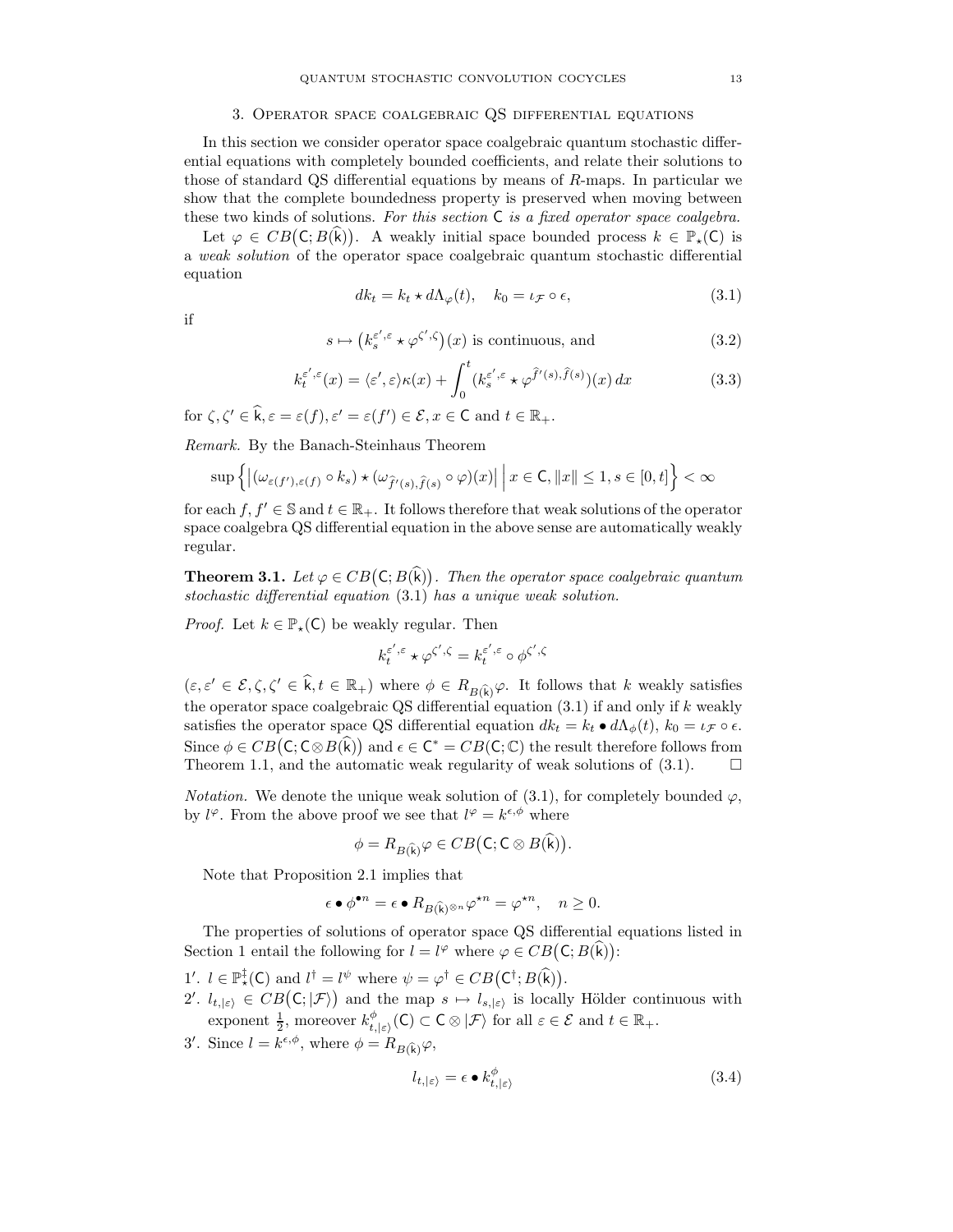## 3. Operator space coalgebraic QS differential equations

In this section we consider operator space coalgebraic quantum stochastic differential equations with completely bounded coefficients, and relate their solutions to those of standard QS differential equations by means of $R$-maps. In particular we show that the complete boundedness property is preserved when moving between these two kinds of solutions. *For this section* $\mathsf{C}$ *is a fixed operator space coalgebra.*

Let $\varphi \in CB\big(\mathsf{C}; B(\widehat{\mathsf{k}})\big)$. A weakly initial space bounded process $k \in \mathbb{P}_\star(\mathsf{C})$ is a *weak solution* of the operator space coalgebraic quantum stochastic differential equation

$$dk_t = k_t \star d\Lambda_\varphi(t), \quad k_0 = \iota_{\mathcal{F}} \circ \epsilon, \tag{3.1}$$

if

$$s \mapsto \big(k_s^{\varepsilon',\varepsilon} \star \varphi^{\zeta',\zeta}\big)(x) \text{ is continuous, and} \tag{3.2}$$

$$k_t^{\varepsilon',\varepsilon}(x) = \langle \varepsilon', \varepsilon \rangle \kappa(x) + \int_0^t (k_s^{\varepsilon',\varepsilon} \star \varphi^{\widehat{f}'(s),\widehat{f}(s)})(x)\, dx \tag{3.3}$$

for $\zeta, \zeta' \in \widehat{\mathsf{k}}, \varepsilon = \varepsilon(f), \varepsilon' = \varepsilon(f') \in \mathcal{E}, x \in \mathsf{C}$ and $t \in \mathbb{R}_+$.

*Remark.* By the Banach-Steinhaus Theorem

$$\sup\Big\{\big|(\omega_{\varepsilon(f'),\varepsilon(f)} \circ k_s) \star (\omega_{\widehat{f}'(s),\widehat{f}(s)} \circ \varphi)(x)\big| \;\Big|\; x \in \mathsf{C}, \|x\| \leq 1, s \in [0,t]\Big\} < \infty$$

for each $f, f' \in \mathbb{S}$ and $t \in \mathbb{R}_+$. It follows therefore that weak solutions of the operator space coalgebra QS differential equation in the above sense are automatically weakly regular.

**Theorem 3.1.** *Let* $\varphi \in CB\big(\mathsf{C}; B(\widehat{\mathsf{k}})\big)$. *Then the operator space coalgebraic quantum stochastic differential equation* (3.1) *has a unique weak solution.*

*Proof.* Let $k \in \mathbb{P}_\star(\mathsf{C})$ be weakly regular. Then

$$k_t^{\varepsilon',\varepsilon} \star \varphi^{\zeta',\zeta} = k_t^{\varepsilon',\varepsilon} \circ \phi^{\zeta',\zeta}$$

$(\varepsilon, \varepsilon' \in \mathcal{E}, \zeta, \zeta' \in \widehat{\mathsf{k}}, t \in \mathbb{R}_+)$ where $\phi \in R_{B(\widehat{\mathsf{k}})}\varphi$. It follows that $k$ weakly satisfies the operator space coalgebraic QS differential equation (3.1) if and only if $k$ weakly satisfies the operator space QS differential equation $dk_t = k_t \bullet d\Lambda_\phi(t)$, $k_0 = \iota_{\mathcal{F}} \circ \epsilon$. Since $\phi \in CB\big(\mathsf{C}; \mathsf{C} \otimes B(\widehat{\mathsf{k}})\big)$ and $\epsilon \in \mathsf{C}^* = CB(\mathsf{C}; \mathbb{C})$ the result therefore follows from Theorem 1.1, and the automatic weak regularity of weak solutions of (3.1). $\square$

*Notation.* We denote the unique weak solution of (3.1), for completely bounded $\varphi$, by $l^\varphi$. From the above proof we see that $l^\varphi = k^{\epsilon,\phi}$ where

$$\phi = R_{B(\widehat{\mathsf{k}})}\varphi \in CB\big(\mathsf{C}; \mathsf{C} \otimes B(\widehat{\mathsf{k}})\big).$$

Note that Proposition 2.1 implies that

$$\epsilon \bullet \phi^{\bullet n} = \epsilon \bullet R_{B(\widehat{\mathsf{k}})^{\otimes n}} \varphi^{\star n} = \varphi^{\star n}, \quad n \geq 0.$$

The properties of solutions of operator space QS differential equations listed in Section 1 entail the following for $l = l^\varphi$ where $\varphi \in CB\big(\mathsf{C}; B(\widehat{\mathsf{k}})\big)$:

$1'$. $l \in \mathbb{P}_\star^\ddagger(\mathsf{C})$ and $l^\dagger = l^\psi$ where $\psi = \varphi^\dagger \in CB\big(\mathsf{C}^\dagger; B(\widehat{\mathsf{k}})\big)$.

$2'$. $l_{t,|\varepsilon\rangle} \in CB\big(\mathsf{C}; |\mathcal{F}\rangle\big)$ and the map $s \mapsto l_{s,|\varepsilon\rangle}$ is locally Hölder continuous with exponent $\frac{1}{2}$, moreover $k^\phi_{t,|\varepsilon\rangle}(\mathsf{C}) \subset \mathsf{C} \otimes |\mathcal{F}\rangle$ for all $\varepsilon \in \mathcal{E}$ and $t \in \mathbb{R}_+$.

$3'$. Since $l = k^{\epsilon,\phi}$, where $\phi = R_{B(\widehat{\mathsf{k}})}\varphi$,

$$l_{t,|\varepsilon\rangle} = \epsilon \bullet k^\phi_{t,|\varepsilon\rangle} \tag{3.4}$$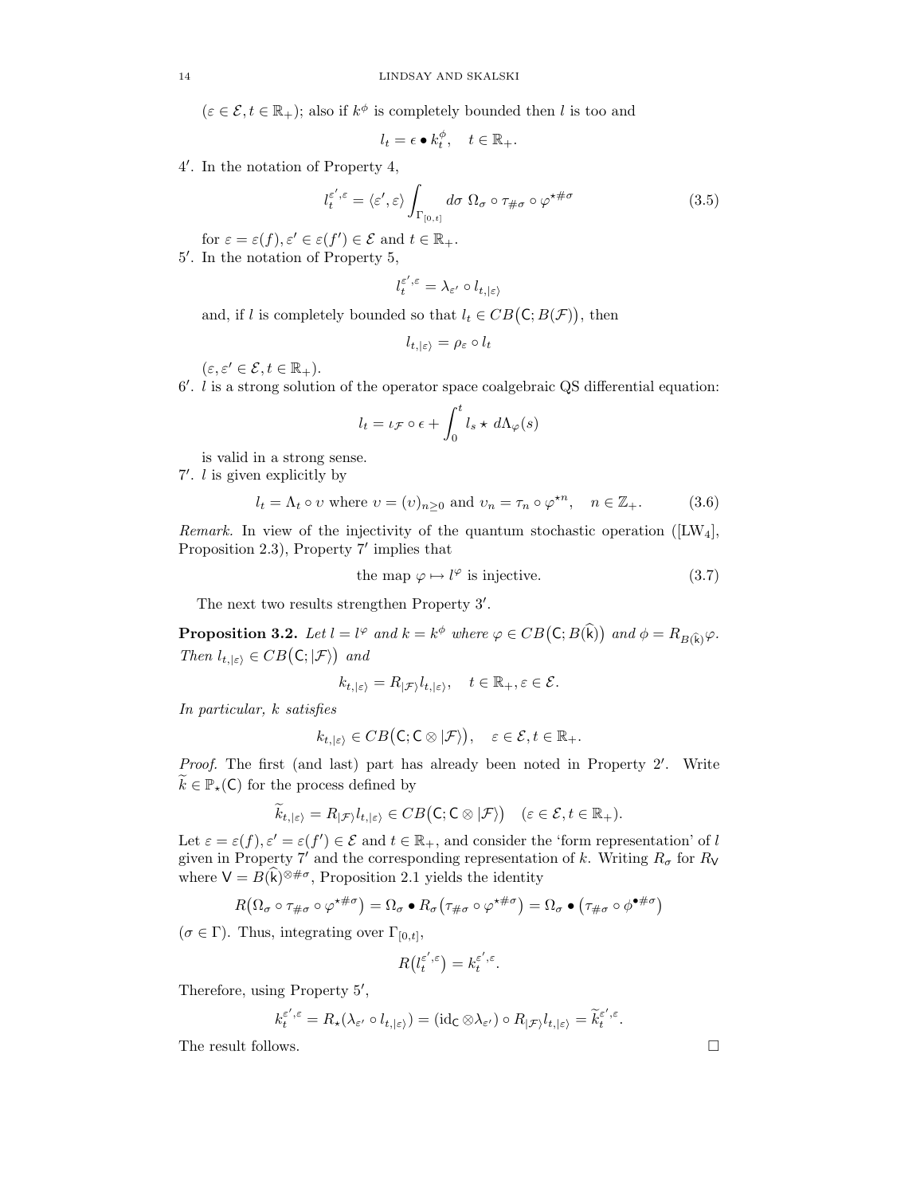($\varepsilon \in \mathcal{E}, t \in \mathbb{R}_+$); also if $k^\phi$ is completely bounded then $l$ is too and

$$l_t = \epsilon \bullet k_t^\phi, \quad t \in \mathbb{R}_+.$$

4$'$. In the notation of Property 4,

$$l_t^{\varepsilon',\varepsilon} = \langle \varepsilon', \varepsilon \rangle \int_{\Gamma_{[0,t]}} d\sigma \; \Omega_\sigma \circ \tau_{\#\sigma} \circ \varphi^{\star \# \sigma} \tag{3.5}$$

for $\varepsilon = \varepsilon(f), \varepsilon' = \varepsilon(f') \in \mathcal{E}$ and $t \in \mathbb{R}_+$.

5$'$. In the notation of Property 5,

$$l_t^{\varepsilon',\varepsilon} = \lambda_{\varepsilon'} \circ l_{t,|\varepsilon\rangle}$$

and, if $l$ is completely bounded so that $l_t \in CB\big(\mathsf{C}; B(\mathcal{F})\big)$, then

$$l_{t,|\varepsilon\rangle} = \rho_\varepsilon \circ l_t$$

($\varepsilon, \varepsilon' \in \mathcal{E}, t \in \mathbb{R}_+$).

6$'$. $l$ is a strong solution of the operator space coalgebraic QS differential equation:

$$l_t = \iota_{\mathcal{F}} \circ \epsilon + \int_0^t l_s \star d\Lambda_\varphi(s)$$

is valid in a strong sense.

7$'$. $l$ is given explicitly by

$$l_t = \Lambda_t \circ \upsilon \text{ where } \upsilon = (\upsilon)_{n \geq 0} \text{ and } \upsilon_n = \tau_n \circ \varphi^{\star n}, \quad n \in \mathbb{Z}_+. \tag{3.6}$$

*Remark.* In view of the injectivity of the quantum stochastic operation ([LW$_4$], Proposition 2.3), Property 7$'$ implies that

$$\text{the map } \varphi \mapsto l^\varphi \text{ is injective.} \tag{3.7}$$

The next two results strengthen Property 3$'$.

**Proposition 3.2.** *Let $l = l^\varphi$ and $k = k^\phi$ where $\varphi \in CB\big(\mathsf{C}; B(\widehat{\mathsf{k}})\big)$ and $\phi = R_{B(\widehat{\mathsf{k}})}\varphi$. Then $l_{t,|\varepsilon\rangle} \in CB\big(\mathsf{C}; |\mathcal{F}\rangle\big)$ and*

$$k_{t,|\varepsilon\rangle} = R_{|\mathcal{F}\rangle} l_{t,|\varepsilon\rangle}, \quad t \in \mathbb{R}_+, \varepsilon \in \mathcal{E}.$$

*In particular, $k$ satisfies*

$$k_{t,|\varepsilon\rangle} \in CB\big(\mathsf{C}; \mathsf{C} \otimes |\mathcal{F}\rangle\big), \quad \varepsilon \in \mathcal{E}, t \in \mathbb{R}_+.$$

*Proof.* The first (and last) part has already been noted in Property 2$'$. Write $\widetilde{k} \in \mathbb{P}_\star(\mathsf{C})$ for the process defined by

$$\widetilde{k}_{t,|\varepsilon\rangle} = R_{|\mathcal{F}\rangle} l_{t,|\varepsilon\rangle} \in CB\big(\mathsf{C}; \mathsf{C} \otimes |\mathcal{F}\rangle\big) \quad (\varepsilon \in \mathcal{E}, t \in \mathbb{R}_+).$$

Let $\varepsilon = \varepsilon(f), \varepsilon' = \varepsilon(f') \in \mathcal{E}$ and $t \in \mathbb{R}_+$, and consider the 'form representation' of $l$ given in Property 7$'$ and the corresponding representation of $k$. Writing $R_\sigma$ for $R_{\mathsf{V}}$ where $\mathsf{V} = B(\widehat{\mathsf{k}})^{\otimes \# \sigma}$, Proposition 2.1 yields the identity

$$R\big(\Omega_\sigma \circ \tau_{\#\sigma} \circ \varphi^{\star \# \sigma}\big) = \Omega_\sigma \bullet R_\sigma\big(\tau_{\#\sigma} \circ \varphi^{\star \# \sigma}\big) = \Omega_\sigma \bullet \big(\tau_{\#\sigma} \circ \phi^{\bullet \# \sigma}\big)$$

($\sigma \in \Gamma$). Thus, integrating over $\Gamma_{[0,t]}$,

$$R\big(l_t^{\varepsilon',\varepsilon}\big) = k_t^{\varepsilon',\varepsilon}.$$

Therefore, using Property 5$'$,

$$k_t^{\varepsilon',\varepsilon} = R_\star(\lambda_{\varepsilon'} \circ l_{t,|\varepsilon\rangle}) = (\mathrm{id}_{\mathsf{C}} \otimes \lambda_{\varepsilon'}) \circ R_{|\mathcal{F}\rangle} l_{t,|\varepsilon\rangle} = \widetilde{k}_t^{\varepsilon',\varepsilon}.$$

The result follows. $\square$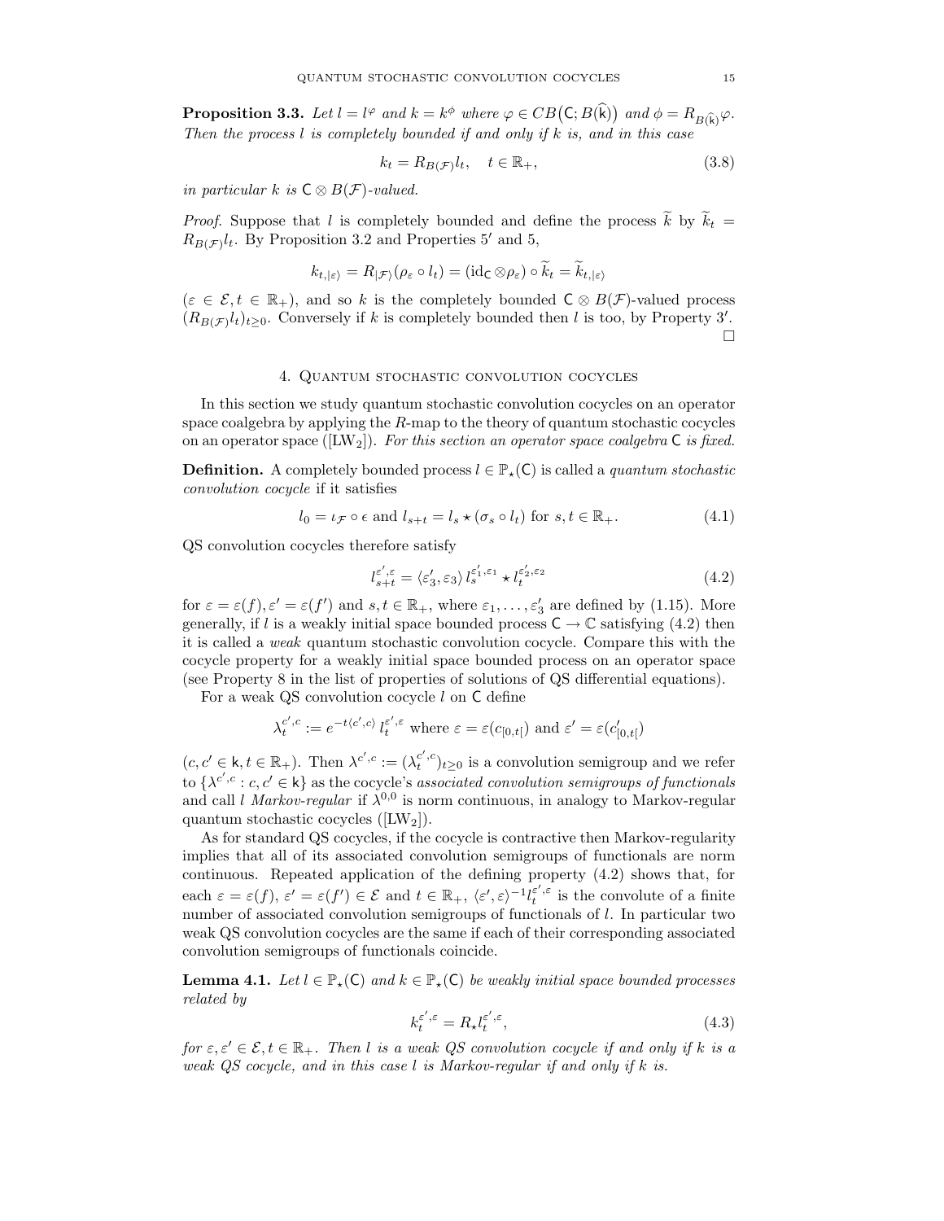**Proposition 3.3.** *Let $l = l^\varphi$ and $k = k^\phi$ where $\varphi \in CB\big(\mathsf{C}; B(\widehat{\mathsf{k}})\big)$ and $\phi = R_{B(\widehat{\mathsf{k}})}\varphi$. Then the process $l$ is completely bounded if and only if $k$ is, and in this case*

$$k_t = R_{B(\mathcal{F})} l_t, \quad t \in \mathbb{R}_+, \tag{3.8}$$

*in particular $k$ is $\mathsf{C} \otimes B(\mathcal{F})$-valued.*

*Proof.* Suppose that $l$ is completely bounded and define the process $\widetilde{k}$ by $\widetilde{k}_t = R_{B(\mathcal{F})} l_t$. By Proposition 3.2 and Properties 5′ and 5,

$$k_{t,|\varepsilon\rangle} = R_{|\mathcal{F}\rangle}(\rho_\varepsilon \circ l_t) = (\mathrm{id}_{\mathsf{C}} \otimes \rho_\varepsilon) \circ \widetilde{k}_t = \widetilde{k}_{t,|\varepsilon\rangle}$$

($\varepsilon \in \mathcal{E}, t \in \mathbb{R}_+$), and so $k$ is the completely bounded $\mathsf{C} \otimes B(\mathcal{F})$-valued process $(R_{B(\mathcal{F})} l_t)_{t \geq 0}$. Conversely if $k$ is completely bounded then $l$ is too, by Property 3′. □

## 4. Quantum stochastic convolution cocycles

In this section we study quantum stochastic convolution cocycles on an operator space coalgebra by applying the $R$-map to the theory of quantum stochastic cocycles on an operator space ([LW$_2$]). *For this section an operator space coalgebra $\mathsf{C}$ is fixed.*

**Definition.** A completely bounded process $l \in \mathbb{P}_\star(\mathsf{C})$ is called a *quantum stochastic convolution cocycle* if it satisfies

$$l_0 = \iota_{\mathcal{F}} \circ \epsilon \text{ and } l_{s+t} = l_s \star (\sigma_s \circ l_t) \text{ for } s, t \in \mathbb{R}_+. \tag{4.1}$$

QS convolution cocycles therefore satisfy

$$l_{s+t}^{\varepsilon',\varepsilon} = \langle \varepsilon_3', \varepsilon_3 \rangle \, l_s^{\varepsilon_1',\varepsilon_1} \star l_t^{\varepsilon_2',\varepsilon_2} \tag{4.2}$$

for $\varepsilon = \varepsilon(f), \varepsilon' = \varepsilon(f')$ and $s, t \in \mathbb{R}_+$, where $\varepsilon_1, \ldots, \varepsilon_3'$ are defined by (1.15). More generally, if $l$ is a weakly initial space bounded process $\mathsf{C} \to \mathbb{C}$ satisfying (4.2) then it is called a *weak* quantum stochastic convolution cocycle. Compare this with the cocycle property for a weakly initial space bounded process on an operator space (see Property 8 in the list of properties of solutions of QS differential equations).

For a weak QS convolution cocycle $l$ on $\mathsf{C}$ define

$$\lambda_t^{c',c} := e^{-t\langle c',c\rangle} \, l_t^{\varepsilon',\varepsilon} \text{ where } \varepsilon = \varepsilon(c_{[0,t[}) \text{ and } \varepsilon' = \varepsilon(c'_{[0,t[})$$

($c, c' \in \mathsf{k}, t \in \mathbb{R}_+$). Then $\lambda^{c',c} := (\lambda_t^{c',c})_{t \geq 0}$ is a convolution semigroup and we refer to $\{\lambda^{c',c} : c, c' \in \mathsf{k}\}$ as the cocycle's *associated convolution semigroups of functionals* and call $l$ *Markov-regular* if $\lambda^{0,0}$ is norm continuous, in analogy to Markov-regular quantum stochastic cocycles ([LW$_2$]).

As for standard QS cocycles, if the cocycle is contractive then Markov-regularity implies that all of its associated convolution semigroups of functionals are norm continuous. Repeated application of the defining property (4.2) shows that, for each $\varepsilon = \varepsilon(f)$, $\varepsilon' = \varepsilon(f') \in \mathcal{E}$ and $t \in \mathbb{R}_+$, $\langle \varepsilon', \varepsilon \rangle^{-1} l_t^{\varepsilon',\varepsilon}$ is the convolute of a finite number of associated convolution semigroups of functionals of $l$. In particular two weak QS convolution cocycles are the same if each of their corresponding associated convolution semigroups of functionals coincide.

**Lemma 4.1.** *Let $l \in \mathbb{P}_\star(\mathsf{C})$ and $k \in \mathbb{P}_\star(\mathsf{C})$ be weakly initial space bounded processes related by*

$$k_t^{\varepsilon',\varepsilon} = R_\star l_t^{\varepsilon',\varepsilon}, \tag{4.3}$$

*for $\varepsilon, \varepsilon' \in \mathcal{E}, t \in \mathbb{R}_+$. Then $l$ is a weak QS convolution cocycle if and only if $k$ is a weak QS cocycle, and in this case $l$ is Markov-regular if and only if $k$ is.*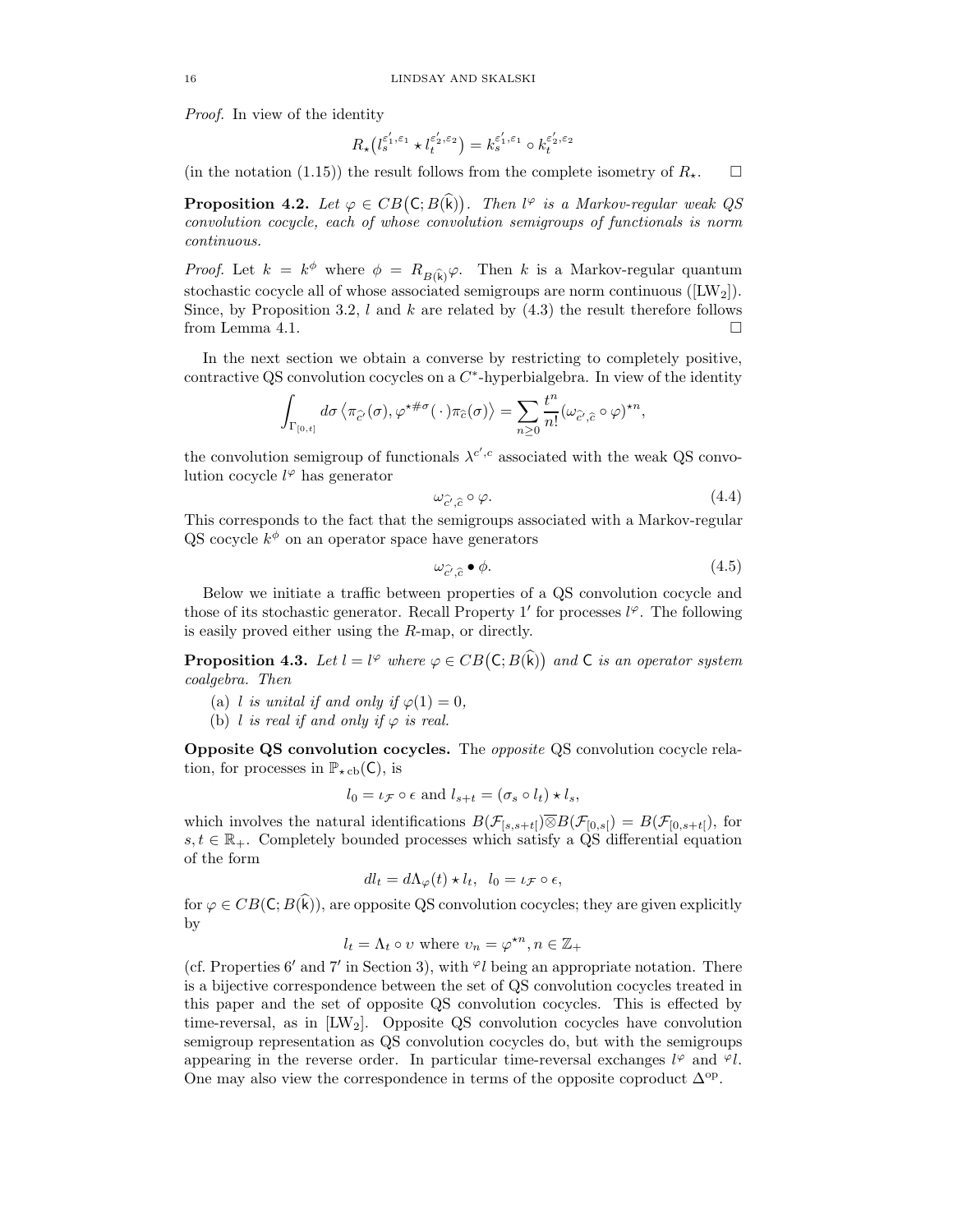*Proof.* In view of the identity

$$R_\star\big(l_s^{\varepsilon_1',\varepsilon_1} \star l_t^{\varepsilon_2',\varepsilon_2}\big) = k_s^{\varepsilon_1',\varepsilon_1} \circ k_t^{\varepsilon_2',\varepsilon_2}$$

(in the notation (1.15)) the result follows from the complete isometry of $R_\star$. □

**Proposition 4.2.** *Let $\varphi \in CB\big(\mathsf{C}; B(\widehat{\mathsf{k}})\big)$. Then $l^\varphi$ is a Markov-regular weak QS convolution cocycle, each of whose convolution semigroups of functionals is norm continuous.*

*Proof.* Let $k = k^\phi$ where $\phi = R_{B(\widehat{\mathsf{k}})}\varphi$. Then $k$ is a Markov-regular quantum stochastic cocycle all of whose associated semigroups are norm continuous ([LW$_2$]). Since, by Proposition 3.2, $l$ and $k$ are related by (4.3) the result therefore follows from Lemma 4.1. □

In the next section we obtain a converse by restricting to completely positive, contractive QS convolution cocycles on a $C^*$-hyperbialgebra. In view of the identity

$$\int_{\Gamma_{[0,t]}} d\sigma \left\langle \pi_{\widehat{c'}}(\sigma), \varphi^{\star\#\sigma}(\,\cdot\,)\pi_{\widehat{c}}(\sigma)\right\rangle = \sum_{n\geq 0} \frac{t^n}{n!}(\omega_{\widehat{c'},\widehat{c}} \circ \varphi)^{\star n},$$

the convolution semigroup of functionals $\lambda^{c',c}$ associated with the weak QS convolution cocycle $l^\varphi$ has generator

$$\omega_{\widehat{c'},\widehat{c}} \circ \varphi. \tag{4.4}$$

This corresponds to the fact that the semigroups associated with a Markov-regular QS cocycle $k^\phi$ on an operator space have generators

$$\omega_{\widehat{c'},\widehat{c}} \bullet \phi. \tag{4.5}$$

Below we initiate a traffic between properties of a QS convolution cocycle and those of its stochastic generator. Recall Property 1$'$ for processes $l^\varphi$. The following is easily proved either using the $R$-map, or directly.

**Proposition 4.3.** *Let $l = l^\varphi$ where $\varphi \in CB\big(\mathsf{C}; B(\widehat{\mathsf{k}})\big)$ and $\mathsf{C}$ is an operator system coalgebra. Then*

(a) *$l$ is unital if and only if $\varphi(1) = 0$,*
(b) *$l$ is real if and only if $\varphi$ is real.*

**Opposite QS convolution cocycles.** The *opposite* QS convolution cocycle relation, for processes in $\mathbb{P}_{\star\,\mathrm{cb}}(\mathsf{C})$, is

$$l_0 = \iota_{\mathcal{F}} \circ \epsilon \text{ and } l_{s+t} = (\sigma_s \circ l_t) \star l_s,$$

which involves the natural identifications $B(\mathcal{F}_{[s,s+t[})\overline{\otimes}B(\mathcal{F}_{[0,s[}) = B(\mathcal{F}_{[0,s+t[})$, for $s, t \in \mathbb{R}_+$. Completely bounded processes which satisfy a QS differential equation of the form

$$dl_t = d\Lambda_\varphi(t) \star l_t, \;\; l_0 = \iota_{\mathcal{F}} \circ \epsilon,$$

for $\varphi \in CB(\mathsf{C}; B(\widehat{\mathsf{k}}))$, are opposite QS convolution cocycles; they are given explicitly by

$$l_t = \Lambda_t \circ \upsilon \text{ where } \upsilon_n = \varphi^{\star n}, n \in \mathbb{Z}_+$$

(cf. Properties 6$'$ and 7$'$ in Section 3), with ${}^\varphi l$ being an appropriate notation. There is a bijective correspondence between the set of QS convolution cocycles treated in this paper and the set of opposite QS convolution cocycles. This is effected by time-reversal, as in [LW$_2$]. Opposite QS convolution cocycles have convolution semigroup representation as QS convolution cocycles do, but with the semigroups appearing in the reverse order. In particular time-reversal exchanges $l^\varphi$ and ${}^\varphi l$. One may also view the correspondence in terms of the opposite coproduct $\Delta^{\mathrm{op}}$.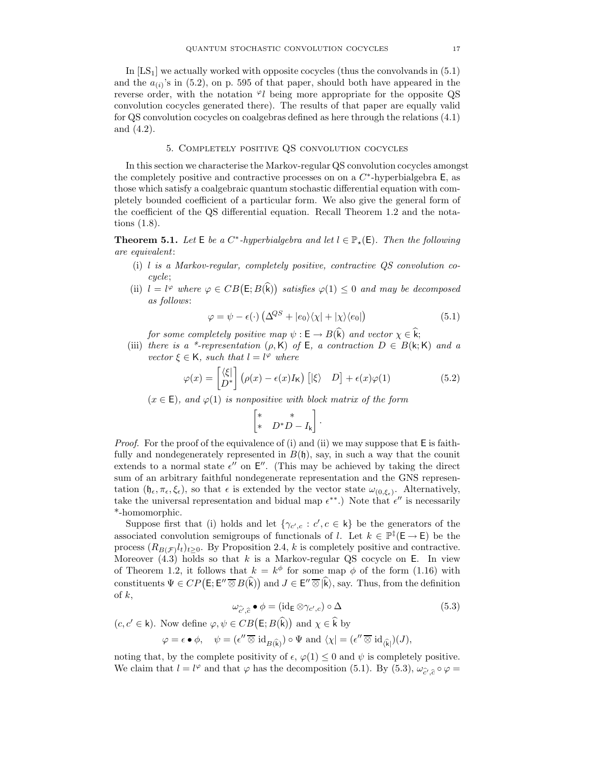In [LS$_1$] we actually worked with opposite cocycles (thus the convolvands in (5.1) and the $a_{(i)}$'s in (5.2), on p. 595 of that paper, should both have appeared in the reverse order, with the notation ${}^{\varphi}l$ being more appropriate for the opposite QS convolution cocycles generated there). The results of that paper are equally valid for QS convolution cocycles on coalgebras defined as here through the relations (4.1) and (4.2).

## 5. Completely positive QS convolution cocycles

In this section we characterise the Markov-regular QS convolution cocycles amongst the completely positive and contractive processes on on a $C^*$-hyperbialgebra $\mathsf{E}$, as those which satisfy a coalgebraic quantum stochastic differential equation with completely bounded coefficient of a particular form. We also give the general form of the coefficient of the QS differential equation. Recall Theorem 1.2 and the notations (1.8).

**Theorem 5.1.** *Let $\mathsf{E}$ be a $C^*$-hyperbialgebra and let $l \in \mathbb{P}_\star(\mathsf{E})$. Then the following are equivalent*:

(i) *$l$ is a Markov-regular, completely positive, contractive QS convolution cocycle*;

(ii) *$l = l^\varphi$ where $\varphi \in CB\big(\mathsf{E}; B(\widehat{\mathsf{k}})\big)$ satisfies $\varphi(1) \leq 0$ and may be decomposed as follows*:
$$\varphi = \psi - \epsilon(\cdot)\big(\Delta^{QS} + |e_0\rangle\langle\chi| + |\chi\rangle\langle e_0|\big) \tag{5.1}$$
*for some completely positive map $\psi : \mathsf{E} \to B(\widehat{\mathsf{k}})$ and vector $\chi \in \widehat{\mathsf{k}}$*;

(iii) *there is a \*-representation $(\rho, \mathsf{K})$ of $\mathsf{E}$, a contraction $D \in B(\mathsf{k}; \mathsf{K})$ and a vector $\xi \in \mathsf{K}$, such that $l = l^\varphi$ where*
$$\varphi(x) = \begin{bmatrix} \langle\xi| \\ D^* \end{bmatrix} \big(\rho(x) - \epsilon(x) I_{\mathsf{K}}\big) \begin{bmatrix} |\xi\rangle & D \end{bmatrix} + \epsilon(x)\varphi(1) \tag{5.2}$$
*($x \in \mathsf{E}$), and $\varphi(1)$ is nonpositive with block matrix of the form*
$$\begin{bmatrix} * & * \\ * & D^*D - I_{\mathsf{k}} \end{bmatrix}.$$

*Proof.* For the proof of the equivalence of (i) and (ii) we may suppose that $\mathsf{E}$ is faithfully and nondegenerately represented in $B(\mathfrak{h})$, say, in such a way that the counit extends to a normal state $\epsilon''$ on $\mathsf{E}''$. (This may be achieved by taking the direct sum of an arbitrary faithful nondegenerate representation and the GNS representation $(\mathfrak{h}_\epsilon, \pi_\epsilon, \xi_\epsilon)$, so that $\epsilon$ is extended by the vector state $\omega_{(0,\xi_\epsilon)}$. Alternatively, take the universal representation and bidual map $\epsilon^{**}$.) Note that $\epsilon''$ is necessarily \*-homomorphic.

Suppose first that (i) holds and let $\{\gamma_{c',c} : c', c \in \mathsf{k}\}$ be the generators of the associated convolution semigroups of functionals of $l$. Let $k \in \mathbb{P}^\ddagger(\mathsf{E} \to \mathsf{E})$ be the process $(R_{B(\mathcal{F})} l_t)_{t \geq 0}$. By Proposition 2.4, $k$ is completely positive and contractive. Moreover (4.3) holds so that $k$ is a Markov-regular QS cocycle on $\mathsf{E}$. In view of Theorem 1.2, it follows that $k = k^\phi$ for some map $\phi$ of the form (1.16) with constituents $\Psi \in CP\big(\mathsf{E}; \mathsf{E}'' \overline{\otimes} B(\widehat{\mathsf{k}})\big)$ and $J \in \mathsf{E}'' \overline{\otimes} |\widehat{\mathsf{k}}\rangle$, say. Thus, from the definition of $k$,
$$\omega_{\widehat{c'}, \widehat{c}} \bullet \phi = (\mathrm{id}_{\mathsf{E}} \otimes \gamma_{c',c}) \circ \Delta \tag{5.3}$$
$(c, c' \in \mathsf{k})$. Now define $\varphi, \psi \in CB\big(\mathsf{E}; B(\widehat{\mathsf{k}})\big)$ and $\chi \in \widehat{\mathsf{k}}$ by
$$\varphi = \epsilon \bullet \phi, \quad \psi = (\epsilon'' \overline{\otimes} \mathrm{id}_{B(\widehat{\mathsf{k}})}) \circ \Psi \text{ and } \langle\chi| = (\epsilon'' \overline{\otimes} \mathrm{id}_{\langle\widehat{\mathsf{k}}|})(J),$$
noting that, by the complete positivity of $\epsilon$, $\varphi(1) \leq 0$ and $\psi$ is completely positive. We claim that $l = l^\varphi$ and that $\varphi$ has the decomposition (5.1). By (5.3), $\omega_{\widehat{c'}, \widehat{c}} \circ \varphi =$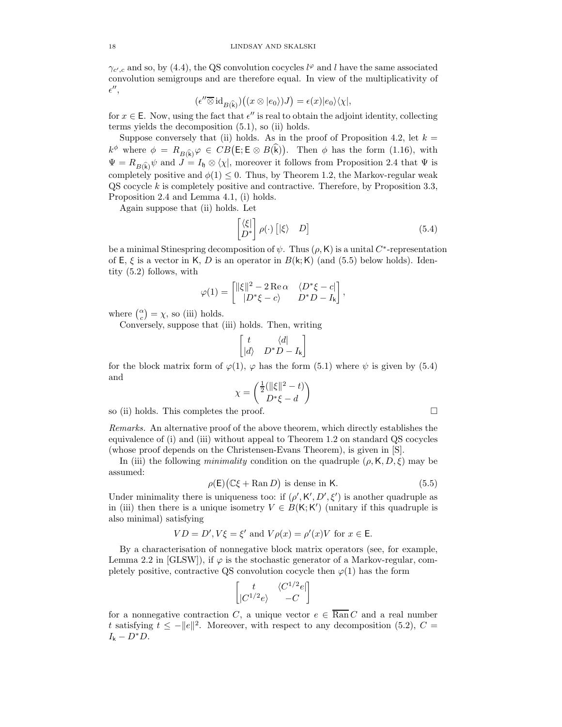$\gamma_{c',c}$ and so, by (4.4), the QS convolution cocycles $l^\varphi$ and $l$ have the same associated convolution semigroups and are therefore equal. In view of the multiplicativity of $\epsilon''$,

$$(\epsilon'' \overline{\otimes} \mathrm{id}_{B(\widehat{\mathsf{k}})})\big((x \otimes |e_0\rangle)J\big) = \epsilon(x)|e_0\rangle\langle\chi|,$$

for $x \in \mathsf{E}$. Now, using the fact that $\epsilon''$ is real to obtain the adjoint identity, collecting terms yields the decomposition (5.1), so (ii) holds.

Suppose conversely that (ii) holds. As in the proof of Proposition 4.2, let $k = k^\phi$ where $\phi = R_{B(\widehat{\mathsf{k}})}\varphi \in CB\big(\mathsf{E}; \mathsf{E} \otimes B(\widehat{\mathsf{k}})\big)$. Then $\phi$ has the form (1.16), with $\Psi = R_{B(\widehat{\mathsf{k}})}\psi$ and $J = I_{\mathfrak{h}} \otimes \langle\chi|$, moreover it follows from Proposition 2.4 that $\Psi$ is completely positive and $\phi(1) \leq 0$. Thus, by Theorem 1.2, the Markov-regular weak QS cocycle $k$ is completely positive and contractive. Therefore, by Proposition 3.3, Proposition 2.4 and Lemma 4.1, (i) holds.

Again suppose that (ii) holds. Let

$$\begin{bmatrix} \langle\xi| \\ D^* \end{bmatrix} \rho(\cdot) \begin{bmatrix} |\xi\rangle & D \end{bmatrix} \tag{5.4}$$

be a minimal Stinespring decomposition of $\psi$. Thus $(\rho, \mathsf{K})$ is a unital $C^*$-representation of $\mathsf{E}$, $\xi$ is a vector in $\mathsf{K}$, $D$ is an operator in $B(\mathsf{k}; \mathsf{K})$ (and (5.5) below holds). Identity (5.2) follows, with

$$\varphi(1) = \begin{bmatrix} \|\xi\|^2 - 2\,\mathrm{Re}\,\alpha & \langle D^*\xi - c| \\ |D^*\xi - c\rangle & D^*D - I_{\mathsf{k}} \end{bmatrix},$$

where $\binom{\alpha}{c} = \chi$, so (iii) holds.

Conversely, suppose that (iii) holds. Then, writing

$$\begin{bmatrix} t & \langle d| \\ |d\rangle & D^*D - I_{\mathsf{k}} \end{bmatrix}$$

for the block matrix form of $\varphi(1)$, $\varphi$ has the form (5.1) where $\psi$ is given by (5.4) and

$$\chi = \begin{pmatrix} \frac{1}{2}(\|\xi\|^2 - t) \\ D^*\xi - d \end{pmatrix}$$

so (ii) holds. This completes the proof. □

*Remarks.* An alternative proof of the above theorem, which directly establishes the equivalence of (i) and (iii) without appeal to Theorem 1.2 on standard QS cocycles (whose proof depends on the Christensen-Evans Theorem), is given in [S].

In (iii) the following *minimality* condition on the quadruple $(\rho, \mathsf{K}, D, \xi)$ may be assumed:

$$\rho(\mathsf{E})\big(\mathbb{C}\xi + \mathrm{Ran}\, D\big) \text{ is dense in } \mathsf{K}. \tag{5.5}$$

Under minimality there is uniqueness too: if $(\rho', \mathsf{K}', D', \xi')$ is another quadruple as in (iii) then there is a unique isometry $V \in B(\mathsf{K}; \mathsf{K}')$ (unitary if this quadruple is also minimal) satisfying

$$VD = D', V\xi = \xi' \text{ and } V\rho(x) = \rho'(x)V \text{ for } x \in \mathsf{E}.$$

By a characterisation of nonnegative block matrix operators (see, for example, Lemma 2.2 in [GLSW]), if $\varphi$ is the stochastic generator of a Markov-regular, completely positive, contractive QS convolution cocycle then $\varphi(1)$ has the form

$$\begin{bmatrix} t & \langle C^{1/2}e| \\ |C^{1/2}e\rangle & -C \end{bmatrix}$$

for a nonnegative contraction $C$, a unique vector $e \in \overline{\mathrm{Ran}}\, C$ and a real number $t$ satisfying $t \leq -\|e\|^2$. Moreover, with respect to any decomposition (5.2), $C = I_{\mathsf{k}} - D^*D$.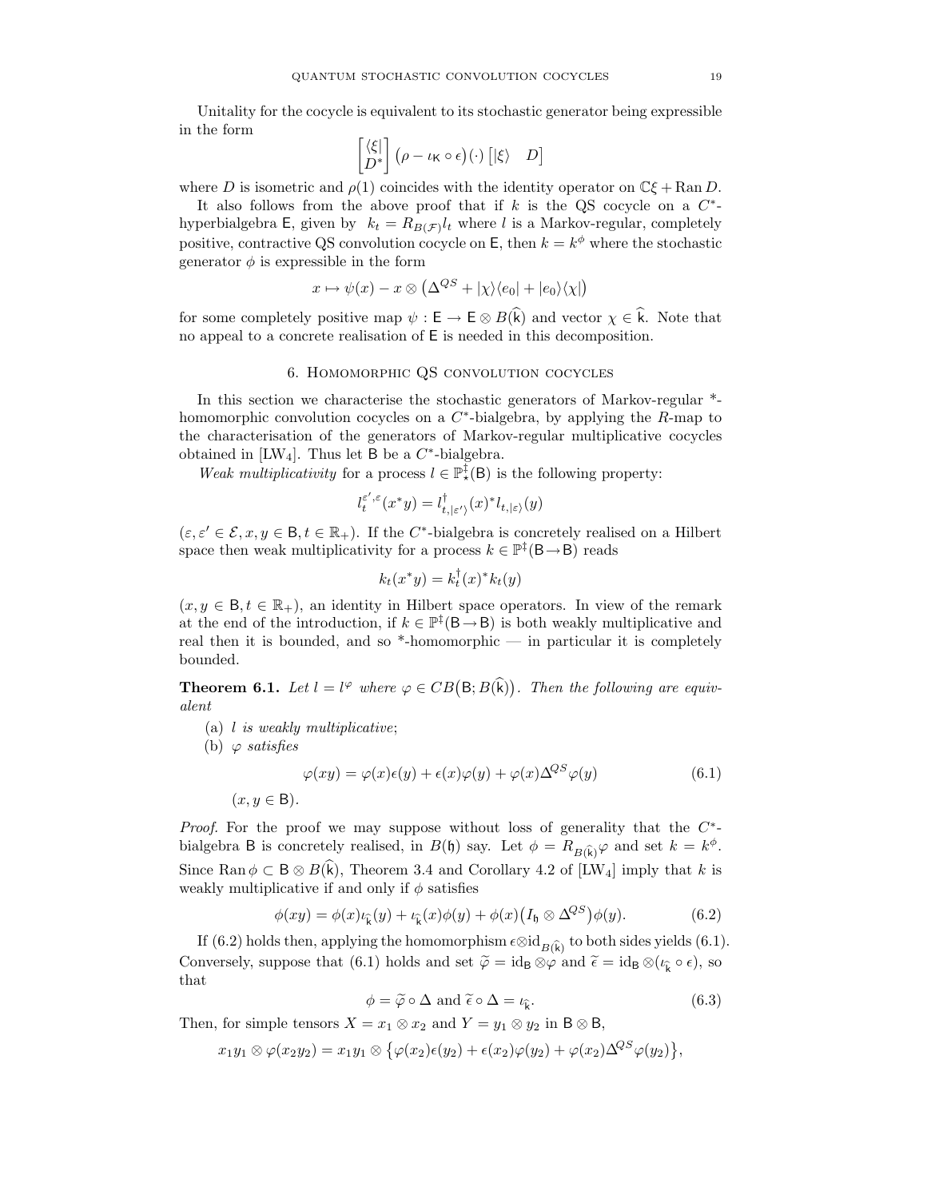Unitality for the cocycle is equivalent to its stochastic generator being expressible in the form

$$\begin{bmatrix} \langle\xi| \\ D^* \end{bmatrix} \big(\rho - \iota_{\mathsf{K}} \circ \epsilon\big)(\cdot) \begin{bmatrix} |\xi\rangle & D \end{bmatrix}$$

where $D$ is isometric and $\rho(1)$ coincides with the identity operator on $\mathbb{C}\xi + \operatorname{Ran} D$.

It also follows from the above proof that if $k$ is the QS cocycle on a $C^*$-hyperbialgebra $\mathsf{E}$, given by $k_t = R_{B(\mathcal{F})} l_t$ where $l$ is a Markov-regular, completely positive, contractive QS convolution cocycle on $\mathsf{E}$, then $k = k^\phi$ where the stochastic generator $\phi$ is expressible in the form

$$x \mapsto \psi(x) - x \otimes \big(\Delta^{QS} + |\chi\rangle\langle e_0| + |e_0\rangle\langle\chi|\big)$$

for some completely positive map $\psi : \mathsf{E} \to \mathsf{E} \otimes B(\widehat{\mathsf{k}})$ and vector $\chi \in \widehat{\mathsf{k}}$. Note that no appeal to a concrete realisation of $\mathsf{E}$ is needed in this decomposition.

## 6. Homomorphic QS convolution cocycles

In this section we characterise the stochastic generators of Markov-regular *-homomorphic convolution cocycles on a $C^*$-bialgebra, by applying the $R$-map to the characterisation of the generators of Markov-regular multiplicative cocycles obtained in [LW4]. Thus let $\mathsf{B}$ be a $C^*$-bialgebra.

*Weak multiplicativity* for a process $l \in \mathbb{P}^\ddagger_\star(\mathsf{B})$ is the following property:

$$l_t^{\varepsilon',\varepsilon}(x^*y) = l^\dagger_{t,|\varepsilon'\rangle}(x)^* l_{t,|\varepsilon\rangle}(y)$$

($\varepsilon, \varepsilon' \in \mathcal{E}, x, y \in \mathsf{B}, t \in \mathbb{R}_+$). If the $C^*$-bialgebra is concretely realised on a Hilbert space then weak multiplicativity for a process $k \in \mathbb{P}^\ddagger(\mathsf{B} \to \mathsf{B})$ reads

$$k_t(x^*y) = k_t^\dagger(x)^* k_t(y)$$

($x, y \in \mathsf{B}, t \in \mathbb{R}_+$), an identity in Hilbert space operators. In view of the remark at the end of the introduction, if $k \in \mathbb{P}^\ddagger(\mathsf{B} \to \mathsf{B})$ is both weakly multiplicative and real then it is bounded, and so *-homomorphic — in particular it is completely bounded.

**Theorem 6.1.** *Let $l = l^\varphi$ where $\varphi \in CB\big(\mathsf{B}; B(\widehat{\mathsf{k}})\big)$. Then the following are equivalent*

(a) *$l$ is weakly multiplicative*;

(b) *$\varphi$ satisfies*

$$\varphi(xy) = \varphi(x)\epsilon(y) + \epsilon(x)\varphi(y) + \varphi(x)\Delta^{QS}\varphi(y) \tag{6.1}$$

($x, y \in \mathsf{B}$).

*Proof.* For the proof we may suppose without loss of generality that the $C^*$-bialgebra $\mathsf{B}$ is concretely realised, in $B(\mathfrak{h})$ say. Let $\phi = R_{B(\widehat{\mathsf{k}})}\varphi$ and set $k = k^\phi$. Since $\operatorname{Ran}\phi \subset \mathsf{B} \otimes B(\widehat{\mathsf{k}})$, Theorem 3.4 and Corollary 4.2 of [LW4] imply that $k$ is weakly multiplicative if and only if $\phi$ satisfies

$$\phi(xy) = \phi(x)\iota_{\widehat{\mathsf{k}}}(y) + \iota_{\widehat{\mathsf{k}}}(x)\phi(y) + \phi(x)\big(I_{\mathfrak{h}} \otimes \Delta^{QS}\big)\phi(y). \tag{6.2}$$

If (6.2) holds then, applying the homomorphism $\epsilon \otimes \mathrm{id}_{B(\widehat{\mathsf{k}})}$ to both sides yields (6.1). Conversely, suppose that (6.1) holds and set $\widetilde{\varphi} = \mathrm{id}_{\mathsf{B}} \otimes \varphi$ and $\widetilde{\epsilon} = \mathrm{id}_{\mathsf{B}} \otimes (\iota_{\widehat{\mathsf{k}}} \circ \epsilon)$, so that

$$\phi = \widetilde{\varphi} \circ \Delta \text{ and } \widetilde{\epsilon} \circ \Delta = \iota_{\widehat{\mathsf{k}}}. \tag{6.3}$$

Then, for simple tensors $X = x_1 \otimes x_2$ and $Y = y_1 \otimes y_2$ in $\mathsf{B} \otimes \mathsf{B}$,

$$x_1 y_1 \otimes \varphi(x_2 y_2) = x_1 y_1 \otimes \big\{\varphi(x_2)\epsilon(y_2) + \epsilon(x_2)\varphi(y_2) + \varphi(x_2)\Delta^{QS}\varphi(y_2)\big\},$$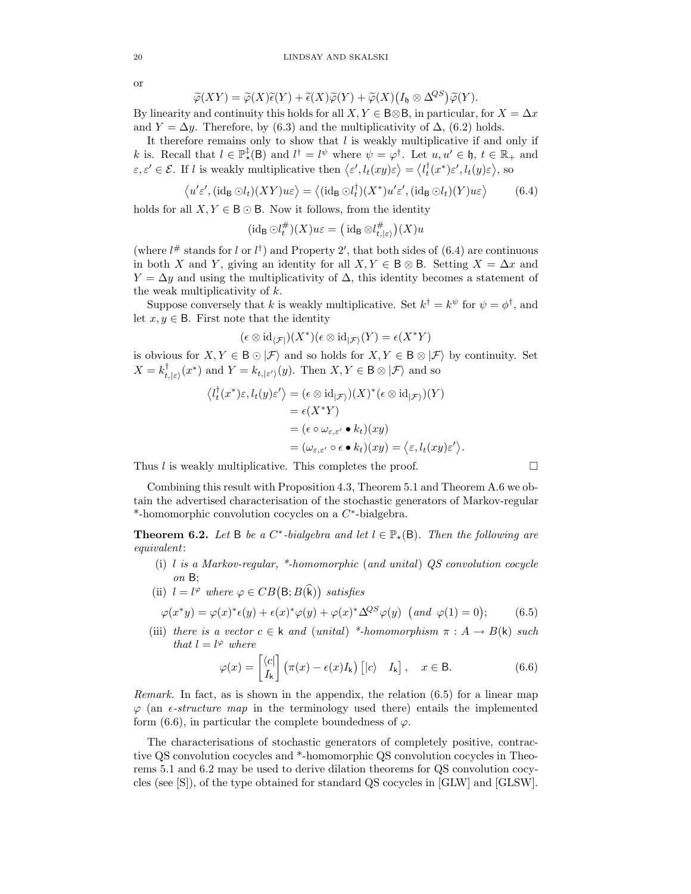or

$$\widetilde{\varphi}(XY) = \widetilde{\varphi}(X)\widetilde{\epsilon}(Y) + \widetilde{\epsilon}(X)\widetilde{\varphi}(Y) + \widetilde{\varphi}(X)\big(I_{\mathfrak{h}} \otimes \Delta^{QS}\big)\widetilde{\varphi}(Y).$$

By linearity and continuity this holds for all $X, Y \in \mathsf{B} \otimes \mathsf{B}$, in particular, for $X = \Delta x$ and $Y = \Delta y$. Therefore, by (6.3) and the multiplicativity of $\Delta$, (6.2) holds.

It therefore remains only to show that $l$ is weakly multiplicative if and only if $k$ is. Recall that $l \in \mathbb{P}^{\ddagger}_{\star}(\mathsf{B})$ and $l^{\dagger} = l^{\psi}$ where $\psi = \varphi^{\dagger}$. Let $u, u' \in \mathfrak{h}$, $t \in \mathbb{R}_+$ and $\varepsilon, \varepsilon' \in \mathcal{E}$. If $l$ is weakly multiplicative then $\langle \varepsilon', l_t(xy)\varepsilon \rangle = \langle l^{\dagger}_t(x^*)\varepsilon', l_t(y)\varepsilon \rangle$, so

$$\langle u'\varepsilon', (\mathrm{id}_{\mathsf{B}} \odot l_t)(XY)u\varepsilon \rangle = \langle (\mathrm{id}_{\mathsf{B}} \odot l^{\dagger}_t)(X^*)u'\varepsilon', (\mathrm{id}_{\mathsf{B}} \odot l_t)(Y)u\varepsilon \rangle \tag{6.4}$$

holds for all $X, Y \in \mathsf{B} \odot \mathsf{B}$. Now it follows, from the identity

$$(\mathrm{id}_{\mathsf{B}} \odot l^{\#}_t)(X)u\varepsilon = \big(\mathrm{id}_{\mathsf{B}} \otimes l^{\#}_{t,|\varepsilon\rangle}\big)(X)u$$

(where $l^{\#}$ stands for $l$ or $l^{\dagger}$) and Property 2′, that both sides of (6.4) are continuous in both $X$ and $Y$, giving an identity for all $X, Y \in \mathsf{B} \otimes \mathsf{B}$. Setting $X = \Delta x$ and $Y = \Delta y$ and using the multiplicativity of $\Delta$, this identity becomes a statement of the weak multiplicativity of $k$.

Suppose conversely that $k$ is weakly multiplicative. Set $k^{\dagger} = k^{\psi}$ for $\psi = \phi^{\dagger}$, and let $x, y \in \mathsf{B}$. First note that the identity

$$(\epsilon \otimes \mathrm{id}_{\langle \mathcal{F}|})(X^*)(\epsilon \otimes \mathrm{id}_{|\mathcal{F}\rangle})(Y) = \epsilon(X^*Y)$$

is obvious for $X, Y \in \mathsf{B} \odot |\mathcal{F}\rangle$ and so holds for $X, Y \in \mathsf{B} \otimes |\mathcal{F}\rangle$ by continuity. Set $X = k^{\dagger}_{t,|\varepsilon\rangle}(x^*)$ and $Y = k_{t,|\varepsilon'\rangle}(y)$. Then $X, Y \in \mathsf{B} \otimes |\mathcal{F}\rangle$ and so

$$\begin{aligned}
\langle l^{\dagger}_t(x^*)\varepsilon, l_t(y)\varepsilon' \rangle &= (\epsilon \otimes \mathrm{id}_{|\mathcal{F}\rangle})(X)^*(\epsilon \otimes \mathrm{id}_{|\mathcal{F}\rangle})(Y) \\
&= \epsilon(X^*Y) \\
&= (\epsilon \circ \omega_{\varepsilon,\varepsilon'} \bullet k_t)(xy) \\
&= (\omega_{\varepsilon,\varepsilon'} \circ \epsilon \bullet k_t)(xy) = \langle \varepsilon, l_t(xy)\varepsilon' \rangle.
\end{aligned}$$

Thus $l$ is weakly multiplicative. This completes the proof. □

Combining this result with Proposition 4.3, Theorem 5.1 and Theorem A.6 we obtain the advertised characterisation of the stochastic generators of Markov-regular \*-homomorphic convolution cocycles on a $C^*$-bialgebra.

**Theorem 6.2.** *Let* $\mathsf{B}$ *be a* $C^*$*-bialgebra and let* $l \in \mathbb{P}_{\star}(\mathsf{B})$*. Then the following are equivalent*:

(i) *$l$ is a Markov-regular, \*-homomorphic* (*and unital*) *QS convolution cocycle on* $\mathsf{B}$;

(ii) $l = l^{\varphi}$ *where* $\varphi \in CB\big(\mathsf{B}; B(\widehat{\mathsf{k}})\big)$ *satisfies*

$$\varphi(x^*y) = \varphi(x)^*\epsilon(y) + \epsilon(x)^*\varphi(y) + \varphi(x)^*\Delta^{QS}\varphi(y) \ \ \big(\textit{and } \ \varphi(1) = 0\big); \tag{6.5}$$

(iii) *there is a vector* $c \in \mathsf{k}$ *and* (*unital*) *\*-homomorphism* $\pi : A \to B(\mathsf{k})$ *such that* $l = l^{\varphi}$ *where*

$$\varphi(x) = \begin{bmatrix} \langle c| \\ I_{\mathsf{k}} \end{bmatrix} \big(\pi(x) - \epsilon(x)I_{\mathsf{k}}\big) \begin{bmatrix} |c\rangle & I_{\mathsf{k}} \end{bmatrix}, \quad x \in \mathsf{B}. \tag{6.6}$$

*Remark.* In fact, as is shown in the appendix, the relation (6.5) for a linear map $\varphi$ (an *$\epsilon$-structure map* in the terminology used there) entails the implemented form (6.6), in particular the complete boundedness of $\varphi$.

The characterisations of stochastic generators of completely positive, contractive QS convolution cocycles and \*-homomorphic QS convolution cocycles in Theorems 5.1 and 6.2 may be used to derive dilation theorems for QS convolution cocycles (see [S]), of the type obtained for standard QS cocycles in [GLW] and [GLSW].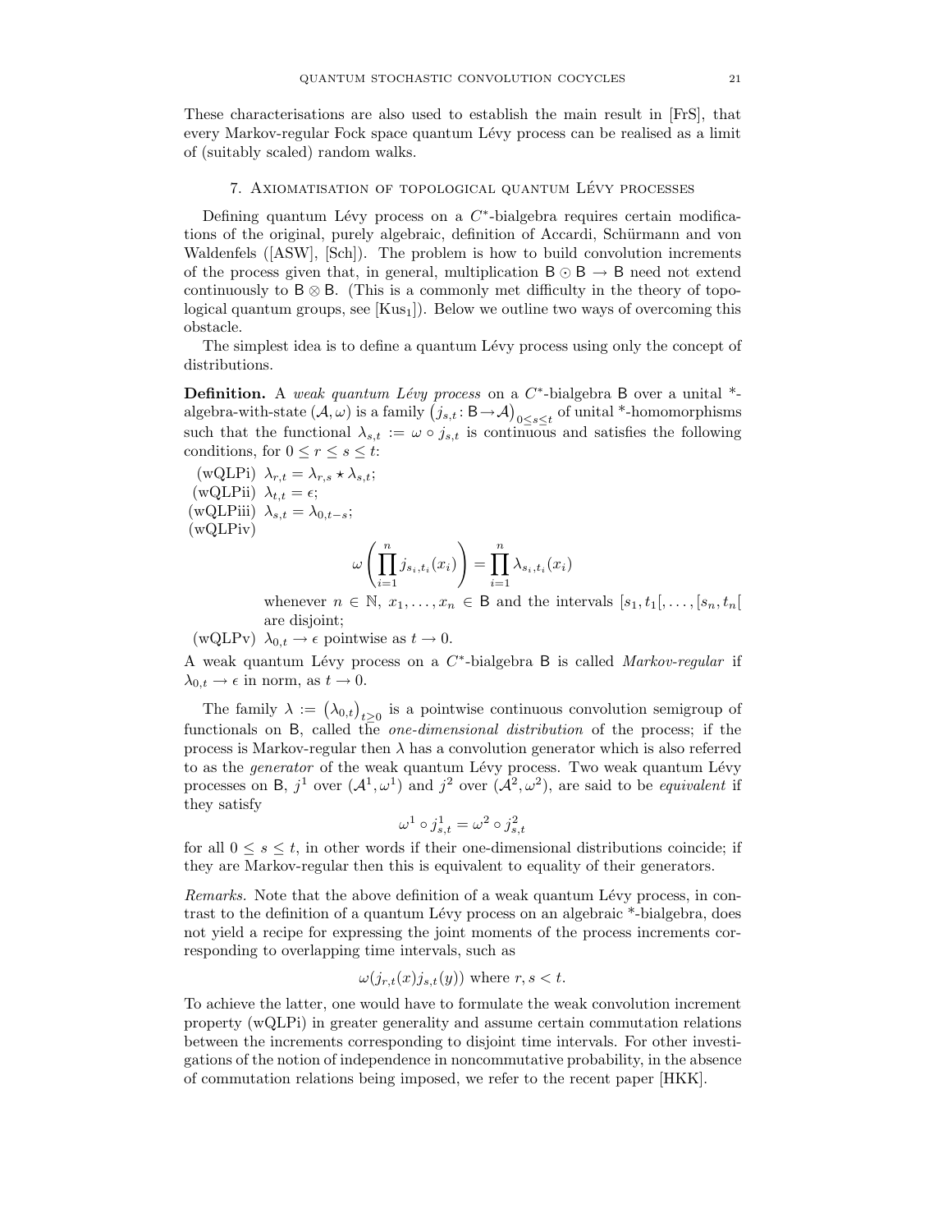These characterisations are also used to establish the main result in [FrS], that every Markov-regular Fock space quantum Lévy process can be realised as a limit of (suitably scaled) random walks.

## 7. Axiomatisation of topological quantum Lévy processes

Defining quantum Lévy process on a $C^*$-bialgebra requires certain modifications of the original, purely algebraic, definition of Accardi, Schürmann and von Waldenfels ([ASW], [Sch]). The problem is how to build convolution increments of the process given that, in general, multiplication $\mathsf{B} \odot \mathsf{B} \to \mathsf{B}$ need not extend continuously to $\mathsf{B} \otimes \mathsf{B}$. (This is a commonly met difficulty in the theory of topological quantum groups, see [Kus$_1$]). Below we outline two ways of overcoming this obstacle.

The simplest idea is to define a quantum Lévy process using only the concept of distributions.

**Definition.** A *weak quantum Lévy process* on a $C^*$-bialgebra $\mathsf{B}$ over a unital \*-algebra-with-state $(\mathcal{A}, \omega)$ is a family $\big(j_{s,t} \colon \mathsf{B} \to \mathcal{A}\big)_{0 \le s \le t}$ of unital \*-homomorphisms such that the functional $\lambda_{s,t} := \omega \circ j_{s,t}$ is continuous and satisfies the following conditions, for $0 \le r \le s \le t$:

(wQLPi) $\lambda_{r,t} = \lambda_{r,s} \star \lambda_{s,t}$;

(wQLPii) $\lambda_{t,t} = \epsilon$;

(wQLPiii) $\lambda_{s,t} = \lambda_{0,t-s}$;

(wQLPiv)

$$\omega\left(\prod_{i=1}^{n} j_{s_i,t_i}(x_i)\right) = \prod_{i=1}^{n} \lambda_{s_i,t_i}(x_i)$$

whenever $n \in \mathbb{N}$, $x_1, \ldots, x_n \in \mathsf{B}$ and the intervals $[s_1, t_1[, \ldots, [s_n, t_n[$ are disjoint;

(wQLPv) $\lambda_{0,t} \to \epsilon$ pointwise as $t \to 0$.

A weak quantum Lévy process on a $C^*$-bialgebra $\mathsf{B}$ is called *Markov-regular* if $\lambda_{0,t} \to \epsilon$ in norm, as $t \to 0$.

The family $\lambda := \big(\lambda_{0,t}\big)_{t \ge 0}$ is a pointwise continuous convolution semigroup of functionals on $\mathsf{B}$, called the *one-dimensional distribution* of the process; if the process is Markov-regular then $\lambda$ has a convolution generator which is also referred to as the *generator* of the weak quantum Lévy process. Two weak quantum Lévy processes on $\mathsf{B}$, $j^1$ over $(\mathcal{A}^1, \omega^1)$ and $j^2$ over $(\mathcal{A}^2, \omega^2)$, are said to be *equivalent* if they satisfy

$$\omega^1 \circ j^1_{s,t} = \omega^2 \circ j^2_{s,t}$$

for all $0 \le s \le t$, in other words if their one-dimensional distributions coincide; if they are Markov-regular then this is equivalent to equality of their generators.

*Remarks.* Note that the above definition of a weak quantum Lévy process, in contrast to the definition of a quantum Lévy process on an algebraic \*-bialgebra, does not yield a recipe for expressing the joint moments of the process increments corresponding to overlapping time intervals, such as

$$\omega(j_{r,t}(x) j_{s,t}(y)) \text{ where } r, s < t.$$

To achieve the latter, one would have to formulate the weak convolution increment property (wQLPi) in greater generality and assume certain commutation relations between the increments corresponding to disjoint time intervals. For other investigations of the notion of independence in noncommutative probability, in the absence of commutation relations being imposed, we refer to the recent paper [HKK].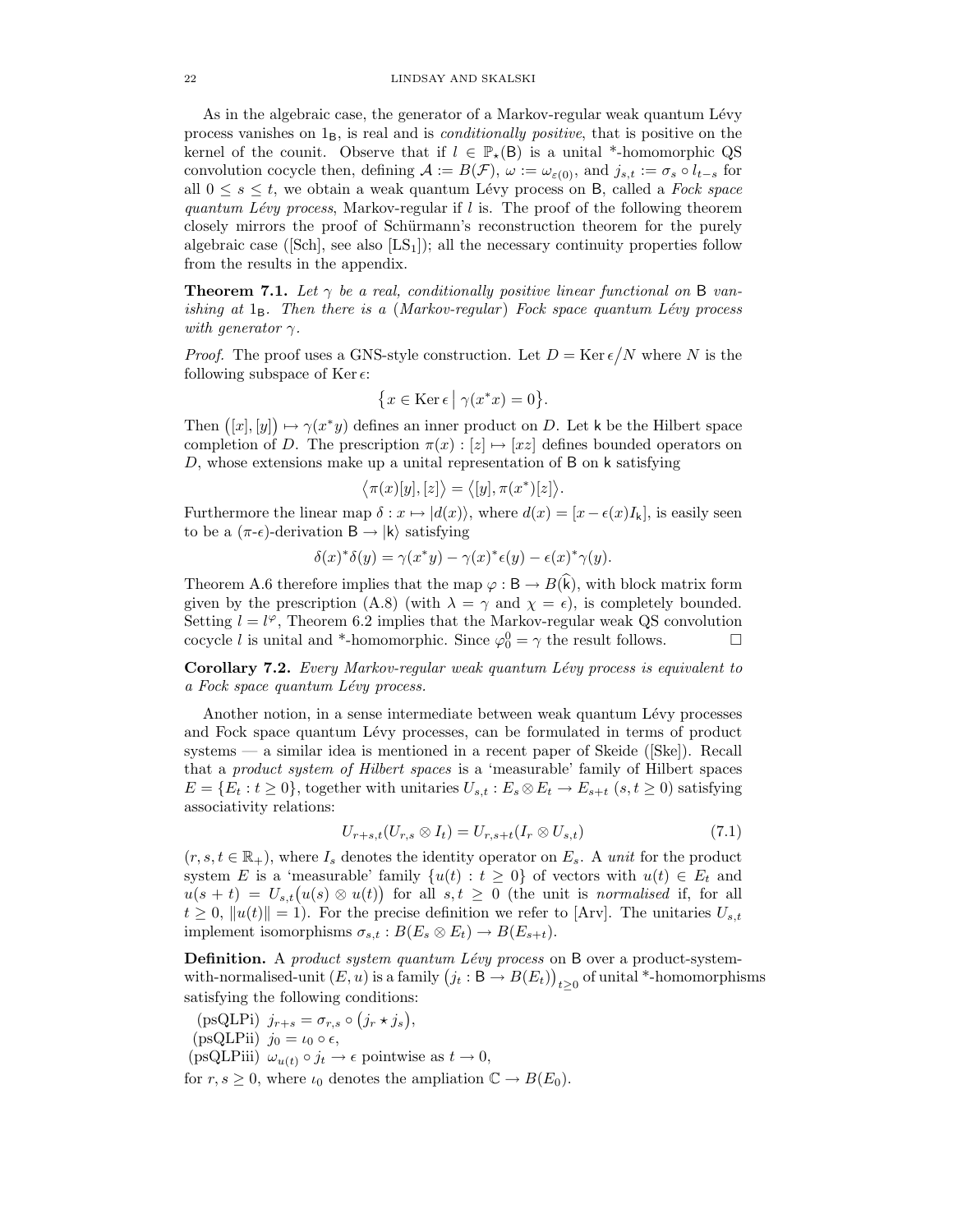As in the algebraic case, the generator of a Markov-regular weak quantum Lévy process vanishes on $1_{\mathsf{B}}$, is real and is *conditionally positive*, that is positive on the kernel of the counit. Observe that if $l \in \mathbb{P}_\star(\mathsf{B})$ is a unital \*-homomorphic QS convolution cocycle then, defining $\mathcal{A} := B(\mathcal{F})$, $\omega := \omega_{\varepsilon(0)}$, and $j_{s,t} := \sigma_s \circ l_{t-s}$ for all $0 \le s \le t$, we obtain a weak quantum Lévy process on $\mathsf{B}$, called a *Fock space quantum Lévy process*, Markov-regular if $l$ is. The proof of the following theorem closely mirrors the proof of Schürmann's reconstruction theorem for the purely algebraic case ([Sch], see also [LS$_1$]); all the necessary continuity properties follow from the results in the appendix.

**Theorem 7.1.** *Let $\gamma$ be a real, conditionally positive linear functional on $\mathsf{B}$ vanishing at $1_{\mathsf{B}}$. Then there is a (Markov-regular) Fock space quantum Lévy process with generator $\gamma$.*

*Proof.* The proof uses a GNS-style construction. Let $D = \operatorname{Ker} \epsilon \big/ N$ where $N$ is the following subspace of $\operatorname{Ker} \epsilon$:

$$\big\{ x \in \operatorname{Ker} \epsilon \,\big|\, \gamma(x^* x) = 0 \big\}.$$

Then $\big([x],[y]\big) \mapsto \gamma(x^* y)$ defines an inner product on $D$. Let $\mathsf{k}$ be the Hilbert space completion of $D$. The prescription $\pi(x) : [z] \mapsto [xz]$ defines bounded operators on $D$, whose extensions make up a unital representation of $\mathsf{B}$ on $\mathsf{k}$ satisfying

$$\big\langle \pi(x)[y], [z] \big\rangle = \big\langle [y], \pi(x^*)[z] \big\rangle.$$

Furthermore the linear map $\delta : x \mapsto |d(x)\rangle$, where $d(x) = [x - \epsilon(x) I_{\mathsf{k}}]$, is easily seen to be a ($\pi$-$\epsilon$)-derivation $\mathsf{B} \to |\mathsf{k}\rangle$ satisfying

$$\delta(x)^* \delta(y) = \gamma(x^* y) - \gamma(x)^* \epsilon(y) - \epsilon(x)^* \gamma(y).$$

Theorem A.6 therefore implies that the map $\varphi : \mathsf{B} \to B(\widehat{\mathsf{k}})$, with block matrix form given by the prescription (A.8) (with $\lambda = \gamma$ and $\chi = \epsilon$), is completely bounded. Setting $l = l^\varphi$, Theorem 6.2 implies that the Markov-regular weak QS convolution cocycle $l$ is unital and \*-homomorphic. Since $\varphi^0_0 = \gamma$ the result follows. $\square$

**Corollary 7.2.** *Every Markov-regular weak quantum Lévy process is equivalent to a Fock space quantum Lévy process.*

Another notion, in a sense intermediate between weak quantum Lévy processes and Fock space quantum Lévy processes, can be formulated in terms of product systems — a similar idea is mentioned in a recent paper of Skeide ([Ske]). Recall that a *product system of Hilbert spaces* is a 'measurable' family of Hilbert spaces $E = \{E_t : t \ge 0\}$, together with unitaries $U_{s,t} : E_s \otimes E_t \to E_{s+t}$ $(s, t \ge 0)$ satisfying associativity relations:

$$U_{r+s,t}(U_{r,s} \otimes I_t) = U_{r,s+t}(I_r \otimes U_{s,t}) \tag{7.1}$$

$(r, s, t \in \mathbb{R}_+)$, where $I_s$ denotes the identity operator on $E_s$. A *unit* for the product system $E$ is a 'measurable' family $\{u(t) : t \ge 0\}$ of vectors with $u(t) \in E_t$ and $u(s+t) = U_{s,t}\big(u(s) \otimes u(t)\big)$ for all $s, t \ge 0$ (the unit is *normalised* if, for all $t \ge 0$, $\|u(t)\| = 1$). For the precise definition we refer to [Arv]. The unitaries $U_{s,t}$ implement isomorphisms $\sigma_{s,t} : B(E_s \otimes E_t) \to B(E_{s+t})$.

**Definition.** A *product system quantum Lévy process* on $\mathsf{B}$ over a product-system-with-normalised-unit $(E, u)$ is a family $\big(j_t : \mathsf{B} \to B(E_t)\big)_{t \ge 0}$ of unital \*-homomorphisms satisfying the following conditions:

(psQLPi) $j_{r+s} = \sigma_{r,s} \circ \big(j_r \star j_s\big)$,

(psQLPii) $j_0 = \iota_0 \circ \epsilon$,

(psQLPiii) $\omega_{u(t)} \circ j_t \to \epsilon$ pointwise as $t \to 0$,

for $r, s \ge 0$, where $\iota_0$ denotes the ampliation $\mathbb{C} \to B(E_0)$.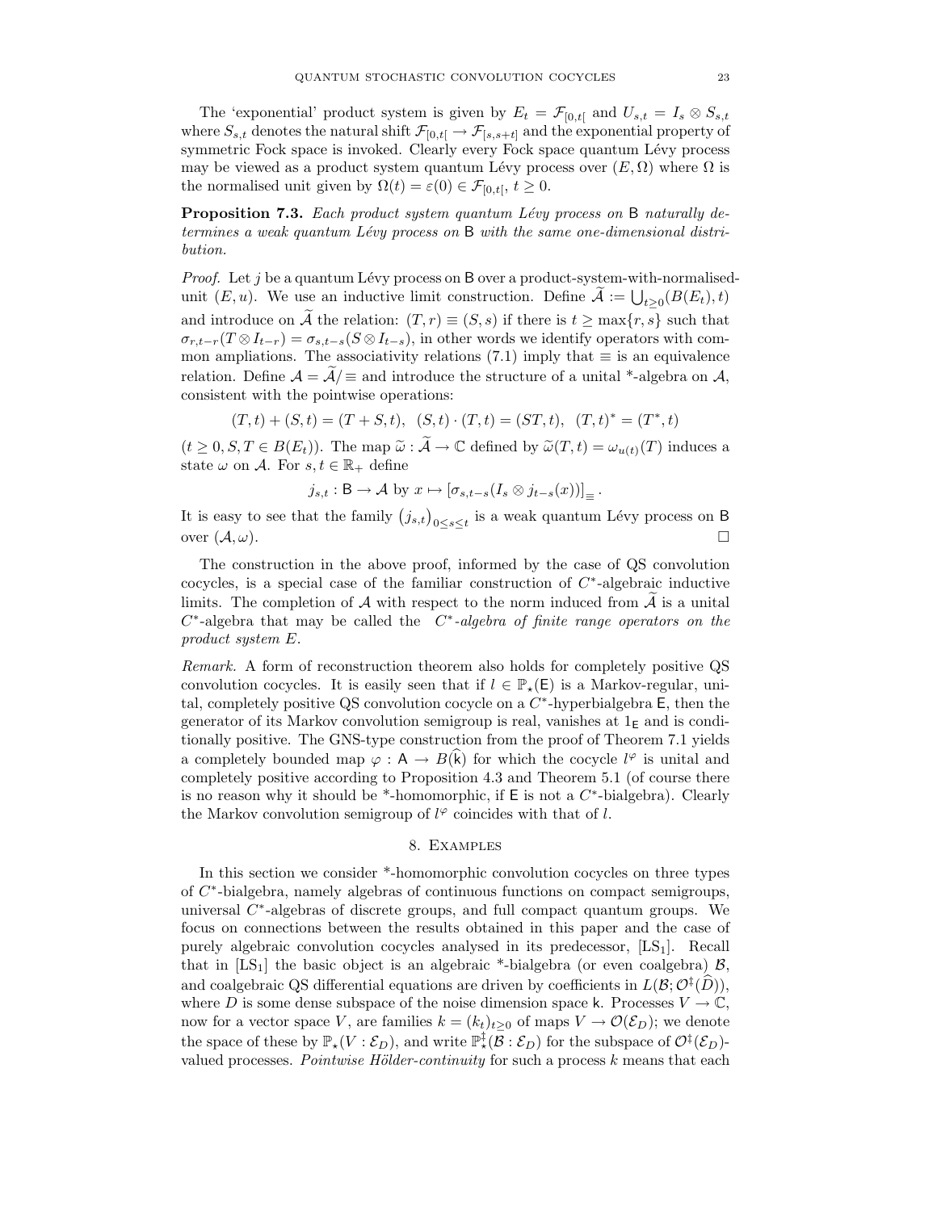The 'exponential' product system is given by $E_t = \mathcal{F}_{[0,t[}$ and $U_{s,t} = I_s \otimes S_{s,t}$ where $S_{s,t}$ denotes the natural shift $\mathcal{F}_{[0,t[} \to \mathcal{F}_{[s,s+t]}$ and the exponential property of symmetric Fock space is invoked. Clearly every Fock space quantum Lévy process may be viewed as a product system quantum Lévy process over $(E, \Omega)$ where $\Omega$ is the normalised unit given by $\Omega(t) = \varepsilon(0) \in \mathcal{F}_{[0,t[}$, $t \geq 0$.

**Proposition 7.3.** *Each product system quantum Lévy process on* $\mathsf{B}$ *naturally determines a weak quantum Lévy process on* $\mathsf{B}$ *with the same one-dimensional distribution.*

*Proof.* Let $j$ be a quantum Lévy process on $\mathsf{B}$ over a product-system-with-normalised-unit $(E, u)$. We use an inductive limit construction. Define $\widetilde{\mathcal{A}} := \bigcup_{t\geq 0}(B(E_t), t)$ and introduce on $\widetilde{\mathcal{A}}$ the relation: $(T, r) \equiv (S, s)$ if there is $t \geq \max\{r, s\}$ such that $\sigma_{r,t-r}(T \otimes I_{t-r}) = \sigma_{s,t-s}(S \otimes I_{t-s})$, in other words we identify operators with common ampliations. The associativity relations (7.1) imply that $\equiv$ is an equivalence relation. Define $\mathcal{A} = \widetilde{\mathcal{A}}/\equiv$ and introduce the structure of a unital \*-algebra on $\mathcal{A}$, consistent with the pointwise operations:

$$(T, t) + (S, t) = (T + S, t), \quad (S, t) \cdot (T, t) = (ST, t), \quad (T, t)^* = (T^*, t)$$

($t \geq 0, S, T \in B(E_t)$). The map $\widetilde{\omega} : \widetilde{\mathcal{A}} \to \mathbb{C}$ defined by $\widetilde{\omega}(T, t) = \omega_{u(t)}(T)$ induces a state $\omega$ on $\mathcal{A}$. For $s, t \in \mathbb{R}_+$ define

$$j_{s,t} : \mathsf{B} \to \mathcal{A} \text{ by } x \mapsto [\sigma_{s,t-s}(I_s \otimes j_{t-s}(x))]_{\equiv}.$$

It is easy to see that the family $(j_{s,t})_{0\leq s\leq t}$ is a weak quantum Lévy process on $\mathsf{B}$ over $(\mathcal{A}, \omega)$. □

The construction in the above proof, informed by the case of QS convolution cocycles, is a special case of the familiar construction of $C^*$-algebraic inductive limits. The completion of $\mathcal{A}$ with respect to the norm induced from $\widetilde{\mathcal{A}}$ is a unital $C^*$-algebra that may be called the *$C^*$-algebra of finite range operators on the product system $E$*.

*Remark.* A form of reconstruction theorem also holds for completely positive QS convolution cocycles. It is easily seen that if $l \in \mathbb{P}_\star(\mathsf{E})$ is a Markov-regular, unital, completely positive QS convolution cocycle on a $C^*$-hyperbialgebra $\mathsf{E}$, then the generator of its Markov convolution semigroup is real, vanishes at $1_\mathsf{E}$ and is conditionally positive. The GNS-type construction from the proof of Theorem 7.1 yields a completely bounded map $\varphi : \mathsf{A} \to B(\widehat{\mathsf{k}})$ for which the cocycle $l^\varphi$ is unital and completely positive according to Proposition 4.3 and Theorem 5.1 (of course there is no reason why it should be \*-homomorphic, if $\mathsf{E}$ is not a $C^*$-bialgebra). Clearly the Markov convolution semigroup of $l^\varphi$ coincides with that of $l$.

## 8. Examples

In this section we consider \*-homomorphic convolution cocycles on three types of $C^*$-bialgebra, namely algebras of continuous functions on compact semigroups, universal $C^*$-algebras of discrete groups, and full compact quantum groups. We focus on connections between the results obtained in this paper and the case of purely algebraic convolution cocycles analysed in its predecessor, [LS$_1$]. Recall that in [LS$_1$] the basic object is an algebraic \*-bialgebra (or even coalgebra) $\mathcal{B}$, and coalgebraic QS differential equations are driven by coefficients in $L(\mathcal{B}; \mathcal{O}^\ddagger(\widehat{D}))$, where $D$ is some dense subspace of the noise dimension space $\mathsf{k}$. Processes $V \to \mathbb{C}$, now for a vector space $V$, are families $k = (k_t)_{t\geq 0}$ of maps $V \to \mathcal{O}(\mathcal{E}_D)$; we denote the space of these by $\mathbb{P}_\star(V : \mathcal{E}_D)$, and write $\mathbb{P}^\ddagger_\star(\mathcal{B} : \mathcal{E}_D)$ for the subspace of $\mathcal{O}^\ddagger(\mathcal{E}_D)$-valued processes. *Pointwise Hölder-continuity* for such a process $k$ means that each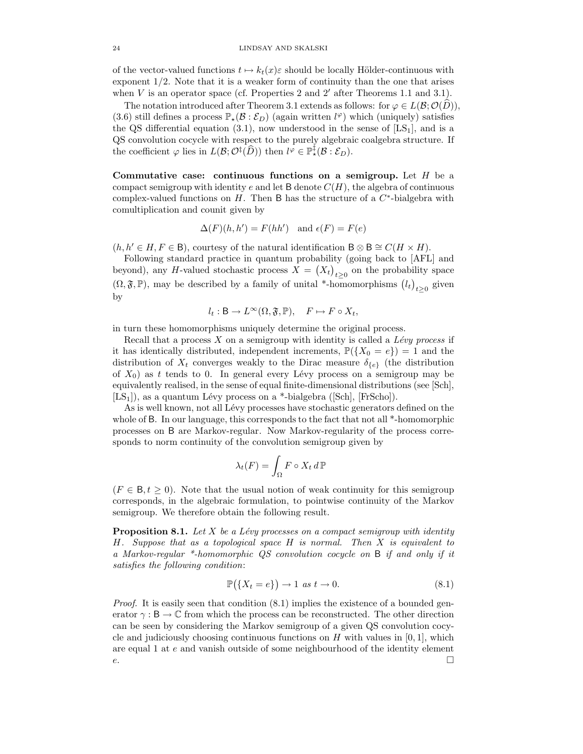of the vector-valued functions $t \mapsto k_t(x)\varepsilon$ should be locally Hölder-continuous with exponent $1/2$. Note that it is a weaker form of continuity than the one that arises when $V$ is an operator space (cf. Properties 2 and 2′ after Theorems 1.1 and 3.1).

The notation introduced after Theorem 3.1 extends as follows: for $\varphi \in L(\mathcal{B}; \mathcal{O}(\widehat{D}))$, (3.6) still defines a process $\mathbb{P}_\star(\mathcal{B} : \mathcal{E}_D)$ (again written $l^\varphi$) which (uniquely) satisfies the QS differential equation (3.1), now understood in the sense of [LS$_1$], and is a QS convolution cocycle with respect to the purely algebraic coalgebra structure. If the coefficient $\varphi$ lies in $L(\mathcal{B}; \mathcal{O}^\ddagger(\widehat{D}))$ then $l^\varphi \in \mathbb{P}^\ddagger_\star(\mathcal{B} : \mathcal{E}_D)$.

**Commutative case: continuous functions on a semigroup.** Let $H$ be a compact semigroup with identity $e$ and let $\mathsf{B}$ denote $C(H)$, the algebra of continuous complex-valued functions on $H$. Then $\mathsf{B}$ has the structure of a $C^*$-bialgebra with comultiplication and counit given by

$$\Delta(F)(h, h') = F(hh') \quad \text{and } \epsilon(F) = F(e)$$

($h, h' \in H, F \in \mathsf{B}$), courtesy of the natural identification $\mathsf{B} \otimes \mathsf{B} \cong C(H \times H)$.

Following standard practice in quantum probability (going back to [AFL] and beyond), any $H$-valued stochastic process $X = \big(X_t\big)_{t \geq 0}$ on the probability space $(\Omega, \mathfrak{F}, \mathbb{P})$, may be described by a family of unital \*-homomorphisms $\big(l_t\big)_{t\geq 0}$ given by

$$l_t : \mathsf{B} \to L^\infty(\Omega, \mathfrak{F}, \mathbb{P}), \quad F \mapsto F \circ X_t,$$

in turn these homomorphisms uniquely determine the original process.

Recall that a process $X$ on a semigroup with identity is called a *Lévy process* if it has identically distributed, independent increments, $\mathbb{P}(\{X_0 = e\}) = 1$ and the distribution of $X_t$ converges weakly to the Dirac measure $\delta_{\{e\}}$ (the distribution of $X_0$) as $t$ tends to 0. In general every Lévy process on a semigroup may be equivalently realised, in the sense of equal finite-dimensional distributions (see [Sch], [LS$_1$]), as a quantum Lévy process on a \*-bialgebra ([Sch], [FrScho]).

As is well known, not all Lévy processes have stochastic generators defined on the whole of $\mathsf{B}$. In our language, this corresponds to the fact that not all \*-homomorphic processes on $\mathsf{B}$ are Markov-regular. Now Markov-regularity of the process corresponds to norm continuity of the convolution semigroup given by

$$\lambda_t(F) = \int_\Omega F \circ X_t \, d\,\mathbb{P}$$

($F \in \mathsf{B}, t \geq 0$). Note that the usual notion of weak continuity for this semigroup corresponds, in the algebraic formulation, to pointwise continuity of the Markov semigroup. We therefore obtain the following result.

**Proposition 8.1.** *Let $X$ be a Lévy processes on a compact semigroup with identity $H$. Suppose that as a topological space $H$ is normal. Then $X$ is equivalent to a Markov-regular \*-homomorphic QS convolution cocycle on $\mathsf{B}$ if and only if it satisfies the following condition*:

$$\mathbb{P}\big(\{X_t = e\}\big) \to 1 \text{ as } t \to 0. \tag{8.1}$$

*Proof.* It is easily seen that condition (8.1) implies the existence of a bounded generator $\gamma : \mathsf{B} \to \mathbb{C}$ from which the process can be reconstructed. The other direction can be seen by considering the Markov semigroup of a given QS convolution cocycle and judiciously choosing continuous functions on $H$ with values in $[0, 1]$, which are equal 1 at $e$ and vanish outside of some neighbourhood of the identity element $e$. $\square$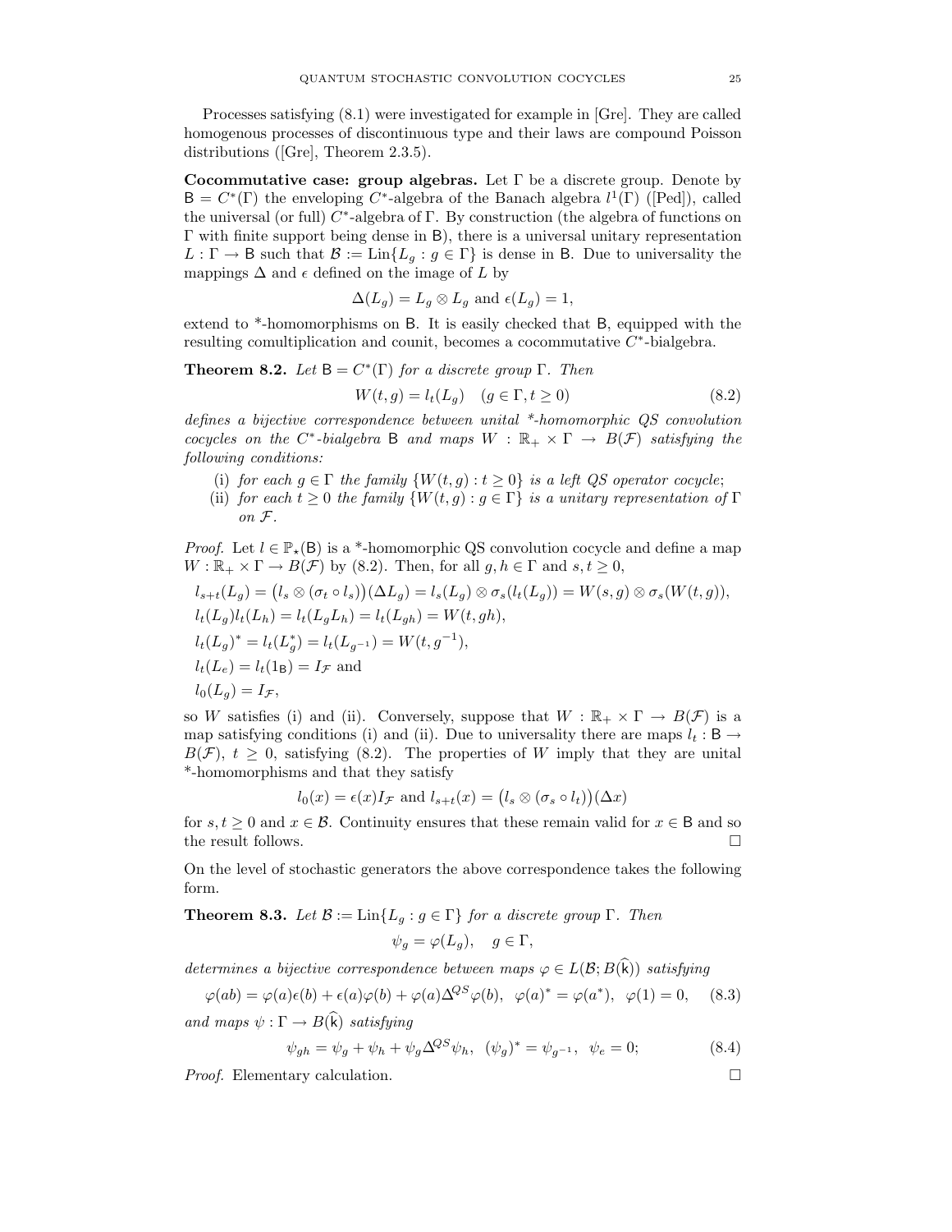Processes satisfying (8.1) were investigated for example in [Gre]. They are called homogenous processes of discontinuous type and their laws are compound Poisson distributions ([Gre], Theorem 2.3.5).

**Cocommutative case: group algebras.** Let $\Gamma$ be a discrete group. Denote by $\mathsf{B} = C^*(\Gamma)$ the enveloping $C^*$-algebra of the Banach algebra $l^1(\Gamma)$ ([Ped]), called the universal (or full) $C^*$-algebra of $\Gamma$. By construction (the algebra of functions on $\Gamma$ with finite support being dense in $\mathsf{B}$), there is a universal unitary representation $L : \Gamma \to \mathsf{B}$ such that $\mathcal{B} := \mathrm{Lin}\{L_g : g \in \Gamma\}$ is dense in $\mathsf{B}$. Due to universality the mappings $\Delta$ and $\epsilon$ defined on the image of $L$ by

$$\Delta(L_g) = L_g \otimes L_g \text{ and } \epsilon(L_g) = 1,$$

extend to \*-homomorphisms on $\mathsf{B}$. It is easily checked that $\mathsf{B}$, equipped with the resulting comultiplication and counit, becomes a cocommutative $C^*$-bialgebra.

**Theorem 8.2.** *Let $\mathsf{B} = C^*(\Gamma)$ for a discrete group $\Gamma$. Then*

$$W(t,g) = l_t(L_g) \quad (g \in \Gamma, t \geq 0) \tag{8.2}$$

*defines a bijective correspondence between unital \*-homomorphic QS convolution cocycles on the $C^*$-bialgebra $\mathsf{B}$ and maps $W : \mathbb{R}_+ \times \Gamma \to B(\mathcal{F})$ satisfying the following conditions:*

(i) *for each $g \in \Gamma$ the family $\{W(t,g) : t \geq 0\}$ is a left QS operator cocycle;*
(ii) *for each $t \geq 0$ the family $\{W(t,g) : g \in \Gamma\}$ is a unitary representation of $\Gamma$ on $\mathcal{F}$.*

*Proof.* Let $l \in \mathbb{P}_\star(\mathsf{B})$ is a \*-homomorphic QS convolution cocycle and define a map $W : \mathbb{R}_+ \times \Gamma \to B(\mathcal{F})$ by (8.2). Then, for all $g, h \in \Gamma$ and $s, t \geq 0$,

$$l_{s+t}(L_g) = \big(l_s \otimes (\sigma_t \circ l_s)\big)(\Delta L_g) = l_s(L_g) \otimes \sigma_s(l_t(L_g)) = W(s,g) \otimes \sigma_s(W(t,g)),$$
$$l_t(L_g) l_t(L_h) = l_t(L_g L_h) = l_t(L_{gh}) = W(t, gh),$$
$$l_t(L_g)^* = l_t(L_g^*) = l_t(L_{g^{-1}}) = W(t, g^{-1}),$$
$$l_t(L_e) = l_t(1_{\mathsf{B}}) = I_{\mathcal{F}} \text{ and}$$
$$l_0(L_g) = I_{\mathcal{F}},$$

so $W$ satisfies (i) and (ii). Conversely, suppose that $W : \mathbb{R}_+ \times \Gamma \to B(\mathcal{F})$ is a map satisfying conditions (i) and (ii). Due to universality there are maps $l_t : \mathsf{B} \to B(\mathcal{F})$, $t \geq 0$, satisfying (8.2). The properties of $W$ imply that they are unital \*-homomorphisms and that they satisfy

$$l_0(x) = \epsilon(x) I_{\mathcal{F}} \text{ and } l_{s+t}(x) = \big(l_s \otimes (\sigma_s \circ l_t)\big)(\Delta x)$$

for $s, t \geq 0$ and $x \in \mathcal{B}$. Continuity ensures that these remain valid for $x \in \mathsf{B}$ and so the result follows. $\square$

On the level of stochastic generators the above correspondence takes the following form.

**Theorem 8.3.** *Let $\mathcal{B} := \mathrm{Lin}\{L_g : g \in \Gamma\}$ for a discrete group $\Gamma$. Then*

$$\psi_g = \varphi(L_g), \quad g \in \Gamma,$$

*determines a bijective correspondence between maps $\varphi \in L(\mathcal{B}; B(\widehat{\mathsf{k}}))$ satisfying*

$$\varphi(ab) = \varphi(a)\epsilon(b) + \epsilon(a)\varphi(b) + \varphi(a)\Delta^{QS}\varphi(b), \;\; \varphi(a)^* = \varphi(a^*), \;\; \varphi(1) = 0, \tag{8.3}$$

*and maps $\psi : \Gamma \to B(\widehat{\mathsf{k}})$ satisfying*

$$\psi_{gh} = \psi_g + \psi_h + \psi_g \Delta^{QS} \psi_h, \;\; (\psi_g)^* = \psi_{g^{-1}}, \;\; \psi_e = 0; \tag{8.4}$$

*Proof.* Elementary calculation. $\square$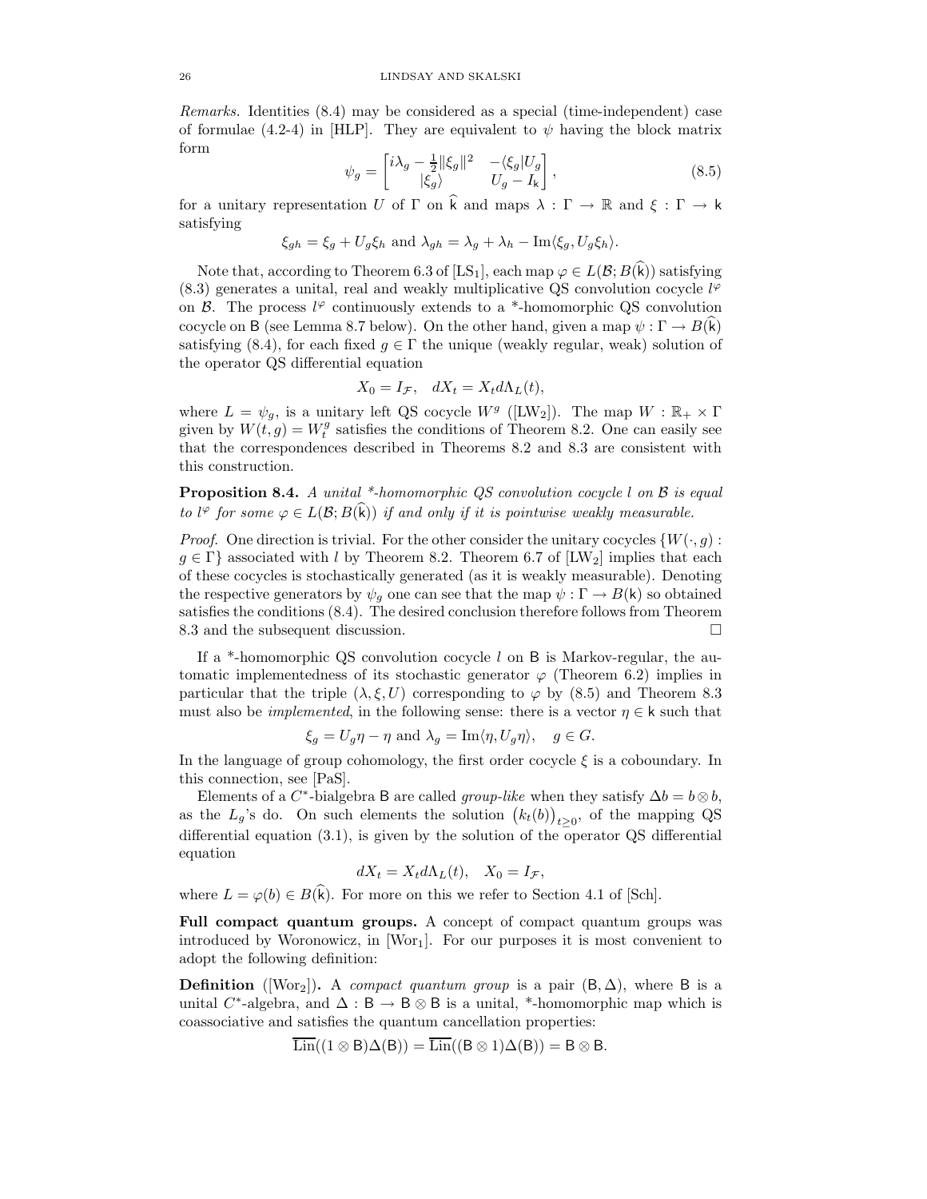*Remarks.* Identities (8.4) may be considered as a special (time-independent) case of formulae (4.2-4) in [HLP]. They are equivalent to $\psi$ having the block matrix form

$$\psi_g = \begin{bmatrix} i\lambda_g - \frac{1}{2}\|\xi_g\|^2 & -\langle \xi_g | U_g \\ |\xi_g\rangle & U_g - I_{\mathsf{k}} \end{bmatrix}, \tag{8.5}$$

for a unitary representation $U$ of $\Gamma$ on $\widehat{\mathsf{k}}$ and maps $\lambda : \Gamma \to \mathbb{R}$ and $\xi : \Gamma \to \mathsf{k}$ satisfying

$$\xi_{gh} = \xi_g + U_g \xi_h \text{ and } \lambda_{gh} = \lambda_g + \lambda_h - \operatorname{Im}\langle \xi_g, U_g \xi_h\rangle.$$

Note that, according to Theorem 6.3 of [LS$_1$], each map $\varphi \in L(\mathcal{B}; B(\widehat{\mathsf{k}}))$ satisfying (8.3) generates a unital, real and weakly multiplicative QS convolution cocycle $l^\varphi$ on $\mathcal{B}$. The process $l^\varphi$ continuously extends to a *-homomorphic QS convolution cocycle on $\mathsf{B}$ (see Lemma 8.7 below). On the other hand, given a map $\psi : \Gamma \to B(\widehat{\mathsf{k}})$ satisfying (8.4), for each fixed $g \in \Gamma$ the unique (weakly regular, weak) solution of the operator QS differential equation

$$X_0 = I_{\mathcal{F}}, \quad dX_t = X_t d\Lambda_L(t),$$

where $L = \psi_g$, is a unitary left QS cocycle $W^g$ ([LW$_2$]). The map $W : \mathbb{R}_+ \times \Gamma$ given by $W(t, g) = W^g_t$ satisfies the conditions of Theorem 8.2. One can easily see that the correspondences described in Theorems 8.2 and 8.3 are consistent with this construction.

**Proposition 8.4.** *A unital \*-homomorphic QS convolution cocycle $l$ on $\mathcal{B}$ is equal to $l^\varphi$ for some $\varphi \in L(\mathcal{B}; B(\widehat{\mathsf{k}}))$ if and only if it is pointwise weakly measurable.*

*Proof.* One direction is trivial. For the other consider the unitary cocycles $\{W(\cdot, g) : g \in \Gamma\}$ associated with $l$ by Theorem 8.2. Theorem 6.7 of [LW$_2$] implies that each of these cocycles is stochastically generated (as it is weakly measurable). Denoting the respective generators by $\psi_g$ one can see that the map $\psi : \Gamma \to B(\mathsf{k})$ so obtained satisfies the conditions (8.4). The desired conclusion therefore follows from Theorem 8.3 and the subsequent discussion. $\square$

If a *-homomorphic QS convolution cocycle $l$ on $\mathsf{B}$ is Markov-regular, the automatic implementedness of its stochastic generator $\varphi$ (Theorem 6.2) implies in particular that the triple $(\lambda, \xi, U)$ corresponding to $\varphi$ by (8.5) and Theorem 8.3 must also be *implemented*, in the following sense: there is a vector $\eta \in \mathsf{k}$ such that

$$\xi_g = U_g \eta - \eta \text{ and } \lambda_g = \operatorname{Im}\langle \eta, U_g \eta\rangle, \quad g \in G.$$

In the language of group cohomology, the first order cocycle $\xi$ is a coboundary. In this connection, see [PaS].

Elements of a $C^*$-bialgebra $\mathsf{B}$ are called *group-like* when they satisfy $\Delta b = b \otimes b$, as the $L_g$'s do. On such elements the solution $\big(k_t(b)\big)_{t \geq 0}$, of the mapping QS differential equation (3.1), is given by the solution of the operator QS differential equation

$$dX_t = X_t d\Lambda_L(t), \quad X_0 = I_{\mathcal{F}},$$

where $L = \varphi(b) \in B(\widehat{\mathsf{k}})$. For more on this we refer to Section 4.1 of [Sch].

**Full compact quantum groups.** A concept of compact quantum groups was introduced by Woronowicz, in [Wor$_1$]. For our purposes it is most convenient to adopt the following definition:

**Definition** ([Wor$_2$]). A *compact quantum group* is a pair $(\mathsf{B}, \Delta)$, where $\mathsf{B}$ is a unital $C^*$-algebra, and $\Delta : \mathsf{B} \to \mathsf{B} \otimes \mathsf{B}$ is a unital, *-homomorphic map which is coassociative and satisfies the quantum cancellation properties:

$$\overline{\operatorname{Lin}}((1 \otimes \mathsf{B})\Delta(\mathsf{B})) = \overline{\operatorname{Lin}}((\mathsf{B} \otimes 1)\Delta(\mathsf{B})) = \mathsf{B} \otimes \mathsf{B}.$$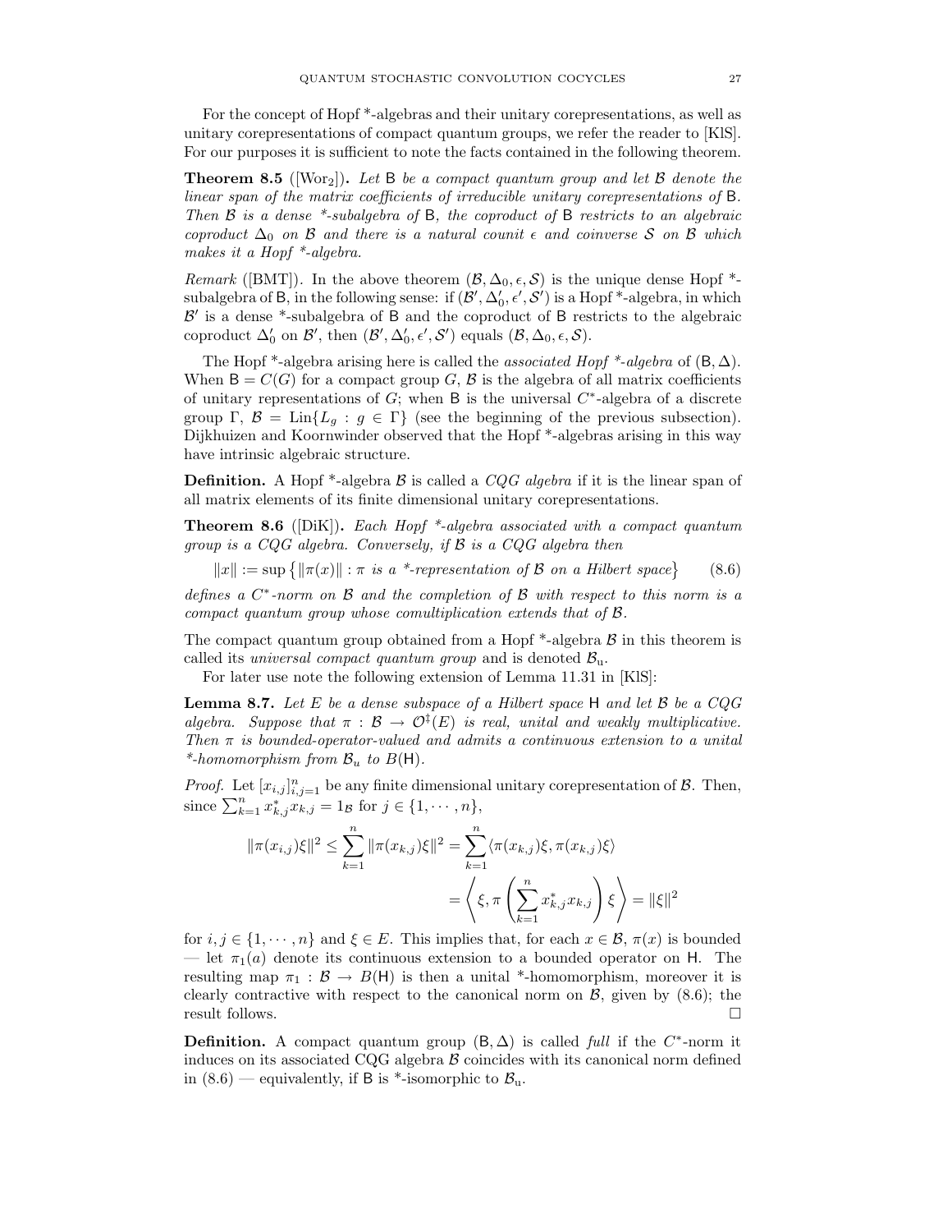For the concept of Hopf *-algebras and their unitary corepresentations, as well as unitary corepresentations of compact quantum groups, we refer the reader to [KlS]. For our purposes it is sufficient to note the facts contained in the following theorem.

**Theorem 8.5** ([Wor$_2$])**.** *Let* $\mathsf{B}$ *be a compact quantum group and let* $\mathcal{B}$ *denote the linear span of the matrix coefficients of irreducible unitary corepresentations of* $\mathsf{B}$*. Then* $\mathcal{B}$ *is a dense *-subalgebra of* $\mathsf{B}$*, the coproduct of* $\mathsf{B}$ *restricts to an algebraic coproduct* $\Delta_0$ *on* $\mathcal{B}$ *and there is a natural counit* $\epsilon$ *and coinverse* $\mathcal{S}$ *on* $\mathcal{B}$ *which makes it a Hopf *-algebra.*

*Remark* ([BMT]). In the above theorem $(\mathcal{B}, \Delta_0, \epsilon, \mathcal{S})$ is the unique dense Hopf *-subalgebra of $\mathsf{B}$, in the following sense: if $(\mathcal{B}', \Delta_0', \epsilon', \mathcal{S}')$ is a Hopf *-algebra, in which $\mathcal{B}'$ is a dense *-subalgebra of $\mathsf{B}$ and the coproduct of $\mathsf{B}$ restricts to the algebraic coproduct $\Delta_0'$ on $\mathcal{B}'$, then $(\mathcal{B}', \Delta_0', \epsilon', \mathcal{S}')$ equals $(\mathcal{B}, \Delta_0, \epsilon, \mathcal{S})$.

The Hopf *-algebra arising here is called the *associated Hopf *-algebra* of $(\mathsf{B}, \Delta)$. When $\mathsf{B} = C(G)$ for a compact group $G$, $\mathcal{B}$ is the algebra of all matrix coefficients of unitary representations of $G$; when $\mathsf{B}$ is the universal $C^*$-algebra of a discrete group $\Gamma$, $\mathcal{B} = \operatorname{Lin}\{L_g : g \in \Gamma\}$ (see the beginning of the previous subsection). Dijkhuizen and Koornwinder observed that the Hopf *-algebras arising in this way have intrinsic algebraic structure.

**Definition.** A Hopf *-algebra $\mathcal{B}$ is called a *CQG algebra* if it is the linear span of all matrix elements of its finite dimensional unitary corepresentations.

**Theorem 8.6** ([DiK])**.** *Each Hopf *-algebra associated with a compact quantum group is a CQG algebra. Conversely, if* $\mathcal{B}$ *is a CQG algebra then*

$$\|x\| := \sup\big\{\|\pi(x)\| : \pi \text{ is a *-representation of } \mathcal{B} \text{ on a Hilbert space}\big\} \tag{8.6}$$

*defines a* $C^*$*-norm on* $\mathcal{B}$ *and the completion of* $\mathcal{B}$ *with respect to this norm is a compact quantum group whose comultiplication extends that of* $\mathcal{B}$*.*

The compact quantum group obtained from a Hopf *-algebra $\mathcal{B}$ in this theorem is called its *universal compact quantum group* and is denoted $\mathcal{B}_{\mathrm{u}}$.

For later use note the following extension of Lemma 11.31 in [KlS]:

**Lemma 8.7.** *Let* $E$ *be a dense subspace of a Hilbert space* $\mathsf{H}$ *and let* $\mathcal{B}$ *be a CQG algebra. Suppose that* $\pi : \mathcal{B} \to \mathcal{O}^\ddagger(E)$ *is real, unital and weakly multiplicative. Then* $\pi$ *is bounded-operator-valued and admits a continuous extension to a unital *-homomorphism from* $\mathcal{B}_u$ *to* $B(\mathsf{H})$*.*

*Proof.* Let $[x_{i,j}]_{i,j=1}^n$ be any finite dimensional unitary corepresentation of $\mathcal{B}$. Then, since $\sum_{k=1}^n x_{k,j}^* x_{k,j} = 1_{\mathcal{B}}$ for $j \in \{1, \cdots, n\}$,

$$\begin{aligned}
\|\pi(x_{i,j})\xi\|^2 \leq \sum_{k=1}^n \|\pi(x_{k,j})\xi\|^2 &= \sum_{k=1}^n \langle \pi(x_{k,j})\xi, \pi(x_{k,j})\xi\rangle \\
&= \left\langle \xi, \pi\left(\sum_{k=1}^n x_{k,j}^* x_{k,j}\right)\xi\right\rangle = \|\xi\|^2
\end{aligned}$$

for $i, j \in \{1, \cdots, n\}$ and $\xi \in E$. This implies that, for each $x \in \mathcal{B}$, $\pi(x)$ is bounded — let $\pi_1(a)$ denote its continuous extension to a bounded operator on $\mathsf{H}$. The resulting map $\pi_1 : \mathcal{B} \to B(\mathsf{H})$ is then a unital *-homomorphism, moreover it is clearly contractive with respect to the canonical norm on $\mathcal{B}$, given by (8.6); the result follows. $\square$

**Definition.** A compact quantum group $(\mathsf{B}, \Delta)$ is called *full* if the $C^*$-norm it induces on its associated CQG algebra $\mathcal{B}$ coincides with its canonical norm defined in (8.6) — equivalently, if $\mathsf{B}$ is *-isomorphic to $\mathcal{B}_{\mathrm{u}}$.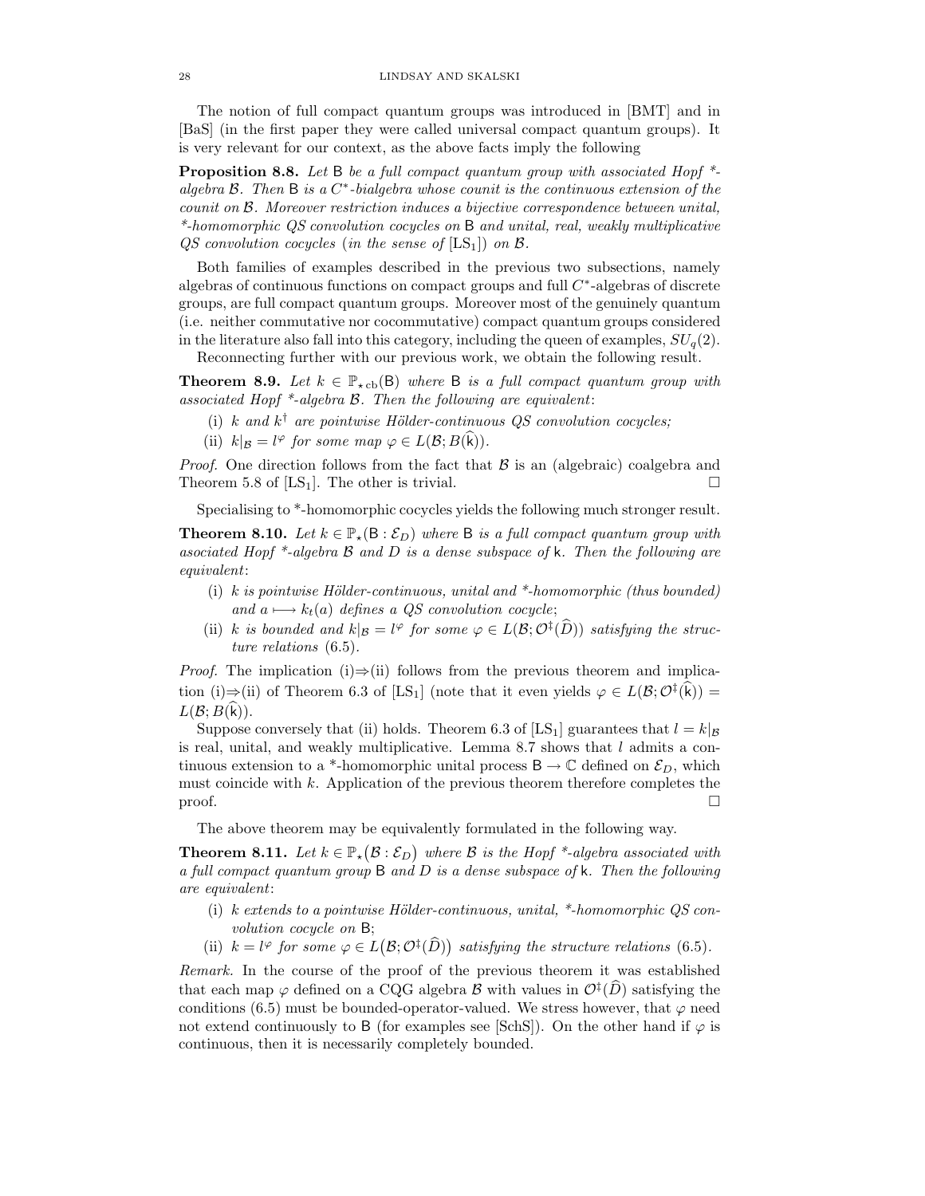The notion of full compact quantum groups was introduced in [BMT] and in [BaS] (in the first paper they were called universal compact quantum groups). It is very relevant for our context, as the above facts imply the following

**Proposition 8.8.** *Let* $\mathsf{B}$ *be a full compact quantum group with associated Hopf \*-algebra* $\mathcal{B}$*. Then* $\mathsf{B}$ *is a* $C^*$*-bialgebra whose counit is the continuous extension of the counit on* $\mathcal{B}$*. Moreover restriction induces a bijective correspondence between unital, \*-homomorphic QS convolution cocycles on* $\mathsf{B}$ *and unital, real, weakly multiplicative QS convolution cocycles (in the sense of* [LS$_1$]*) on* $\mathcal{B}$*.*

Both families of examples described in the previous two subsections, namely algebras of continuous functions on compact groups and full $C^*$-algebras of discrete groups, are full compact quantum groups. Moreover most of the genuinely quantum (i.e. neither commutative nor cocommutative) compact quantum groups considered in the literature also fall into this category, including the queen of examples, $SU_q(2)$.

Reconnecting further with our previous work, we obtain the following result.

**Theorem 8.9.** *Let* $k \in \mathbb{P}_{\star\,\mathrm{cb}}(\mathsf{B})$ *where* $\mathsf{B}$ *is a full compact quantum group with associated Hopf \*-algebra* $\mathcal{B}$*. Then the following are equivalent:*

(i) *$k$ and $k^\dagger$ are pointwise Hölder-continuous QS convolution cocycles;*
(ii) *$k|_{\mathcal{B}} = l^{\varphi}$ for some map $\varphi \in L(\mathcal{B}; B(\widehat{\mathsf{k}}))$.*

*Proof.* One direction follows from the fact that $\mathcal{B}$ is an (algebraic) coalgebra and Theorem 5.8 of [LS$_1$]. The other is trivial. $\square$

Specialising to \*-homomorphic cocycles yields the following much stronger result.

**Theorem 8.10.** *Let* $k \in \mathbb{P}_{\star}(\mathsf{B} : \mathcal{E}_D)$ *where* $\mathsf{B}$ *is a full compact quantum group with associated Hopf \*-algebra* $\mathcal{B}$ *and* $D$ *is a dense subspace of* $\mathsf{k}$*. Then the following are equivalent:*

(i) *$k$ is pointwise Hölder-continuous, unital and \*-homomorphic (thus bounded) and $a \longmapsto k_t(a)$ defines a QS convolution cocycle;*
(ii) *$k$ is bounded and $k|_{\mathcal{B}} = l^{\varphi}$ for some $\varphi \in L(\mathcal{B}; \mathcal{O}^{\ddagger}(\widehat{D}))$ satisfying the structure relations* (6.5)*.*

*Proof.* The implication (i)⇒(ii) follows from the previous theorem and implication (i)⇒(ii) of Theorem 6.3 of [LS$_1$] (note that it even yields $\varphi \in L(\mathcal{B}; \mathcal{O}^{\ddagger}(\widehat{\mathsf{k}})) = L(\mathcal{B}; B(\widehat{\mathsf{k}}))$.

Suppose conversely that (ii) holds. Theorem 6.3 of [LS$_1$] guarantees that $l = k|_{\mathcal{B}}$ is real, unital, and weakly multiplicative. Lemma 8.7 shows that $l$ admits a continuous extension to a \*-homomorphic unital process $\mathsf{B} \to \mathbb{C}$ defined on $\mathcal{E}_D$, which must coincide with $k$. Application of the previous theorem therefore completes the proof. $\square$

The above theorem may be equivalently formulated in the following way.

**Theorem 8.11.** *Let* $k \in \mathbb{P}_{\star}\big(\mathcal{B} : \mathcal{E}_D\big)$ *where* $\mathcal{B}$ *is the Hopf \*-algebra associated with a full compact quantum group* $\mathsf{B}$ *and* $D$ *is a dense subspace of* $\mathsf{k}$*. Then the following are equivalent:*

(i) *$k$ extends to a pointwise Hölder-continuous, unital, \*-homomorphic QS convolution cocycle on $\mathsf{B}$;*
(ii) *$k = l^{\varphi}$ for some $\varphi \in L\big(\mathcal{B}; \mathcal{O}^{\ddagger}(\widehat{D})\big)$ satisfying the structure relations* (6.5)*.*

*Remark.* In the course of the proof of the previous theorem it was established that each map $\varphi$ defined on a CQG algebra $\mathcal{B}$ with values in $\mathcal{O}^{\ddagger}(\widehat{D})$ satisfying the conditions (6.5) must be bounded-operator-valued. We stress however, that $\varphi$ need not extend continuously to $\mathsf{B}$ (for examples see [SchS]). On the other hand if $\varphi$ is continuous, then it is necessarily completely bounded.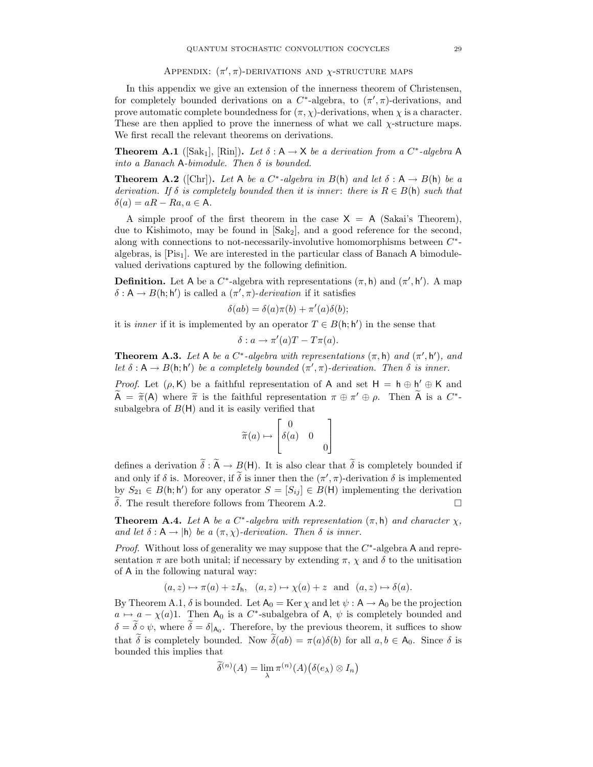## Appendix: $(\pi', \pi)$-derivations and $\chi$-structure maps

In this appendix we give an extension of the innerness theorem of Christensen, for completely bounded derivations on a $C^*$-algebra, to $(\pi', \pi)$-derivations, and prove automatic complete boundedness for $(\pi, \chi)$-derivations, when $\chi$ is a character. These are then applied to prove the innerness of what we call $\chi$-structure maps. We first recall the relevant theorems on derivations.

**Theorem A.1** ([Sak$_1$], [Rin])**.** *Let $\delta : \mathsf{A} \to \mathsf{X}$ be a derivation from a $C^*$-algebra $\mathsf{A}$ into a Banach $\mathsf{A}$-bimodule. Then $\delta$ is bounded.*

**Theorem A.2** ([Chr])**.** *Let $\mathsf{A}$ be a $C^*$-algebra in $B(\mathsf{h})$ and let $\delta : \mathsf{A} \to B(\mathsf{h})$ be a derivation. If $\delta$ is completely bounded then it is inner: there is $R \in B(\mathsf{h})$ such that $\delta(a) = aR - Ra, a \in \mathsf{A}$.*

A simple proof of the first theorem in the case $\mathsf{X} = \mathsf{A}$ (Sakai's Theorem), due to Kishimoto, may be found in [Sak$_2$], and a good reference for the second, along with connections to not-necessarily-involutive homomorphisms between $C^*$-algebras, is [Pis$_1$]. We are interested in the particular class of Banach $\mathsf{A}$ bimodule-valued derivations captured by the following definition.

**Definition.** Let $\mathsf{A}$ be a $C^*$-algebra with representations $(\pi, \mathsf{h})$ and $(\pi', \mathsf{h}')$. A map $\delta : \mathsf{A} \to B(\mathsf{h}; \mathsf{h}')$ is called a *$(\pi', \pi)$-derivation* if it satisfies

$$\delta(ab) = \delta(a)\pi(b) + \pi'(a)\delta(b);$$

it is *inner* if it is implemented by an operator $T \in B(\mathsf{h}; \mathsf{h}')$ in the sense that

$$\delta : a \to \pi'(a)T - T\pi(a).$$

**Theorem A.3.** *Let $\mathsf{A}$ be a $C^*$-algebra with representations $(\pi, \mathsf{h})$ and $(\pi', \mathsf{h}')$, and let $\delta : \mathsf{A} \to B(\mathsf{h}; \mathsf{h}')$ be a completely bounded $(\pi', \pi)$-derivation. Then $\delta$ is inner.*

*Proof.* Let $(\rho, \mathsf{K})$ be a faithful representation of $\mathsf{A}$ and set $\mathsf{H} = \mathsf{h} \oplus \mathsf{h}' \oplus \mathsf{K}$ and $\widetilde{\mathsf{A}} = \widetilde{\pi}(\mathsf{A})$ where $\widetilde{\pi}$ is the faithful representation $\pi \oplus \pi' \oplus \rho$. Then $\widetilde{\mathsf{A}}$ is a $C^*$-subalgebra of $B(\mathsf{H})$ and it is easily verified that

$$\widetilde{\pi}(a) \mapsto \begin{bmatrix} 0 & & \\ \delta(a) & 0 & \\ & & 0 \end{bmatrix}$$

defines a derivation $\widetilde{\delta} : \widetilde{\mathsf{A}} \to B(\mathsf{H})$. It is also clear that $\widetilde{\delta}$ is completely bounded if and only if $\delta$ is. Moreover, if $\widetilde{\delta}$ is inner then the $(\pi', \pi)$-derivation $\delta$ is implemented by $S_{21} \in B(\mathsf{h}; \mathsf{h}')$ for any operator $S = [S_{ij}] \in B(\mathsf{H})$ implementing the derivation $\widetilde{\delta}$. The result therefore follows from Theorem A.2. $\square$

**Theorem A.4.** *Let $\mathsf{A}$ be a $C^*$-algebra with representation $(\pi, \mathsf{h})$ and character $\chi$, and let $\delta : \mathsf{A} \to |\mathsf{h}\rangle$ be a $(\pi, \chi)$-derivation. Then $\delta$ is inner.*

*Proof.* Without loss of generality we may suppose that the $C^*$-algebra $\mathsf{A}$ and representation $\pi$ are both unital; if necessary by extending $\pi$, $\chi$ and $\delta$ to the unitisation of $\mathsf{A}$ in the following natural way:

$$(a, z) \mapsto \pi(a) + zI_{\mathsf{h}}, \quad (a, z) \mapsto \chi(a) + z \quad \text{and} \quad (a, z) \mapsto \delta(a).$$

By Theorem A.1, $\delta$ is bounded. Let $\mathsf{A}_0 = \operatorname{Ker} \chi$ and let $\psi : \mathsf{A} \to \mathsf{A}_0$ be the projection $a \mapsto a - \chi(a)1$. Then $\mathsf{A}_0$ is a $C^*$-subalgebra of $\mathsf{A}$, $\psi$ is completely bounded and $\delta = \widetilde{\delta} \circ \psi$, where $\widetilde{\delta} = \delta|_{\mathsf{A}_0}$. Therefore, by the previous theorem, it suffices to show that $\widetilde{\delta}$ is completely bounded. Now $\widetilde{\delta}(ab) = \pi(a)\delta(b)$ for all $a, b \in \mathsf{A}_0$. Since $\delta$ is bounded this implies that

$$\widetilde{\delta}^{(n)}(A) = \lim_{\lambda} \pi^{(n)}(A)\big(\delta(e_\lambda) \otimes I_n\big)$$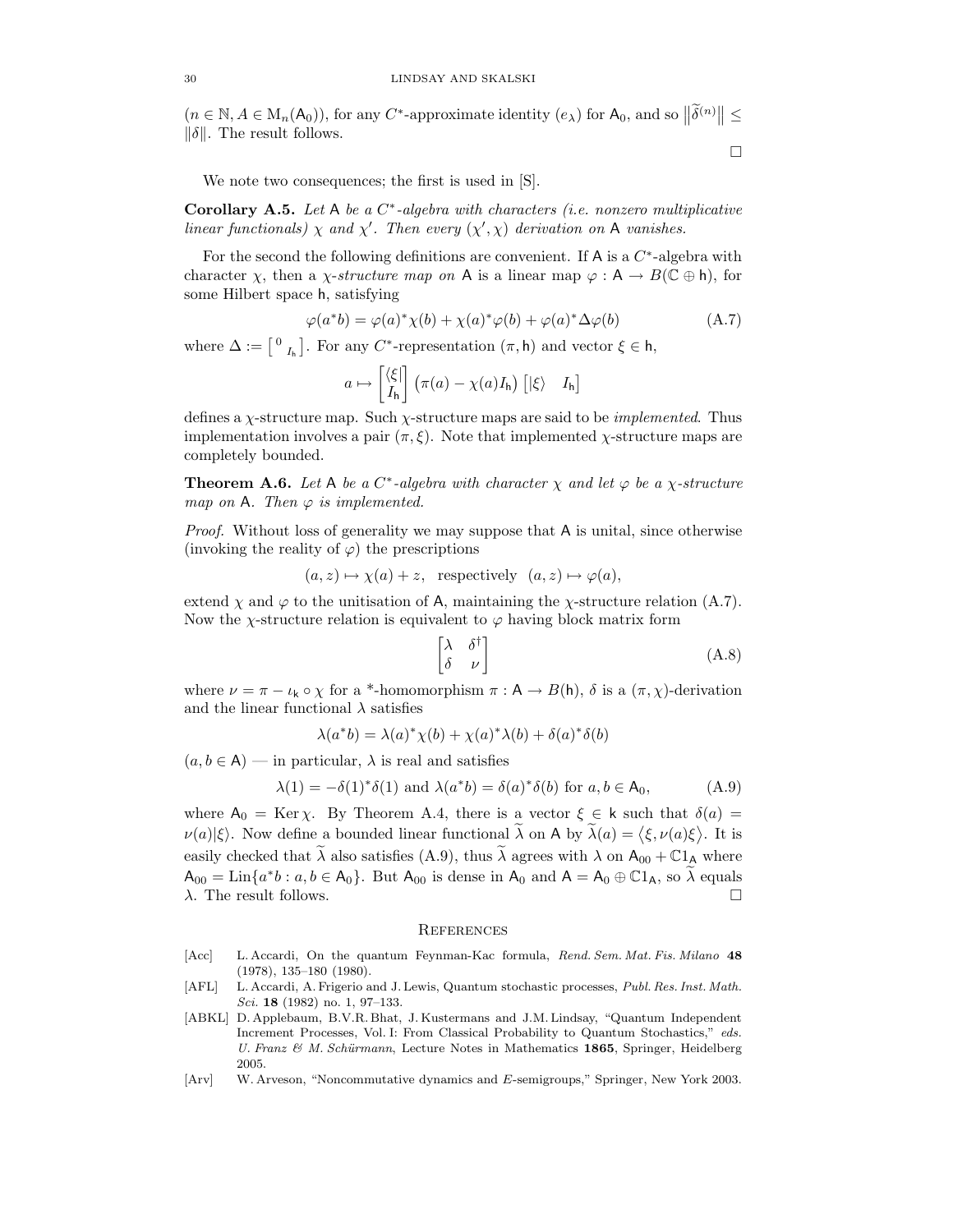$(n \in \mathbb{N}, A \in \mathrm{M}_n(\mathsf{A}_0))$, for any $C^*$-approximate identity $(e_\lambda)$ for $\mathsf{A}_0$, and so $\|\widetilde{\delta}^{(n)}\| \leq \|\delta\|$. The result follows.

□

We note two consequences; the first is used in [S].

**Corollary A.5.** *Let $\mathsf{A}$ be a $C^*$-algebra with characters (i.e. nonzero multiplicative linear functionals) $\chi$ and $\chi'$. Then every $(\chi', \chi)$ derivation on $\mathsf{A}$ vanishes.*

For the second the following definitions are convenient. If $\mathsf{A}$ is a $C^*$-algebra with character $\chi$, then a *$\chi$-structure map on* $\mathsf{A}$ is a linear map $\varphi : \mathsf{A} \to B(\mathbb{C} \oplus \mathsf{h})$, for some Hilbert space $\mathsf{h}$, satisfying

$$\varphi(a^*b) = \varphi(a)^*\chi(b) + \chi(a)^*\varphi(b) + \varphi(a)^*\Delta\varphi(b) \tag{A.7}$$

where $\Delta := \left[\begin{smallmatrix} 0 & \\ & I_{\mathsf{h}} \end{smallmatrix}\right]$. For any $C^*$-representation $(\pi, \mathsf{h})$ and vector $\xi \in \mathsf{h}$,

$$a \mapsto \begin{bmatrix} \langle \xi | \\ I_{\mathsf{h}} \end{bmatrix} \left(\pi(a) - \chi(a) I_{\mathsf{h}}\right) \begin{bmatrix} |\xi\rangle & I_{\mathsf{h}} \end{bmatrix}$$

defines a $\chi$-structure map. Such $\chi$-structure maps are said to be *implemented*. Thus implementation involves a pair $(\pi, \xi)$. Note that implemented $\chi$-structure maps are completely bounded.

**Theorem A.6.** *Let $\mathsf{A}$ be a $C^*$-algebra with character $\chi$ and let $\varphi$ be a $\chi$-structure map on $\mathsf{A}$. Then $\varphi$ is implemented.*

*Proof.* Without loss of generality we may suppose that $\mathsf{A}$ is unital, since otherwise (invoking the reality of $\varphi$) the prescriptions

$$(a, z) \mapsto \chi(a) + z, \quad \text{respectively} \quad (a, z) \mapsto \varphi(a),$$

extend $\chi$ and $\varphi$ to the unitisation of $\mathsf{A}$, maintaining the $\chi$-structure relation (A.7). Now the $\chi$-structure relation is equivalent to $\varphi$ having block matrix form

$$\begin{bmatrix} \lambda & \delta^\dagger \\ \delta & \nu \end{bmatrix} \tag{A.8}$$

where $\nu = \pi - \iota_{\mathsf{k}} \circ \chi$ for a \*-homomorphism $\pi : \mathsf{A} \to B(\mathsf{h})$, $\delta$ is a $(\pi, \chi)$-derivation and the linear functional $\lambda$ satisfies

$$\lambda(a^*b) = \lambda(a)^*\chi(b) + \chi(a)^*\lambda(b) + \delta(a)^*\delta(b)$$

$(a, b \in \mathsf{A})$ — in particular, $\lambda$ is real and satisfies

$$\lambda(1) = -\delta(1)^*\delta(1) \text{ and } \lambda(a^*b) = \delta(a)^*\delta(b) \text{ for } a, b \in \mathsf{A}_0, \tag{A.9}$$

where $\mathsf{A}_0 = \operatorname{Ker} \chi$. By Theorem A.4, there is a vector $\xi \in \mathsf{k}$ such that $\delta(a) = \nu(a)|\xi\rangle$. Now define a bounded linear functional $\widetilde{\lambda}$ on $\mathsf{A}$ by $\widetilde{\lambda}(a) = \langle \xi, \nu(a)\xi \rangle$. It is easily checked that $\widetilde{\lambda}$ also satisfies (A.9), thus $\widetilde{\lambda}$ agrees with $\lambda$ on $\mathsf{A}_{00} + \mathbb{C}1_{\mathsf{A}}$ where $\mathsf{A}_{00} = \operatorname{Lin}\{a^*b : a, b \in \mathsf{A}_0\}$. But $\mathsf{A}_{00}$ is dense in $\mathsf{A}_0$ and $\mathsf{A} = \mathsf{A}_0 \oplus \mathbb{C}1_{\mathsf{A}}$, so $\widetilde{\lambda}$ equals $\lambda$. The result follows. □

## References

[Acc] L. Accardi, On the quantum Feynman-Kac formula, *Rend. Sem. Mat. Fis. Milano* **48** (1978), 135–180 (1980).

[AFL] L. Accardi, A. Frigerio and J. Lewis, Quantum stochastic processes, *Publ. Res. Inst. Math. Sci.* **18** (1982) no. 1, 97–133.

[ABKL] D. Applebaum, B.V.R. Bhat, J. Kustermans and J.M. Lindsay, "Quantum Independent Increment Processes, Vol. I: From Classical Probability to Quantum Stochastics," *eds. U. Franz & M. Schürmann*, Lecture Notes in Mathematics **1865**, Springer, Heidelberg 2005.

[Arv] W. Arveson, "Noncommutative dynamics and *E*-semigroups," Springer, New York 2003.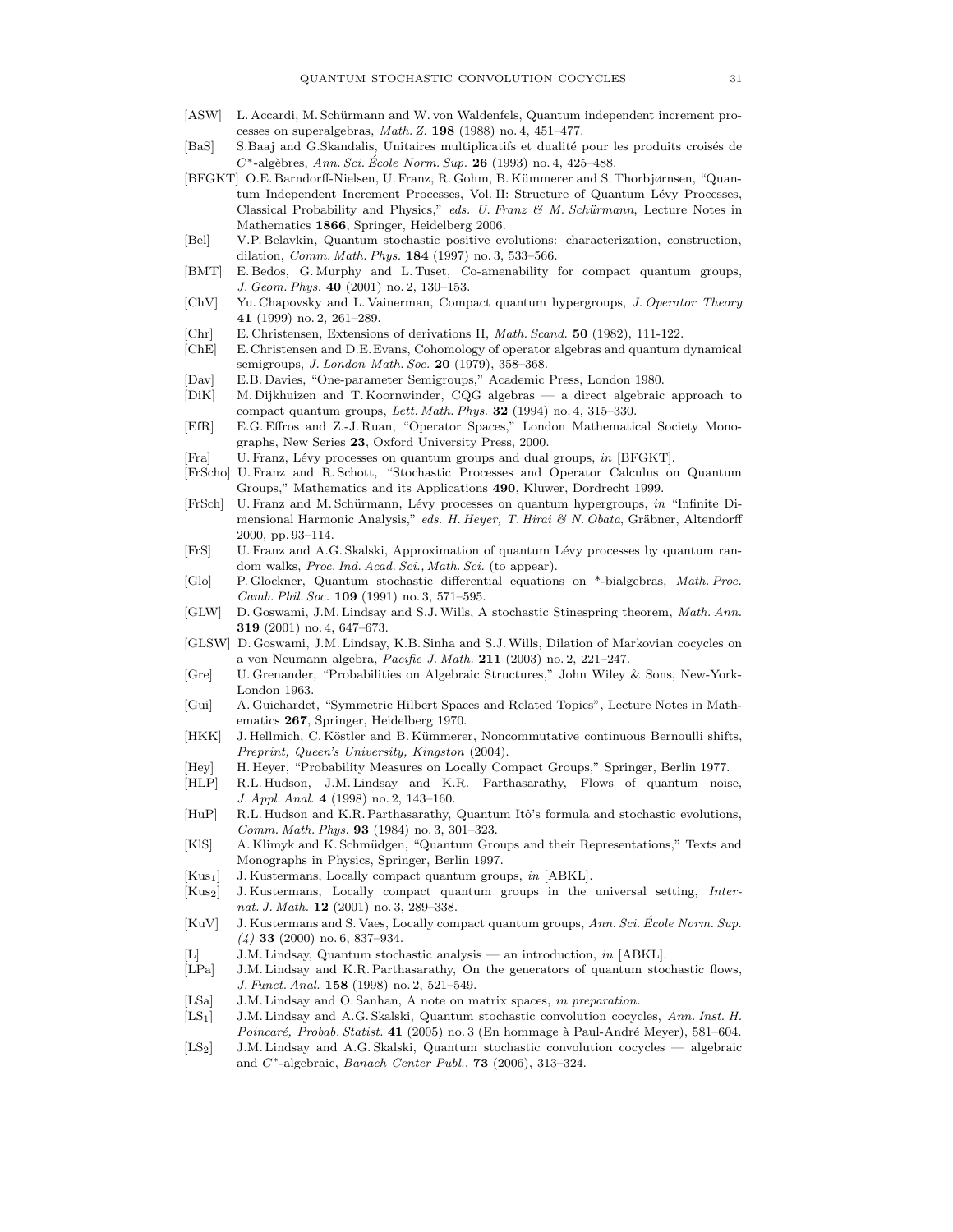- [ASW] L. Accardi, M. Schürmann and W. von Waldenfels, Quantum independent increment processes on superalgebras, *Math. Z.* **198** (1988) no. 4, 451–477.
- [BaS] S.Baaj and G.Skandalis, Unitaires multiplicatifs et dualité pour les produits croisés de $C^*$-algèbres, *Ann. Sci. École Norm. Sup.* **26** (1993) no. 4, 425–488.
- [BFGKT] O.E. Barndorff-Nielsen, U. Franz, R. Gohm, B. Kümmerer and S. Thorbjørnsen, "Quantum Independent Increment Processes, Vol. II: Structure of Quantum Lévy Processes, Classical Probability and Physics," *eds. U. Franz & M. Schürmann*, Lecture Notes in Mathematics **1866**, Springer, Heidelberg 2006.
- [Bel] V.P. Belavkin, Quantum stochastic positive evolutions: characterization, construction, dilation, *Comm. Math. Phys.* **184** (1997) no. 3, 533–566.
- [BMT] E. Bedos, G. Murphy and L. Tuset, Co-amenability for compact quantum groups, *J. Geom. Phys.* **40** (2001) no. 2, 130–153.
- [ChV] Yu. Chapovsky and L. Vainerman, Compact quantum hypergroups, *J. Operator Theory* **41** (1999) no. 2, 261–289.
- [Chr] E. Christensen, Extensions of derivations II, *Math. Scand.* **50** (1982), 111-122.
- [ChE] E. Christensen and D.E. Evans, Cohomology of operator algebras and quantum dynamical semigroups, *J. London Math. Soc.* **20** (1979), 358–368.
- [Dav] E.B. Davies, "One-parameter Semigroups," Academic Press, London 1980.
- [DiK] M. Dijkhuizen and T. Koornwinder, CQG algebras — a direct algebraic approach to compact quantum groups, *Lett. Math. Phys.* **32** (1994) no. 4, 315–330.
- [EfR] E.G. Effros and Z.-J. Ruan, "Operator Spaces," London Mathematical Society Monographs, New Series **23**, Oxford University Press, 2000.
- [Fra] U. Franz, Lévy processes on quantum groups and dual groups, *in* [BFGKT].
- [FrScho] U. Franz and R. Schott, "Stochastic Processes and Operator Calculus on Quantum Groups," Mathematics and its Applications **490**, Kluwer, Dordrecht 1999.
- [FrSch] U. Franz and M. Schürmann, Lévy processes on quantum hypergroups, *in* "Infinite Dimensional Harmonic Analysis," *eds. H. Heyer, T. Hirai & N. Obata*, Gräbner, Altendorff 2000, pp. 93–114.
- [FrS] U. Franz and A.G. Skalski, Approximation of quantum Lévy processes by quantum random walks, *Proc. Ind. Acad. Sci., Math. Sci.* (to appear).
- [Glo] P. Glockner, Quantum stochastic differential equations on \*-bialgebras, *Math. Proc. Camb. Phil. Soc.* **109** (1991) no. 3, 571–595.
- [GLW] D. Goswami, J.M. Lindsay and S.J. Wills, A stochastic Stinespring theorem, *Math. Ann.* **319** (2001) no. 4, 647–673.
- [GLSW] D. Goswami, J.M. Lindsay, K.B. Sinha and S.J. Wills, Dilation of Markovian cocycles on a von Neumann algebra, *Pacific J. Math.* **211** (2003) no. 2, 221–247.
- [Gre] U. Grenander, "Probabilities on Algebraic Structures," John Wiley & Sons, New-York-London 1963.
- [Gui] A. Guichardet, "Symmetric Hilbert Spaces and Related Topics", Lecture Notes in Mathematics **267**, Springer, Heidelberg 1970.
- [HKK] J. Hellmich, C. Köstler and B. Kümmerer, Noncommutative continuous Bernoulli shifts, *Preprint, Queen's University, Kingston* (2004).
- [Hey] H. Heyer, "Probability Measures on Locally Compact Groups," Springer, Berlin 1977.
- [HLP] R.L. Hudson, J.M. Lindsay and K.R. Parthasarathy, Flows of quantum noise, *J. Appl. Anal.* **4** (1998) no. 2, 143–160.
- [HuP] R.L. Hudson and K.R. Parthasarathy, Quantum Itô's formula and stochastic evolutions, *Comm. Math. Phys.* **93** (1984) no. 3, 301–323.
- [KlS] A. Klimyk and K. Schmüdgen, "Quantum Groups and their Representations," Texts and Monographs in Physics, Springer, Berlin 1997.
- [$\mathrm{Kus}_1$] J. Kustermans, Locally compact quantum groups, *in* [ABKL].
- [$\mathrm{Kus}_2$] J. Kustermans, Locally compact quantum groups in the universal setting, *Internat. J. Math.* **12** (2001) no. 3, 289–338.
- [KuV] J. Kustermans and S. Vaes, Locally compact quantum groups, *Ann. Sci. École Norm. Sup. (4)* **33** (2000) no. 6, 837–934.
- [L] J.M. Lindsay, Quantum stochastic analysis — an introduction, *in* [ABKL].
- [LPa] J.M. Lindsay and K.R. Parthasarathy, On the generators of quantum stochastic flows, *J. Funct. Anal.* **158** (1998) no. 2, 521–549.
- [LSa] J.M. Lindsay and O. Sanhan, A note on matrix spaces, *in preparation.*
- [$\mathrm{LS}_1$] J.M. Lindsay and A.G. Skalski, Quantum stochastic convolution cocycles, *Ann. Inst. H. Poincaré, Probab. Statist.* **41** (2005) no. 3 (En hommage à Paul-André Meyer), 581–604.
- [$\mathrm{LS}_2$] J.M. Lindsay and A.G. Skalski, Quantum stochastic convolution cocycles — algebraic and $C^*$-algebraic, *Banach Center Publ.*, **73** (2006), 313–324.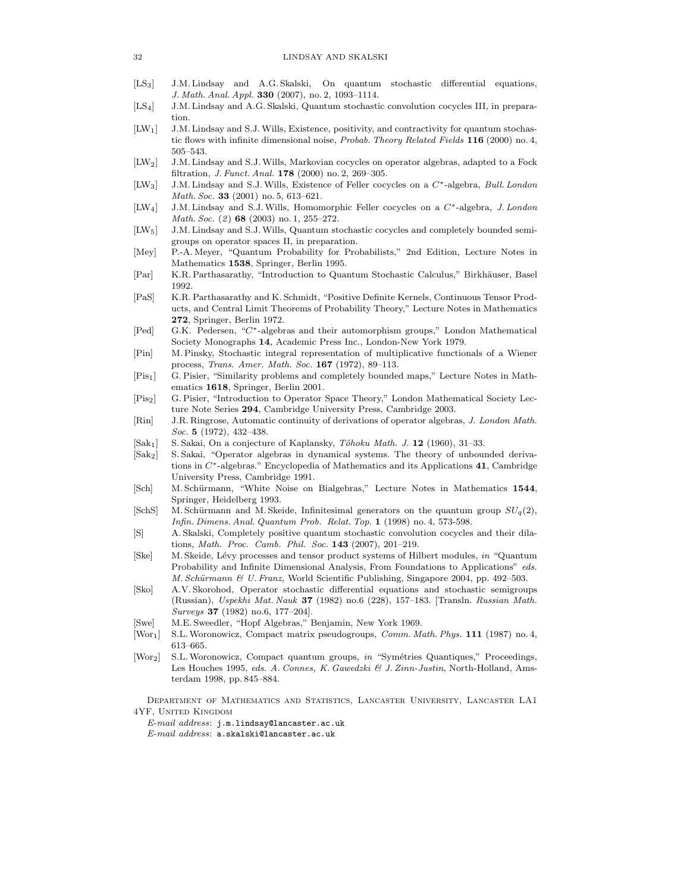[LS$_3$] J.M. Lindsay and A.G. Skalski, On quantum stochastic differential equations, *J. Math. Anal. Appl.* **330** (2007), no. 2, 1093–1114.

[LS$_4$] J.M. Lindsay and A.G. Skalski, Quantum stochastic convolution cocycles III, in preparation.

[LW$_1$] J.M. Lindsay and S.J. Wills, Existence, positivity, and contractivity for quantum stochastic flows with infinite dimensional noise, *Probab. Theory Related Fields* **116** (2000) no. 4, 505–543.

[LW$_2$] J.M. Lindsay and S.J. Wills, Markovian cocycles on operator algebras, adapted to a Fock filtration, *J. Funct. Anal.* **178** (2000) no. 2, 269–305.

[LW$_3$] J.M. Lindsay and S.J. Wills, Existence of Feller cocycles on a $C^*$-algebra, *Bull. London Math. Soc.* **33** (2001) no. 5, 613–621.

[LW$_4$] J.M. Lindsay and S.J. Wills, Homomorphic Feller cocycles on a $C^*$-algebra, *J. London Math. Soc. (2)* **68** (2003) no. 1, 255–272.

[LW$_5$] J.M. Lindsay and S.J. Wills, Quantum stochastic cocycles and completely bounded semigroups on operator spaces II, in preparation.

[Mey] P.-A. Meyer, "Quantum Probability for Probabilists," 2nd Edition, Lecture Notes in Mathematics **1538**, Springer, Berlin 1995.

[Par] K.R. Parthasarathy, "Introduction to Quantum Stochastic Calculus," Birkhäuser, Basel 1992.

[PaS] K.R. Parthasarathy and K. Schmidt, "Positive Definite Kernels, Continuous Tensor Products, and Central Limit Theorems of Probability Theory," Lecture Notes in Mathematics **272**, Springer, Berlin 1972.

[Ped] G.K. Pedersen, "$C^*$-algebras and their automorphism groups," London Mathematical Society Monographs **14**, Academic Press Inc., London-New York 1979.

[Pin] M. Pinsky, Stochastic integral representation of multiplicative functionals of a Wiener process, *Trans. Amer. Math. Soc.* **167** (1972), 89–113.

[Pis$_1$] G. Pisier, "Similarity problems and completely bounded maps," Lecture Notes in Mathematics **1618**, Springer, Berlin 2001.

[Pis$_2$] G. Pisier, "Introduction to Operator Space Theory," London Mathematical Society Lecture Note Series **294**, Cambridge University Press, Cambridge 2003.

[Rin] J.R. Ringrose, Automatic continuity of derivations of operator algebras, *J. London Math. Soc.* **5** (1972), 432–438.

[Sak$_1$] S. Sakai, On a conjecture of Kaplansky, *Tôhoku Math. J.* **12** (1960), 31–33.

[Sak$_2$] S. Sakai, "Operator algebras in dynamical systems. The theory of unbounded derivations in $C^*$-algebras." Encyclopedia of Mathematics and its Applications **41**, Cambridge University Press, Cambridge 1991.

[Sch] M. Schürmann, "White Noise on Bialgebras," Lecture Notes in Mathematics **1544**, Springer, Heidelberg 1993.

[SchS] M. Schürmann and M. Skeide, Infinitesimal generators on the quantum group $SU_q(2)$, *Infin. Dimens. Anal. Quantum Prob. Relat. Top.* **1** (1998) no. 4, 573-598.

[S] A. Skalski, Completely positive quantum stochastic convolution cocycles and their dilations, *Math. Proc. Camb. Phil. Soc.* **143** (2007), 201–219.

[Ske] M. Skeide, Lévy processes and tensor product systems of Hilbert modules, *in* "Quantum Probability and Infinite Dimensional Analysis, From Foundations to Applications" *eds. M. Schürmann & U. Franz,* World Scientific Publishing, Singapore 2004, pp. 492–503.

[Sko] A.V. Skorohod, Operator stochastic differential equations and stochastic semigroups (Russian), *Uspekhi Mat. Nauk* **37** (1982) no.6 (228), 157–183. [Transln. *Russian Math. Surveys* **37** (1982) no.6, 177–204].

[Swe] M.E. Sweedler, "Hopf Algebras," Benjamin, New York 1969.

[Wor$_1$] S.L. Woronowicz, Compact matrix pseudogroups, *Comm. Math. Phys.* **111** (1987) no. 4, 613–665.

[Wor$_2$] S.L. Woronowicz, Compact quantum groups, *in* "Symétries Quantiques," Proceedings, Les Houches 1995, *eds. A. Connes, K. Gawedzki & J. Zinn-Justin*, North-Holland, Amsterdam 1998, pp. 845–884.

Department of Mathematics and Statistics, Lancaster University, Lancaster LA1 4YF, United Kingdom

*E-mail address*: `j.m.lindsay@lancaster.ac.uk`

*E-mail address*: `a.skalski@lancaster.ac.uk`